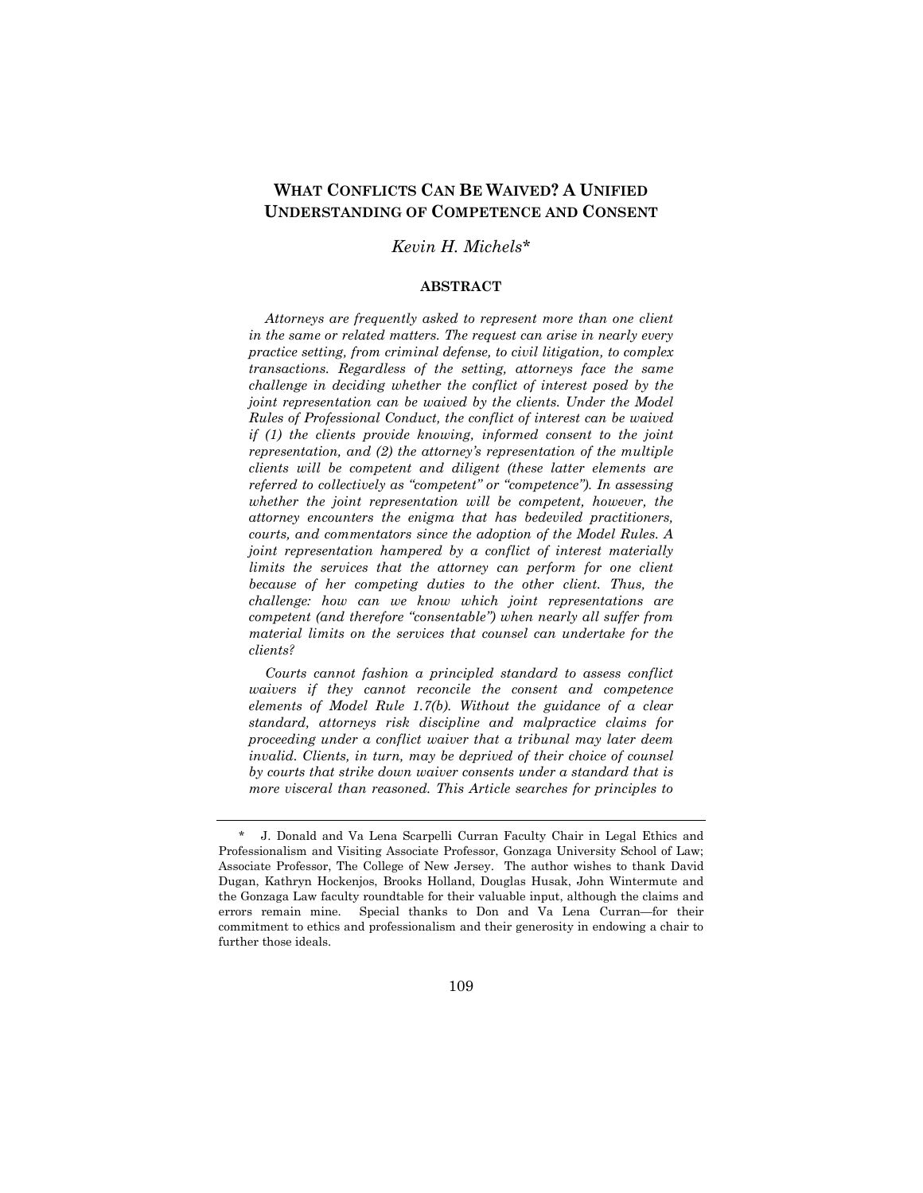# WHAT CONFLICTS CAN BE WAIVED? A UNIFIED UNDERSTANDING OF COMPETENCE AND CONSENT

*Kevin H. Michels*\*

## ABSTRACT

*Attorneys are frequently asked to represent more than one client in the same or related matters. The request can arise in nearly every practice setting, from criminal defense, to civil litigation, to complex transactions. Regardless of the setting, attorneys face the same challenge in deciding whether the conflict of interest posed by the joint representation can be waived by the clients. Under the Model Rules of Professional Conduct, the conflict of interest can be waived if (1) the clients provide knowing, informed consent to the joint representation, and (2) the attorney's representation of the multiple clients will be competent and diligent (these latter elements are referred to collectively as "competent" or "competence"). In assessing whether the joint representation will be competent, however, the attorney encounters the enigma that has bedeviled practitioners, courts, and commentators since the adoption of the Model Rules. A joint representation hampered by a conflict of interest materially limits the services that the attorney can perform for one client because of her competing duties to the other client. Thus, the challenge: how can we know which joint representations are competent (and therefore "consentable") when nearly all suffer from material limits on the services that counsel can undertake for the clients?*

*Courts cannot fashion a principled standard to assess conflict waivers if they cannot reconcile the consent and competence elements of Model Rule 1.7(b). Without the guidance of a clear standard, attorneys risk discipline and malpractice claims for proceeding under a conflict waiver that a tribunal may later deem invalid. Clients, in turn, may be deprived of their choice of counsel by courts that strike down waiver consents under a standard that is more visceral than reasoned. This Article searches for principles to*

---

\* J. Donald and Va Lena Scarpelli Curran Faculty Chair in Legal Ethics and Professionalism and Visiting Associate Professor, Gonzaga University School of Law; Associate Professor, The College of New Jersey. The author wishes to thank David Dugan, Kathryn Hockenjos, Brooks Holland, Douglas Husak, John Wintermute and the Gonzaga Law faculty roundtable for their valuable input, although the claims and errors remain mine. Special thanks to Don and Va Lena Curran—for their commitment to ethics and professionalism and their generosity in endowing a chair to further those ideals.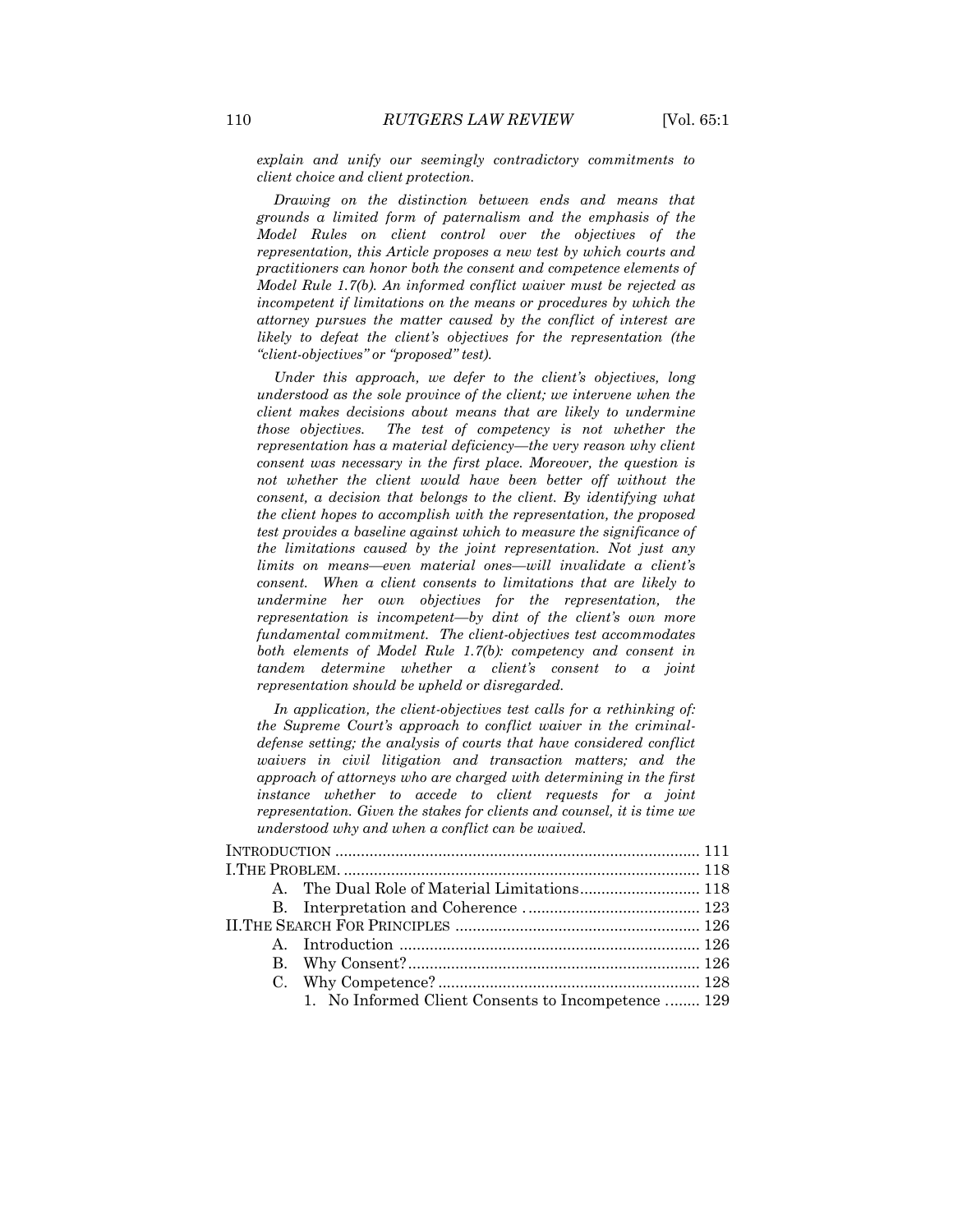*explain and unify our seemingly contradictory commitments to client choice and client protection.*

*Drawing on the distinction between ends and means that grounds a limited form of paternalism and the emphasis of the Model Rules on client control over the objectives of the representation, this Article proposes a new test by which courts and practitioners can honor both the consent and competence elements of Model Rule 1.7(b). An informed conflict waiver must be rejected as incompetent if limitations on the means or procedures by which the attorney pursues the matter caused by the conflict of interest are likely to defeat the client's objectives for the representation (the "client-objectives" or "proposed" test).*

*Under this approach, we defer to the client's objectives, long understood as the sole province of the client; we intervene when the client makes decisions about means that are likely to undermine those objectives. The test of competency is not whether the representation has a material deficiency—the very reason why client consent was necessary in the first place. Moreover, the question is not whether the client would have been better off without the consent, a decision that belongs to the client. By identifying what the client hopes to accomplish with the representation, the proposed test provides a baseline against which to measure the significance of the limitations caused by the joint representation. Not just any limits on means—even material ones—will invalidate a client's consent. When a client consents to limitations that are likely to undermine her own objectives for the representation, the representation is incompetent—by dint of the client's own more fundamental commitment. The client-objectives test accommodates both elements of Model Rule 1.7(b): competency and consent in tandem determine whether a client's consent to a joint representation should be upheld or disregarded.*

*In application, the client-objectives test calls for a rethinking of: the Supreme Court's approach to conflict waiver in the criminal-defense setting; the analysis of courts that have considered conflict waivers in civil litigation and transaction matters; and the approach of attorneys who are charged with determining in the first instance whether to accede to client requests for a joint representation. Given the stakes for clients and counsel, it is time we understood why and when a conflict can be waived.*

- INTRODUCTION ..... 111
- I. THE PROBLEM. ..... 118
  - A. The Dual Role of Material Limitations ..... 118
  - B. Interpretation and Coherence ..... 123
- II. THE SEARCH FOR PRINCIPLES ..... 126
  - A. Introduction ..... 126
  - B. Why Consent? ..... 126
  - C. Why Competence? ..... 128
    - 1. No Informed Client Consents to Incompetence ..... 129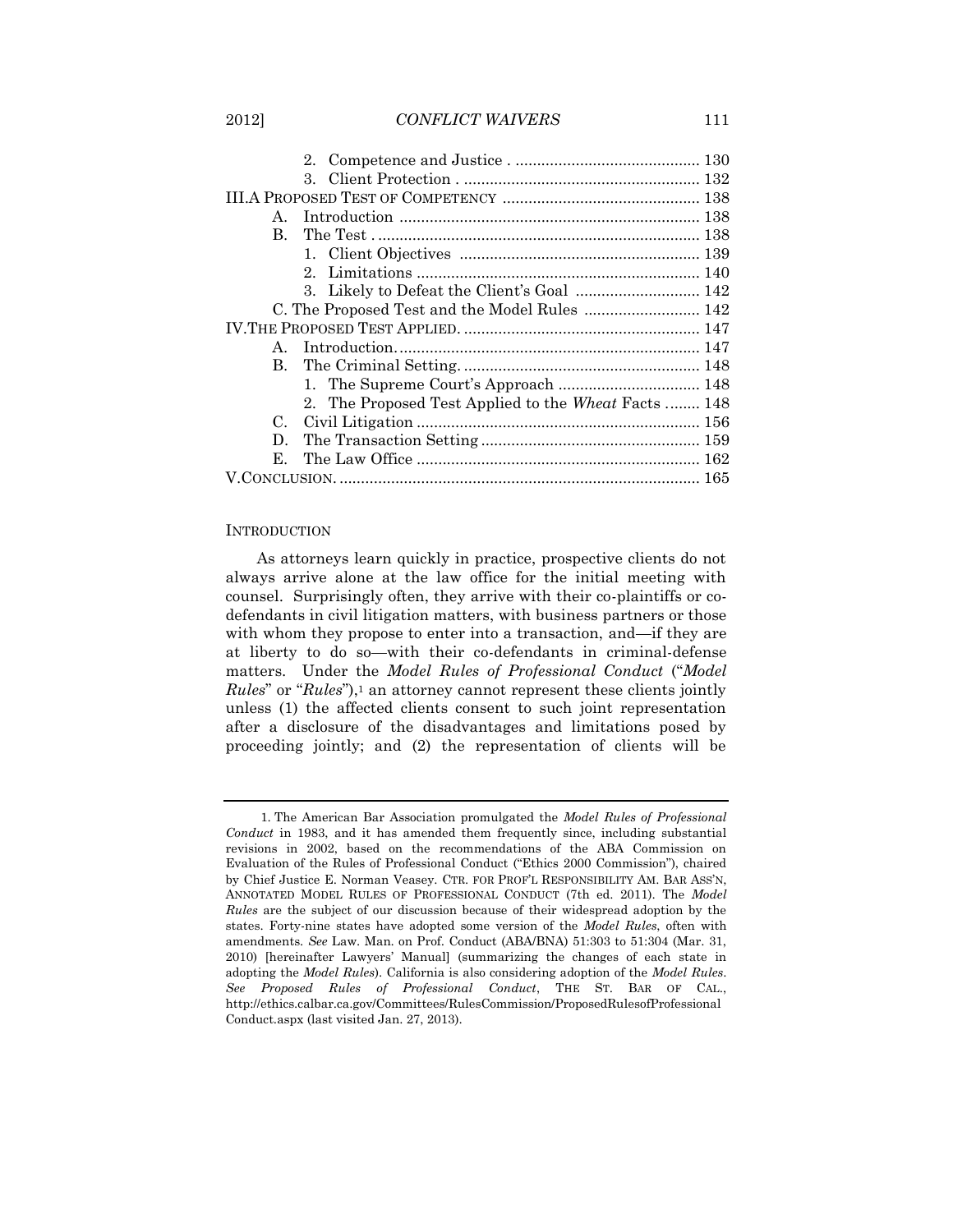2. Competence and Justice . 130
3. Client Protection . 132

III. A PROPOSED TEST OF COMPETENCY . 138

A. Introduction . 138
B. The Test . 138
1. Client Objectives . 139
2. Limitations . 140
3. Likely to Defeat the Client's Goal . 142
C. The Proposed Test and the Model Rules . 142

IV. THE PROPOSED TEST APPLIED. 147

A. Introduction. 147
B. The Criminal Setting. 148
1. The Supreme Court's Approach . 148
2. The Proposed Test Applied to the *Wheat* Facts . 148
C. Civil Litigation . 156
D. The Transaction Setting . 159
E. The Law Office . 162

V. CONCLUSION. 165

## INTRODUCTION

As attorneys learn quickly in practice, prospective clients do not always arrive alone at the law office for the initial meeting with counsel. Surprisingly often, they arrive with their co-plaintiffs or co-defendants in civil litigation matters, with business partners or those with whom they propose to enter into a transaction, and—if they are at liberty to do so—with their co-defendants in criminal-defense matters. Under the *Model Rules of Professional Conduct* ("*Model Rules*" or "*Rules*"),[1] an attorney cannot represent these clients jointly unless (1) the affected clients consent to such joint representation after a disclosure of the disadvantages and limitations posed by proceeding jointly; and (2) the representation of clients will be

---

1. The American Bar Association promulgated the *Model Rules of Professional Conduct* in 1983, and it has amended them frequently since, including substantial revisions in 2002, based on the recommendations of the ABA Commission on Evaluation of the Rules of Professional Conduct ("Ethics 2000 Commission"), chaired by Chief Justice E. Norman Veasey. CTR. FOR PROF'L RESPONSIBILITY AM. BAR ASS'N, ANNOTATED MODEL RULES OF PROFESSIONAL CONDUCT (7th ed. 2011). The *Model Rules* are the subject of our discussion because of their widespread adoption by the states. Forty-nine states have adopted some version of the *Model Rules*, often with amendments. *See* Law. Man. on Prof. Conduct (ABA/BNA) 51:303 to 51:304 (Mar. 31, 2010) [hereinafter Lawyers' Manual] (summarizing the changes of each state in adopting the *Model Rules*). California is also considering adoption of the *Model Rules*. *See Proposed Rules of Professional Conduct*, THE ST. BAR OF CAL., http://ethics.calbar.ca.gov/Committees/RulesCommission/ProposedRulesofProfessionalConduct.aspx (last visited Jan. 27, 2013).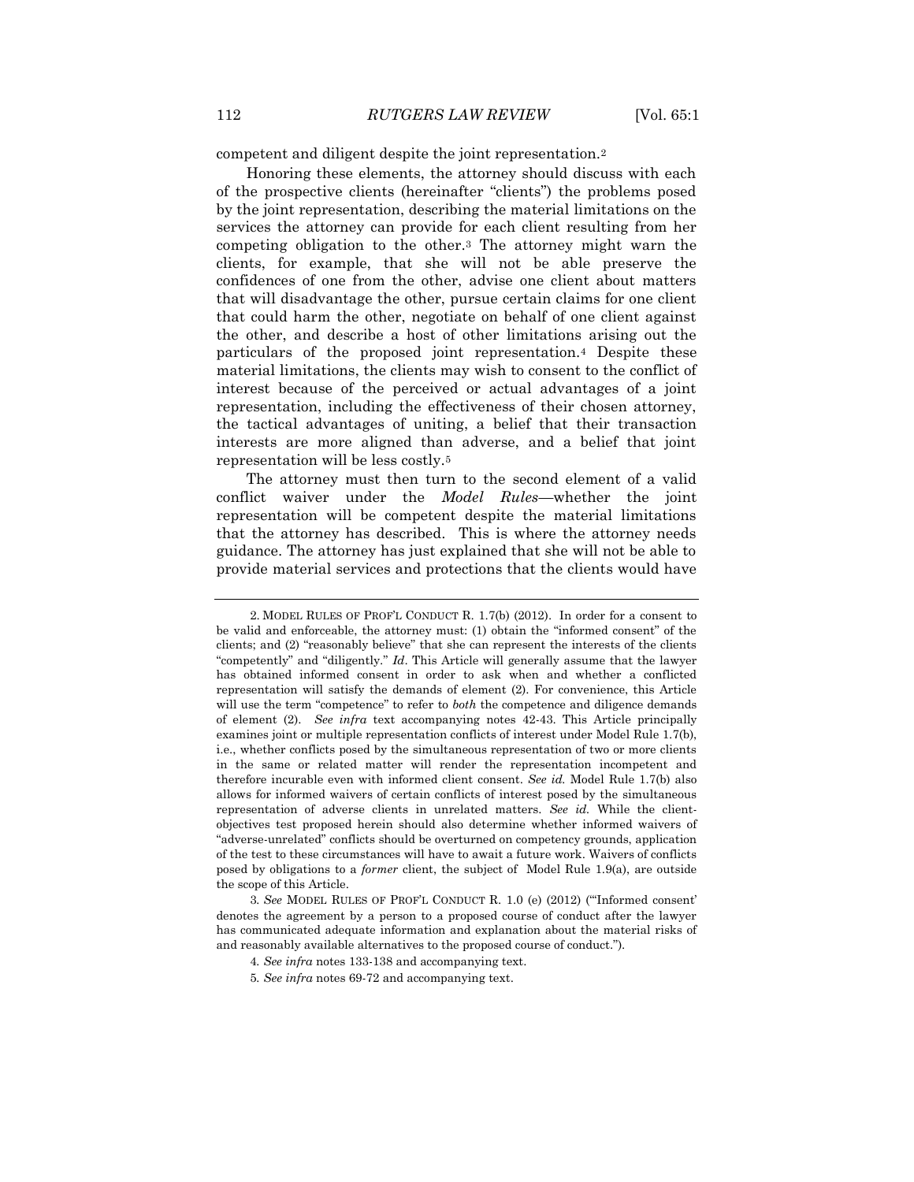competent and diligent despite the joint representation.[2]

Honoring these elements, the attorney should discuss with each of the prospective clients (hereinafter "clients") the problems posed by the joint representation, describing the material limitations on the services the attorney can provide for each client resulting from her competing obligation to the other.[3] The attorney might warn the clients, for example, that she will not be able preserve the confidences of one from the other, advise one client about matters that will disadvantage the other, pursue certain claims for one client that could harm the other, negotiate on behalf of one client against the other, and describe a host of other limitations arising out the particulars of the proposed joint representation.[4] Despite these material limitations, the clients may wish to consent to the conflict of interest because of the perceived or actual advantages of a joint representation, including the effectiveness of their chosen attorney, the tactical advantages of uniting, a belief that their transaction interests are more aligned than adverse, and a belief that joint representation will be less costly.[5]

The attorney must then turn to the second element of a valid conflict waiver under the *Model Rules*—whether the joint representation will be competent despite the material limitations that the attorney has described. This is where the attorney needs guidance. The attorney has just explained that she will not be able to provide material services and protections that the clients would have

---

2. MODEL RULES OF PROF'L CONDUCT R. 1.7(b) (2012). In order for a consent to be valid and enforceable, the attorney must: (1) obtain the "informed consent" of the clients; and (2) "reasonably believe" that she can represent the interests of the clients "competently" and "diligently." *Id*. This Article will generally assume that the lawyer has obtained informed consent in order to ask when and whether a conflicted representation will satisfy the demands of element (2). For convenience, this Article will use the term "competence" to refer to *both* the competence and diligence demands of element (2). *See infra* text accompanying notes 42-43. This Article principally examines joint or multiple representation conflicts of interest under Model Rule 1.7(b), i.e., whether conflicts posed by the simultaneous representation of two or more clients in the same or related matter will render the representation incompetent and therefore incurable even with informed client consent. *See id.* Model Rule 1.7(b) also allows for informed waivers of certain conflicts of interest posed by the simultaneous representation of adverse clients in unrelated matters. *See id.* While the client-objectives test proposed herein should also determine whether informed waivers of "adverse-unrelated" conflicts should be overturned on competency grounds, application of the test to these circumstances will have to await a future work. Waivers of conflicts posed by obligations to a *former* client, the subject of Model Rule 1.9(a), are outside the scope of this Article.

3. *See* MODEL RULES OF PROF'L CONDUCT R. 1.0 (e) (2012) ("'Informed consent' denotes the agreement by a person to a proposed course of conduct after the lawyer has communicated adequate information and explanation about the material risks of and reasonably available alternatives to the proposed course of conduct.").

4. *See infra* notes 133-138 and accompanying text.

5. *See infra* notes 69-72 and accompanying text.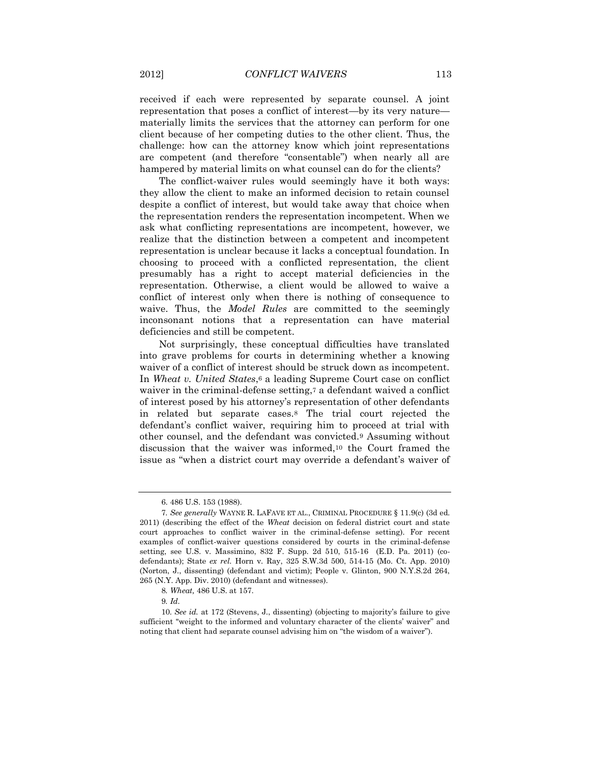received if each were represented by separate counsel. A joint representation that poses a conflict of interest—by its very nature—materially limits the services that the attorney can perform for one client because of her competing duties to the other client. Thus, the challenge: how can the attorney know which joint representations are competent (and therefore "consentable") when nearly all are hampered by material limits on what counsel can do for the clients?

The conflict-waiver rules would seemingly have it both ways: they allow the client to make an informed decision to retain counsel despite a conflict of interest, but would take away that choice when the representation renders the representation incompetent. When we ask what conflicting representations are incompetent, however, we realize that the distinction between a competent and incompetent representation is unclear because it lacks a conceptual foundation. In choosing to proceed with a conflicted representation, the client presumably has a right to accept material deficiencies in the representation. Otherwise, a client would be allowed to waive a conflict of interest only when there is nothing of consequence to waive. Thus, the *Model Rules* are committed to the seemingly inconsonant notions that a representation can have material deficiencies and still be competent.

Not surprisingly, these conceptual difficulties have translated into grave problems for courts in determining whether a knowing waiver of a conflict of interest should be struck down as incompetent. In *Wheat v. United States*,[6] a leading Supreme Court case on conflict waiver in the criminal-defense setting,[7] a defendant waived a conflict of interest posed by his attorney's representation of other defendants in related but separate cases.[8] The trial court rejected the defendant's conflict waiver, requiring him to proceed at trial with other counsel, and the defendant was convicted.[9] Assuming without discussion that the waiver was informed,[10] the Court framed the issue as "when a district court may override a defendant's waiver of

---

6. 486 U.S. 153 (1988).

7. *See generally* WAYNE R. LAFAVE ET AL., CRIMINAL PROCEDURE § 11.9(c) (3d ed. 2011) (describing the effect of the *Wheat* decision on federal district court and state court approaches to conflict waiver in the criminal-defense setting). For recent examples of conflict-waiver questions considered by courts in the criminal-defense setting, see U.S. v. Massimino, 832 F. Supp. 2d 510, 515-16 (E.D. Pa. 2011) (co-defendants); State *ex rel.* Horn v. Ray, 325 S.W.3d 500, 514-15 (Mo. Ct. App. 2010) (Norton, J., dissenting) (defendant and victim); People v. Glinton, 900 N.Y.S.2d 264, 265 (N.Y. App. Div. 2010) (defendant and witnesses).

8. *Wheat,* 486 U.S. at 157.

9. *Id.*

10. *See id.* at 172 (Stevens, J., dissenting) (objecting to majority's failure to give sufficient "weight to the informed and voluntary character of the clients' waiver" and noting that client had separate counsel advising him on "the wisdom of a waiver").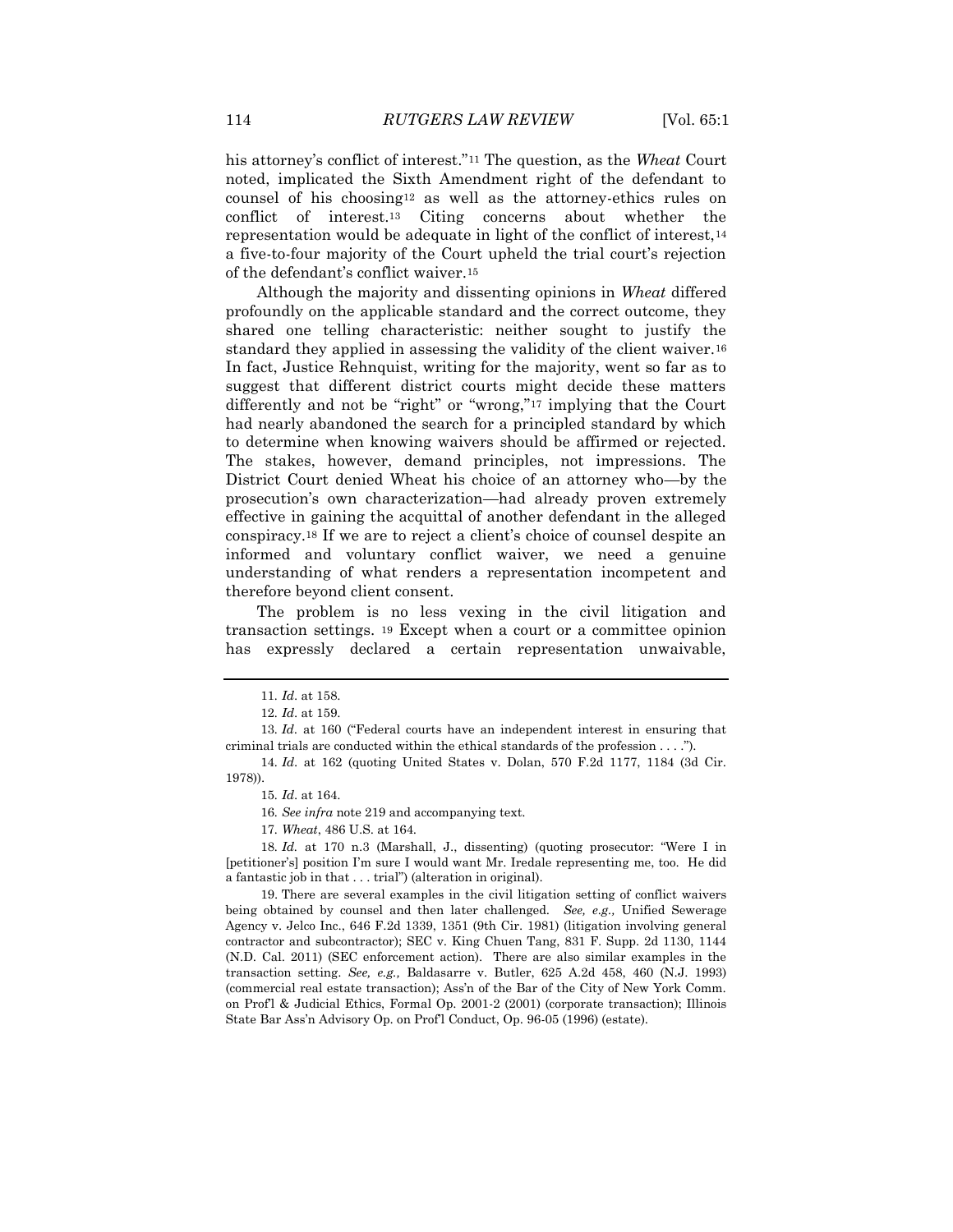his attorney's conflict of interest."[11] The question, as the *Wheat* Court noted, implicated the Sixth Amendment right of the defendant to counsel of his choosing[12] as well as the attorney-ethics rules on conflict of interest.[13] Citing concerns about whether the representation would be adequate in light of the conflict of interest,[14] a five-to-four majority of the Court upheld the trial court's rejection of the defendant's conflict waiver.[15]

Although the majority and dissenting opinions in *Wheat* differed profoundly on the applicable standard and the correct outcome, they shared one telling characteristic: neither sought to justify the standard they applied in assessing the validity of the client waiver.[16] In fact, Justice Rehnquist, writing for the majority, went so far as to suggest that different district courts might decide these matters differently and not be "right" or "wrong,"[17] implying that the Court had nearly abandoned the search for a principled standard by which to determine when knowing waivers should be affirmed or rejected. The stakes, however, demand principles, not impressions. The District Court denied Wheat his choice of an attorney who—by the prosecution's own characterization—had already proven extremely effective in gaining the acquittal of another defendant in the alleged conspiracy.[18] If we are to reject a client's choice of counsel despite an informed and voluntary conflict waiver, we need a genuine understanding of what renders a representation incompetent and therefore beyond client consent.

The problem is no less vexing in the civil litigation and transaction settings.[19] Except when a court or a committee opinion has expressly declared a certain representation unwaivable,

---

11. *Id*. at 158.

12. *Id*. at 159.

13. *Id*. at 160 ("Federal courts have an independent interest in ensuring that criminal trials are conducted within the ethical standards of the profession . . . .").

14. *Id*. at 162 (quoting United States v. Dolan, 570 F.2d 1177, 1184 (3d Cir. 1978)).

15. *Id*. at 164.

16. *See infra* note 219 and accompanying text.

17. *Wheat*, 486 U.S. at 164.

18. *Id.* at 170 n.3 (Marshall, J., dissenting) (quoting prosecutor: "Were I in [petitioner's] position I'm sure I would want Mr. Iredale representing me, too. He did a fantastic job in that . . . trial") (alteration in original).

19. There are several examples in the civil litigation setting of conflict waivers being obtained by counsel and then later challenged. *See, e.g.,* Unified Sewerage Agency v. Jelco Inc., 646 F.2d 1339, 1351 (9th Cir. 1981) (litigation involving general contractor and subcontractor); SEC v. King Chuen Tang, 831 F. Supp. 2d 1130, 1144 (N.D. Cal. 2011) (SEC enforcement action). There are also similar examples in the transaction setting. *See, e.g.,* Baldasarre v. Butler, 625 A.2d 458, 460 (N.J. 1993) (commercial real estate transaction); Ass'n of the Bar of the City of New York Comm. on Prof'l & Judicial Ethics, Formal Op. 2001-2 (2001) (corporate transaction); Illinois State Bar Ass'n Advisory Op. on Prof'l Conduct, Op. 96-05 (1996) (estate).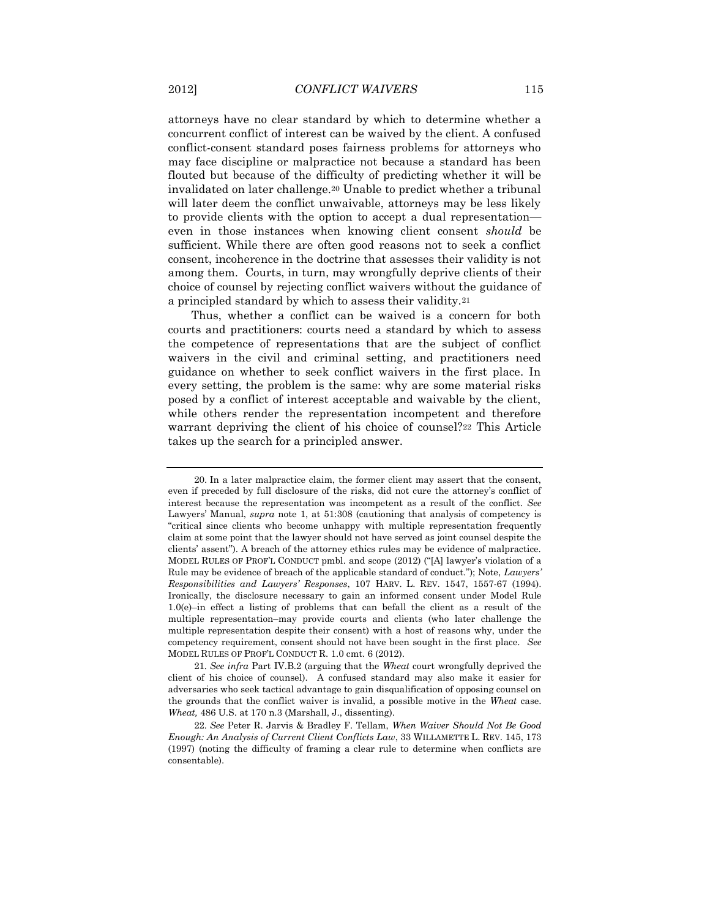attorneys have no clear standard by which to determine whether a concurrent conflict of interest can be waived by the client. A confused conflict-consent standard poses fairness problems for attorneys who may face discipline or malpractice not because a standard has been flouted but because of the difficulty of predicting whether it will be invalidated on later challenge.[20] Unable to predict whether a tribunal will later deem the conflict unwaivable, attorneys may be less likely to provide clients with the option to accept a dual representation—even in those instances when knowing client consent *should* be sufficient. While there are often good reasons not to seek a conflict consent, incoherence in the doctrine that assesses their validity is not among them. Courts, in turn, may wrongfully deprive clients of their choice of counsel by rejecting conflict waivers without the guidance of a principled standard by which to assess their validity.[21]

Thus, whether a conflict can be waived is a concern for both courts and practitioners: courts need a standard by which to assess the competence of representations that are the subject of conflict waivers in the civil and criminal setting, and practitioners need guidance on whether to seek conflict waivers in the first place. In every setting, the problem is the same: why are some material risks posed by a conflict of interest acceptable and waivable by the client, while others render the representation incompetent and therefore warrant depriving the client of his choice of counsel?[22] This Article takes up the search for a principled answer.

---

20. In a later malpractice claim, the former client may assert that the consent, even if preceded by full disclosure of the risks, did not cure the attorney's conflict of interest because the representation was incompetent as a result of the conflict. *See* Lawyers' Manual, *supra* note 1, at 51:308 (cautioning that analysis of competency is "critical since clients who become unhappy with multiple representation frequently claim at some point that the lawyer should not have served as joint counsel despite the clients' assent"). A breach of the attorney ethics rules may be evidence of malpractice. MODEL RULES OF PROF'L CONDUCT pmbl. and scope (2012) ("[A] lawyer's violation of a Rule may be evidence of breach of the applicable standard of conduct."); Note, *Lawyers' Responsibilities and Lawyers' Responses*, 107 HARV. L. REV. 1547, 1557-67 (1994). Ironically, the disclosure necessary to gain an informed consent under Model Rule 1.0(e)–in effect a listing of problems that can befall the client as a result of the multiple representation–may provide courts and clients (who later challenge the multiple representation despite their consent) with a host of reasons why, under the competency requirement, consent should not have been sought in the first place. *See* MODEL RULES OF PROF'L CONDUCT R. 1.0 cmt. 6 (2012).

21. *See infra* Part IV.B.2 (arguing that the *Wheat* court wrongfully deprived the client of his choice of counsel). A confused standard may also make it easier for adversaries who seek tactical advantage to gain disqualification of opposing counsel on the grounds that the conflict waiver is invalid, a possible motive in the *Wheat* case. *Wheat,* 486 U.S. at 170 n.3 (Marshall, J., dissenting).

22. *See* Peter R. Jarvis & Bradley F. Tellam, *When Waiver Should Not Be Good Enough: An Analysis of Current Client Conflicts Law*, 33 WILLAMETTE L. REV. 145, 173 (1997) (noting the difficulty of framing a clear rule to determine when conflicts are consentable).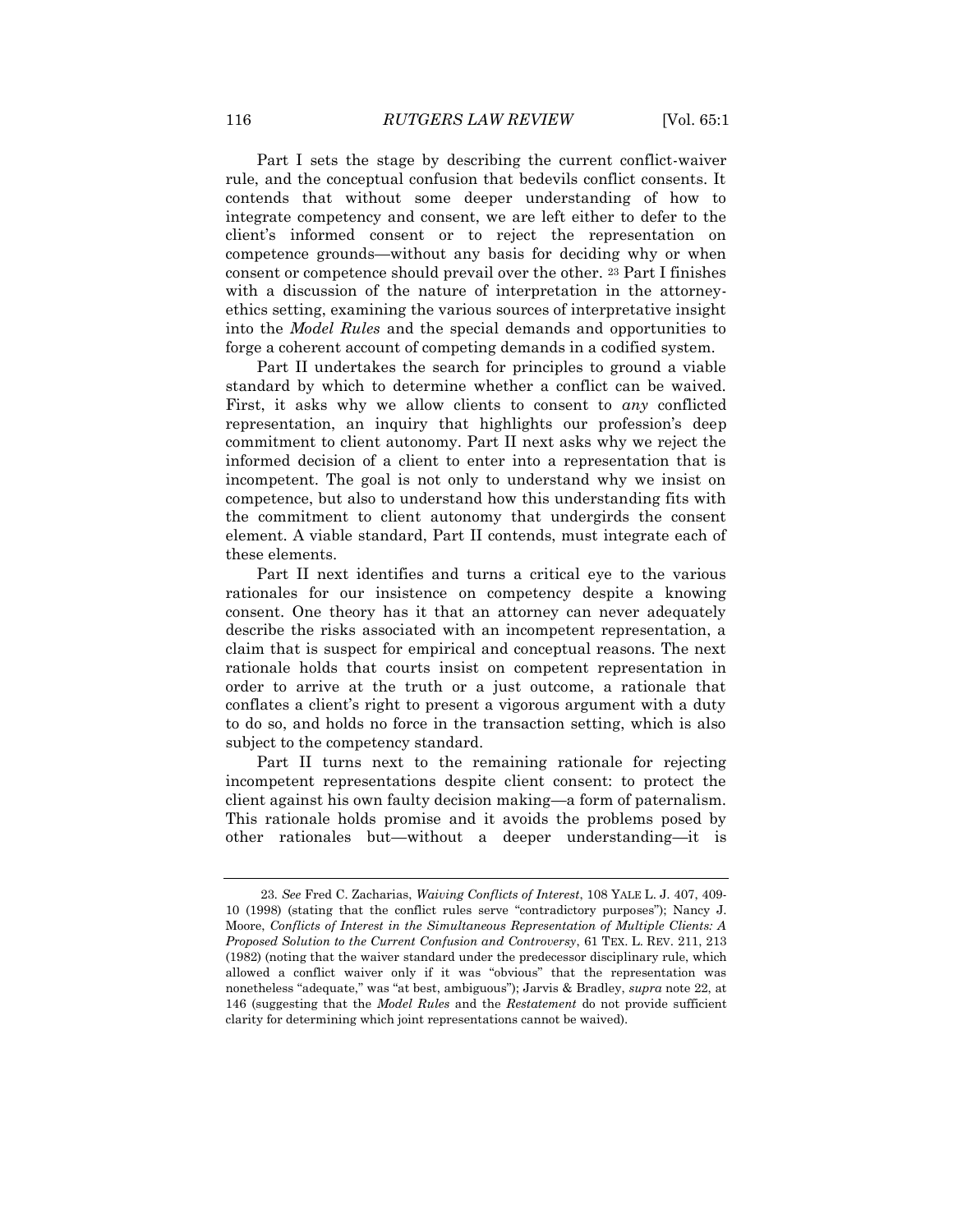Part I sets the stage by describing the current conflict-waiver rule, and the conceptual confusion that bedevils conflict consents. It contends that without some deeper understanding of how to integrate competency and consent, we are left either to defer to the client's informed consent or to reject the representation on competence grounds—without any basis for deciding why or when consent or competence should prevail over the other.[23] Part I finishes with a discussion of the nature of interpretation in the attorney-ethics setting, examining the various sources of interpretative insight into the *Model Rules* and the special demands and opportunities to forge a coherent account of competing demands in a codified system.

Part II undertakes the search for principles to ground a viable standard by which to determine whether a conflict can be waived. First, it asks why we allow clients to consent to *any* conflicted representation, an inquiry that highlights our profession's deep commitment to client autonomy. Part II next asks why we reject the informed decision of a client to enter into a representation that is incompetent. The goal is not only to understand why we insist on competence, but also to understand how this understanding fits with the commitment to client autonomy that undergirds the consent element. A viable standard, Part II contends, must integrate each of these elements.

Part II next identifies and turns a critical eye to the various rationales for our insistence on competency despite a knowing consent. One theory has it that an attorney can never adequately describe the risks associated with an incompetent representation, a claim that is suspect for empirical and conceptual reasons. The next rationale holds that courts insist on competent representation in order to arrive at the truth or a just outcome, a rationale that conflates a client's right to present a vigorous argument with a duty to do so, and holds no force in the transaction setting, which is also subject to the competency standard.

Part II turns next to the remaining rationale for rejecting incompetent representations despite client consent: to protect the client against his own faulty decision making—a form of paternalism. This rationale holds promise and it avoids the problems posed by other rationales but—without a deeper understanding—it is

---

23. *See* Fred C. Zacharias, *Waiving Conflicts of Interest*, 108 YALE L. J. 407, 409-10 (1998) (stating that the conflict rules serve "contradictory purposes"); Nancy J. Moore, *Conflicts of Interest in the Simultaneous Representation of Multiple Clients: A Proposed Solution to the Current Confusion and Controversy*, 61 TEX. L. REV. 211, 213 (1982) (noting that the waiver standard under the predecessor disciplinary rule, which allowed a conflict waiver only if it was "obvious" that the representation was nonetheless "adequate," was "at best, ambiguous"); Jarvis & Bradley, *supra* note 22, at 146 (suggesting that the *Model Rules* and the *Restatement* do not provide sufficient clarity for determining which joint representations cannot be waived).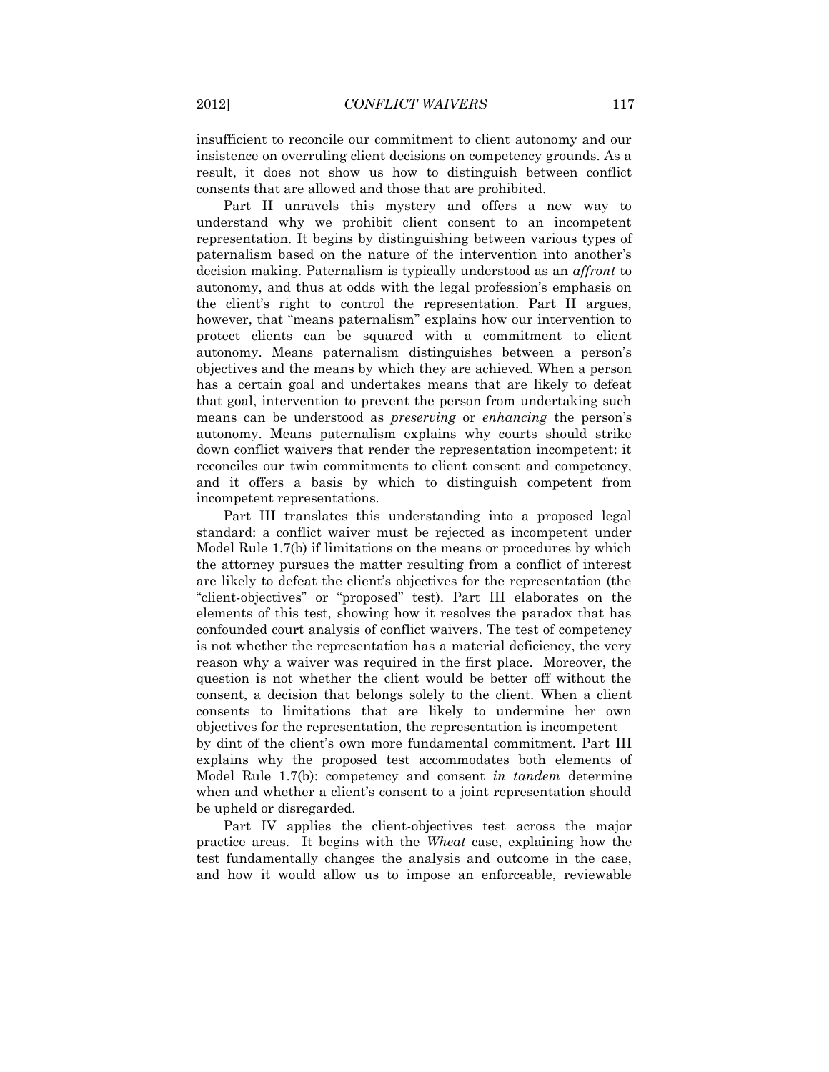insufficient to reconcile our commitment to client autonomy and our insistence on overruling client decisions on competency grounds. As a result, it does not show us how to distinguish between conflict consents that are allowed and those that are prohibited.

Part II unravels this mystery and offers a new way to understand why we prohibit client consent to an incompetent representation. It begins by distinguishing between various types of paternalism based on the nature of the intervention into another's decision making. Paternalism is typically understood as an *affront* to autonomy, and thus at odds with the legal profession's emphasis on the client's right to control the representation. Part II argues, however, that "means paternalism" explains how our intervention to protect clients can be squared with a commitment to client autonomy. Means paternalism distinguishes between a person's objectives and the means by which they are achieved. When a person has a certain goal and undertakes means that are likely to defeat that goal, intervention to prevent the person from undertaking such means can be understood as *preserving* or *enhancing* the person's autonomy. Means paternalism explains why courts should strike down conflict waivers that render the representation incompetent: it reconciles our twin commitments to client consent and competency, and it offers a basis by which to distinguish competent from incompetent representations.

Part III translates this understanding into a proposed legal standard: a conflict waiver must be rejected as incompetent under Model Rule 1.7(b) if limitations on the means or procedures by which the attorney pursues the matter resulting from a conflict of interest are likely to defeat the client's objectives for the representation (the "client-objectives" or "proposed" test). Part III elaborates on the elements of this test, showing how it resolves the paradox that has confounded court analysis of conflict waivers. The test of competency is not whether the representation has a material deficiency, the very reason why a waiver was required in the first place. Moreover, the question is not whether the client would be better off without the consent, a decision that belongs solely to the client. When a client consents to limitations that are likely to undermine her own objectives for the representation, the representation is incompetent—by dint of the client's own more fundamental commitment. Part III explains why the proposed test accommodates both elements of Model Rule 1.7(b): competency and consent *in tandem* determine when and whether a client's consent to a joint representation should be upheld or disregarded.

Part IV applies the client-objectives test across the major practice areas. It begins with the *Wheat* case, explaining how the test fundamentally changes the analysis and outcome in the case, and how it would allow us to impose an enforceable, reviewable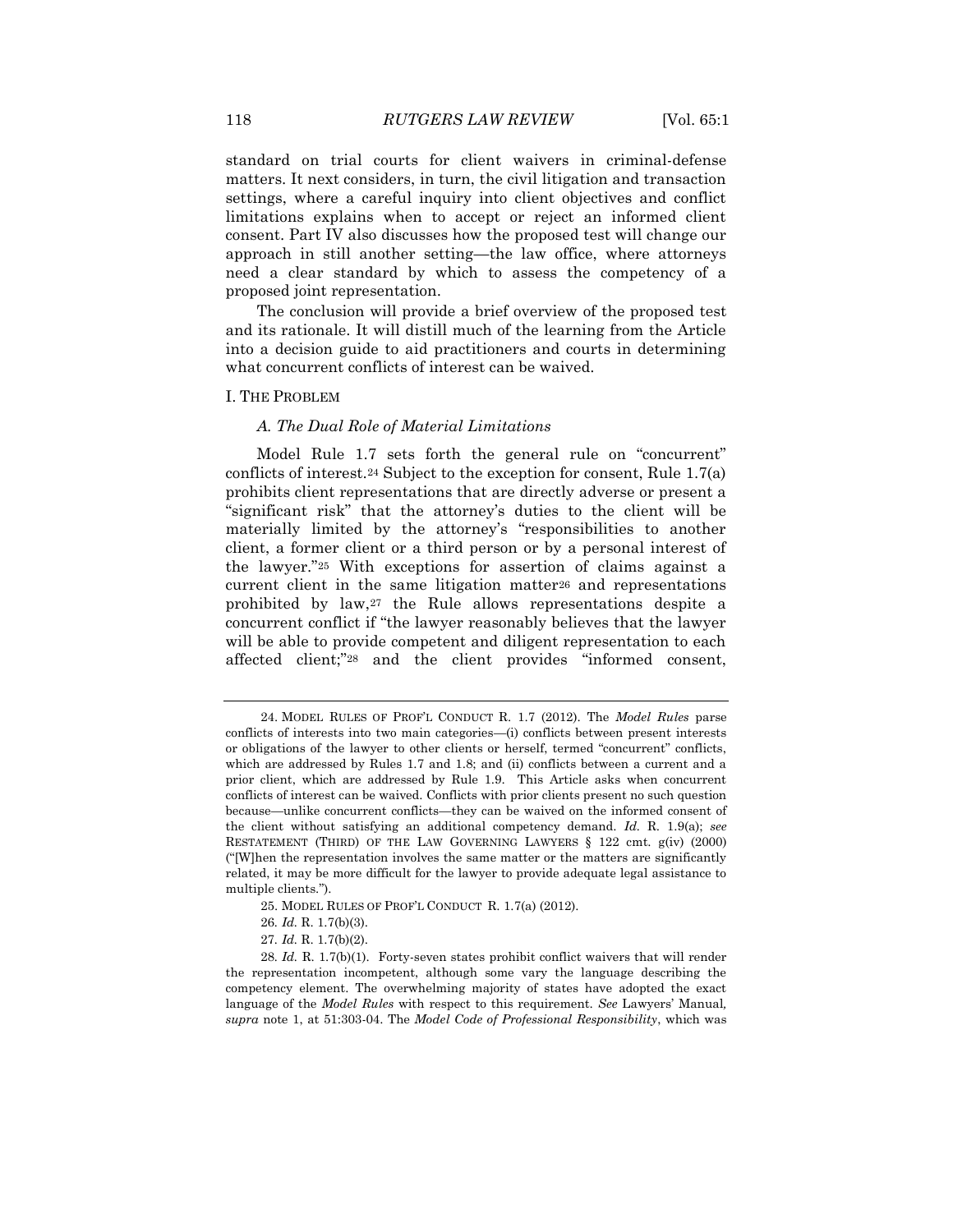standard on trial courts for client waivers in criminal-defense matters. It next considers, in turn, the civil litigation and transaction settings, where a careful inquiry into client objectives and conflict limitations explains when to accept or reject an informed client consent. Part IV also discusses how the proposed test will change our approach in still another setting—the law office, where attorneys need a clear standard by which to assess the competency of a proposed joint representation.

The conclusion will provide a brief overview of the proposed test and its rationale. It will distill much of the learning from the Article into a decision guide to aid practitioners and courts in determining what concurrent conflicts of interest can be waived.

## I. THE PROBLEM

### *A. The Dual Role of Material Limitations*

Model Rule 1.7 sets forth the general rule on "concurrent" conflicts of interest.[24] Subject to the exception for consent, Rule 1.7(a) prohibits client representations that are directly adverse or present a "significant risk" that the attorney's duties to the client will be materially limited by the attorney's "responsibilities to another client, a former client or a third person or by a personal interest of the lawyer."[25] With exceptions for assertion of claims against a current client in the same litigation matter[26] and representations prohibited by law,[27] the Rule allows representations despite a concurrent conflict if "the lawyer reasonably believes that the lawyer will be able to provide competent and diligent representation to each affected client;"[28] and the client provides "informed consent,

---

24. MODEL RULES OF PROF'L CONDUCT R. 1.7 (2012). The *Model Rules* parse conflicts of interests into two main categories—(i) conflicts between present interests or obligations of the lawyer to other clients or herself, termed "concurrent" conflicts, which are addressed by Rules 1.7 and 1.8; and (ii) conflicts between a current and a prior client, which are addressed by Rule 1.9. This Article asks when concurrent conflicts of interest can be waived. Conflicts with prior clients present no such question because—unlike concurrent conflicts—they can be waived on the informed consent of the client without satisfying an additional competency demand. *Id.* R. 1.9(a); *see* RESTATEMENT (THIRD) OF THE LAW GOVERNING LAWYERS § 122 cmt. g(iv) (2000) ("[W]hen the representation involves the same matter or the matters are significantly related, it may be more difficult for the lawyer to provide adequate legal assistance to multiple clients.").

25. MODEL RULES OF PROF'L CONDUCT R. 1.7(a) (2012).

26. *Id.* R. 1.7(b)(3).

27. *Id.* R. 1.7(b)(2).

28. *Id.* R. 1.7(b)(1). Forty-seven states prohibit conflict waivers that will render the representation incompetent, although some vary the language describing the competency element. The overwhelming majority of states have adopted the exact language of the *Model Rules* with respect to this requirement. *See* Lawyers' Manual, *supra* note 1, at 51:303-04. The *Model Code of Professional Responsibility*, which was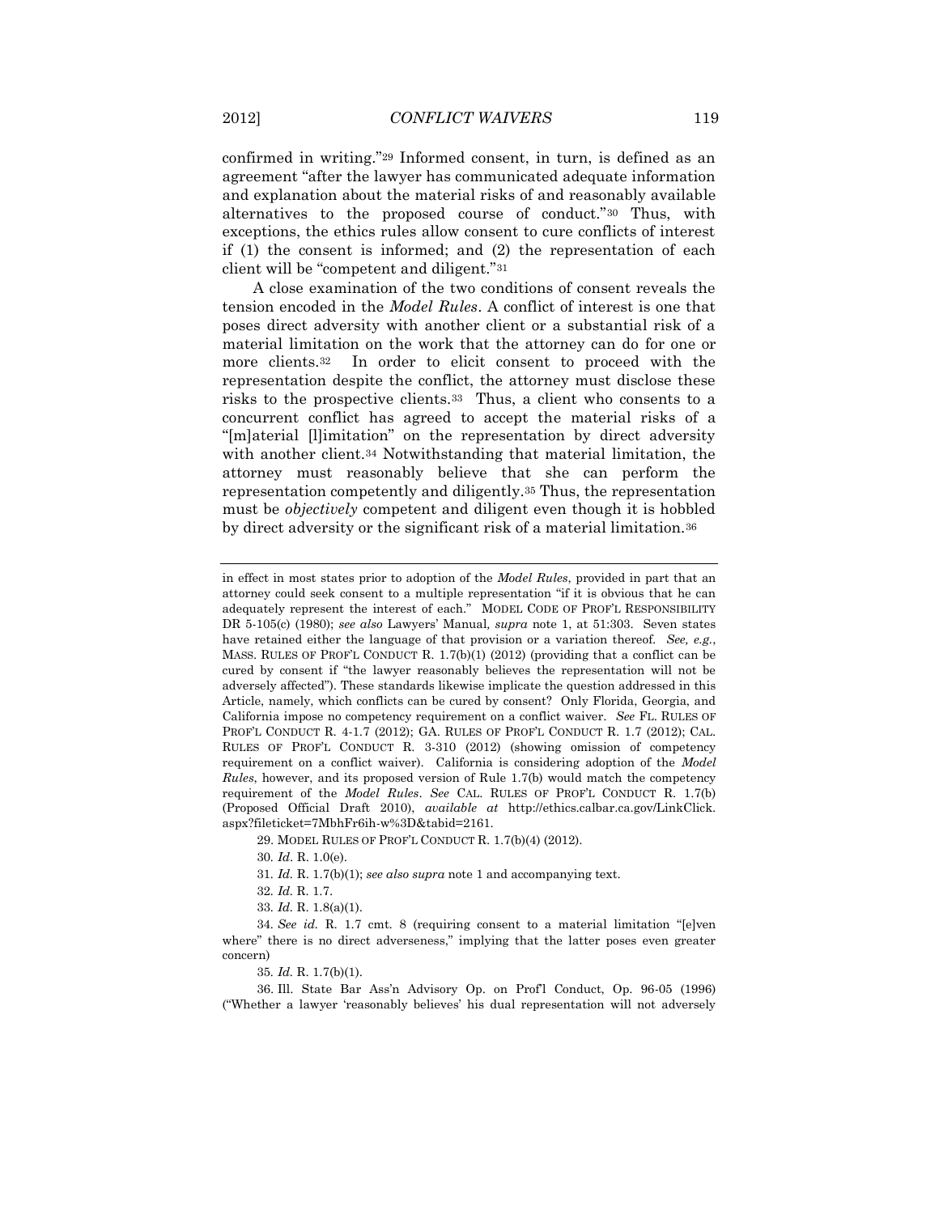confirmed in writing."[29] Informed consent, in turn, is defined as an agreement "after the lawyer has communicated adequate information and explanation about the material risks of and reasonably available alternatives to the proposed course of conduct."[30] Thus, with exceptions, the ethics rules allow consent to cure conflicts of interest if (1) the consent is informed; and (2) the representation of each client will be "competent and diligent."[31]

A close examination of the two conditions of consent reveals the tension encoded in the *Model Rules*. A conflict of interest is one that poses direct adversity with another client or a substantial risk of a material limitation on the work that the attorney can do for one or more clients.[32] In order to elicit consent to proceed with the representation despite the conflict, the attorney must disclose these risks to the prospective clients.[33] Thus, a client who consents to a concurrent conflict has agreed to accept the material risks of a "[m]aterial [l]imitation" on the representation by direct adversity with another client.[34] Notwithstanding that material limitation, the attorney must reasonably believe that she can perform the representation competently and diligently.[35] Thus, the representation must be *objectively* competent and diligent even though it is hobbled by direct adversity or the significant risk of a material limitation.[36]

---

in effect in most states prior to adoption of the *Model Rules*, provided in part that an attorney could seek consent to a multiple representation "if it is obvious that he can adequately represent the interest of each." MODEL CODE OF PROF'L RESPONSIBILITY DR 5-105(c) (1980); *see also* Lawyers' Manual, *supra* note 1, at 51:303. Seven states have retained either the language of that provision or a variation thereof. *See, e.g.*, MASS. RULES OF PROF'L CONDUCT R. 1.7(b)(1) (2012) (providing that a conflict can be cured by consent if "the lawyer reasonably believes the representation will not be adversely affected"). These standards likewise implicate the question addressed in this Article, namely, which conflicts can be cured by consent? Only Florida, Georgia, and California impose no competency requirement on a conflict waiver. *See* FL. RULES OF PROF'L CONDUCT R. 4-1.7 (2012); GA. RULES OF PROF'L CONDUCT R. 1.7 (2012); CAL. RULES OF PROF'L CONDUCT R. 3-310 (2012) (showing omission of competency requirement on a conflict waiver). California is considering adoption of the *Model Rules*, however, and its proposed version of Rule 1.7(b) would match the competency requirement of the *Model Rules*. *See* CAL. RULES OF PROF'L CONDUCT R. 1.7(b) (Proposed Official Draft 2010), *available at* http://ethics.calbar.ca.gov/LinkClick.aspx?fileticket=7MbhFr6ih-w%3D&tabid=2161.

29. MODEL RULES OF PROF'L CONDUCT R. 1.7(b)(4) (2012).

30. *Id*. R. 1.0(e).

31. *Id.* R. 1.7(b)(1); *see also supra* note 1 and accompanying text.

32. *Id.* R. 1.7.

33. *Id.* R. 1.8(a)(1).

34. *See id.* R. 1.7 cmt. 8 (requiring consent to a material limitation "[e]ven where" there is no direct adverseness," implying that the latter poses even greater concern)

35. *Id.* R. 1.7(b)(1).

36. Ill. State Bar Ass'n Advisory Op. on Prof'l Conduct, Op. 96-05 (1996) ("Whether a lawyer 'reasonably believes' his dual representation will not adversely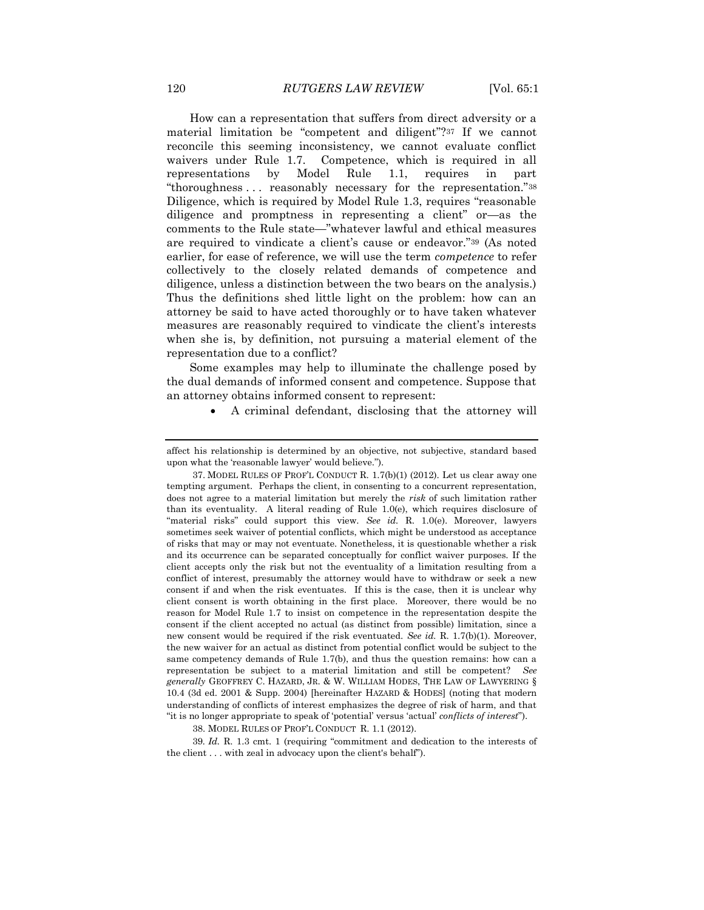How can a representation that suffers from direct adversity or a material limitation be "competent and diligent"?[37] If we cannot reconcile this seeming inconsistency, we cannot evaluate conflict waivers under Rule 1.7. Competence, which is required in all representations by Model Rule 1.1, requires in part "thoroughness . . . reasonably necessary for the representation."[38] Diligence, which is required by Model Rule 1.3, requires "reasonable diligence and promptness in representing a client" or—as the comments to the Rule state—"whatever lawful and ethical measures are required to vindicate a client's cause or endeavor."[39] (As noted earlier, for ease of reference, we will use the term *competence* to refer collectively to the closely related demands of competence and diligence, unless a distinction between the two bears on the analysis.) Thus the definitions shed little light on the problem: how can an attorney be said to have acted thoroughly or to have taken whatever measures are reasonably required to vindicate the client's interests when she is, by definition, not pursuing a material element of the representation due to a conflict?

Some examples may help to illuminate the challenge posed by the dual demands of informed consent and competence. Suppose that an attorney obtains informed consent to represent:

- A criminal defendant, disclosing that the attorney will

---

affect his relationship is determined by an objective, not subjective, standard based upon what the 'reasonable lawyer' would believe.").

37. MODEL RULES OF PROF'L CONDUCT R. 1.7(b)(1) (2012). Let us clear away one tempting argument. Perhaps the client, in consenting to a concurrent representation, does not agree to a material limitation but merely the *risk* of such limitation rather than its eventuality. A literal reading of Rule 1.0(e), which requires disclosure of "material risks" could support this view. *See id.* R. 1.0(e). Moreover, lawyers sometimes seek waiver of potential conflicts, which might be understood as acceptance of risks that may or may not eventuate. Nonetheless, it is questionable whether a risk and its occurrence can be separated conceptually for conflict waiver purposes. If the client accepts only the risk but not the eventuality of a limitation resulting from a conflict of interest, presumably the attorney would have to withdraw or seek a new consent if and when the risk eventuates. If this is the case, then it is unclear why client consent is worth obtaining in the first place. Moreover, there would be no reason for Model Rule 1.7 to insist on competence in the representation despite the consent if the client accepted no actual (as distinct from possible) limitation, since a new consent would be required if the risk eventuated. *See id.* R. 1.7(b)(1). Moreover, the new waiver for an actual as distinct from potential conflict would be subject to the same competency demands of Rule 1.7(b), and thus the question remains: how can a representation be subject to a material limitation and still be competent? *See generally* GEOFFREY C. HAZARD, JR. & W. WILLIAM HODES, THE LAW OF LAWYERING § 10.4 (3d ed. 2001 & Supp. 2004) [hereinafter HAZARD & HODES] (noting that modern understanding of conflicts of interest emphasizes the degree of risk of harm, and that "it is no longer appropriate to speak of 'potential' versus 'actual' *conflicts of interest*").

38. MODEL RULES OF PROF'L CONDUCT R. 1.1 (2012).

39. *Id.* R. 1.3 cmt. 1 (requiring "commitment and dedication to the interests of the client . . . with zeal in advocacy upon the client's behalf").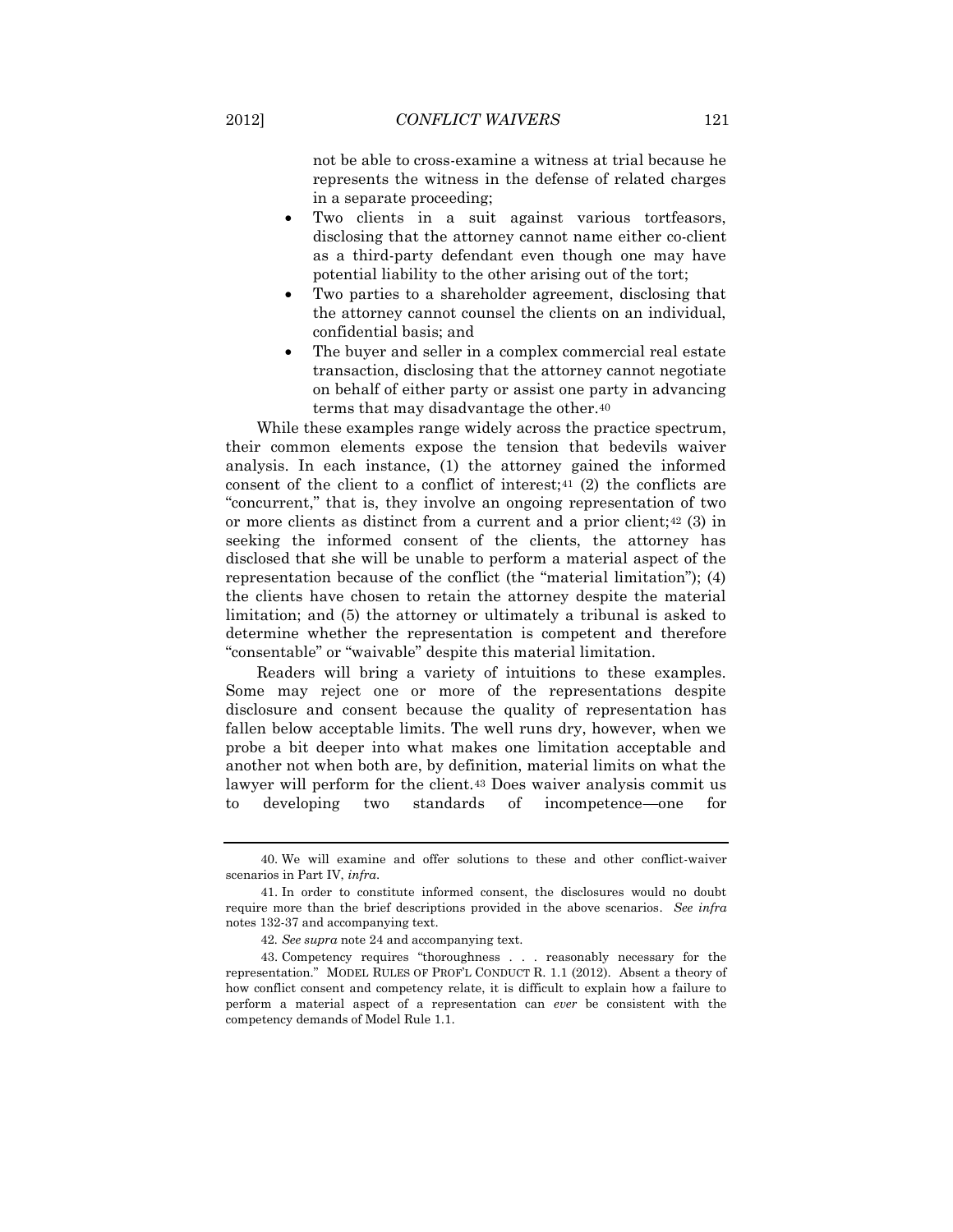not be able to cross-examine a witness at trial because he represents the witness in the defense of related charges in a separate proceeding;

- Two clients in a suit against various tortfeasors, disclosing that the attorney cannot name either co-client as a third-party defendant even though one may have potential liability to the other arising out of the tort;
- Two parties to a shareholder agreement, disclosing that the attorney cannot counsel the clients on an individual, confidential basis; and
- The buyer and seller in a complex commercial real estate transaction, disclosing that the attorney cannot negotiate on behalf of either party or assist one party in advancing terms that may disadvantage the other.[40]

While these examples range widely across the practice spectrum, their common elements expose the tension that bedevils waiver analysis. In each instance, (1) the attorney gained the informed consent of the client to a conflict of interest;[41] (2) the conflicts are "concurrent," that is, they involve an ongoing representation of two or more clients as distinct from a current and a prior client;[42] (3) in seeking the informed consent of the clients, the attorney has disclosed that she will be unable to perform a material aspect of the representation because of the conflict (the "material limitation"); (4) the clients have chosen to retain the attorney despite the material limitation; and (5) the attorney or ultimately a tribunal is asked to determine whether the representation is competent and therefore "consentable" or "waivable" despite this material limitation.

Readers will bring a variety of intuitions to these examples. Some may reject one or more of the representations despite disclosure and consent because the quality of representation has fallen below acceptable limits. The well runs dry, however, when we probe a bit deeper into what makes one limitation acceptable and another not when both are, by definition, material limits on what the lawyer will perform for the client.[43] Does waiver analysis commit us to developing two standards of incompetence—one for

---

40. We will examine and offer solutions to these and other conflict-waiver scenarios in Part IV, *infra*.

41. In order to constitute informed consent, the disclosures would no doubt require more than the brief descriptions provided in the above scenarios. *See infra* notes 132-37 and accompanying text.

42. *See supra* note 24 and accompanying text.

43. Competency requires "thoroughness . . . reasonably necessary for the representation." MODEL RULES OF PROF'L CONDUCT R. 1.1 (2012). Absent a theory of how conflict consent and competency relate, it is difficult to explain how a failure to perform a material aspect of a representation can *ever* be consistent with the competency demands of Model Rule 1.1.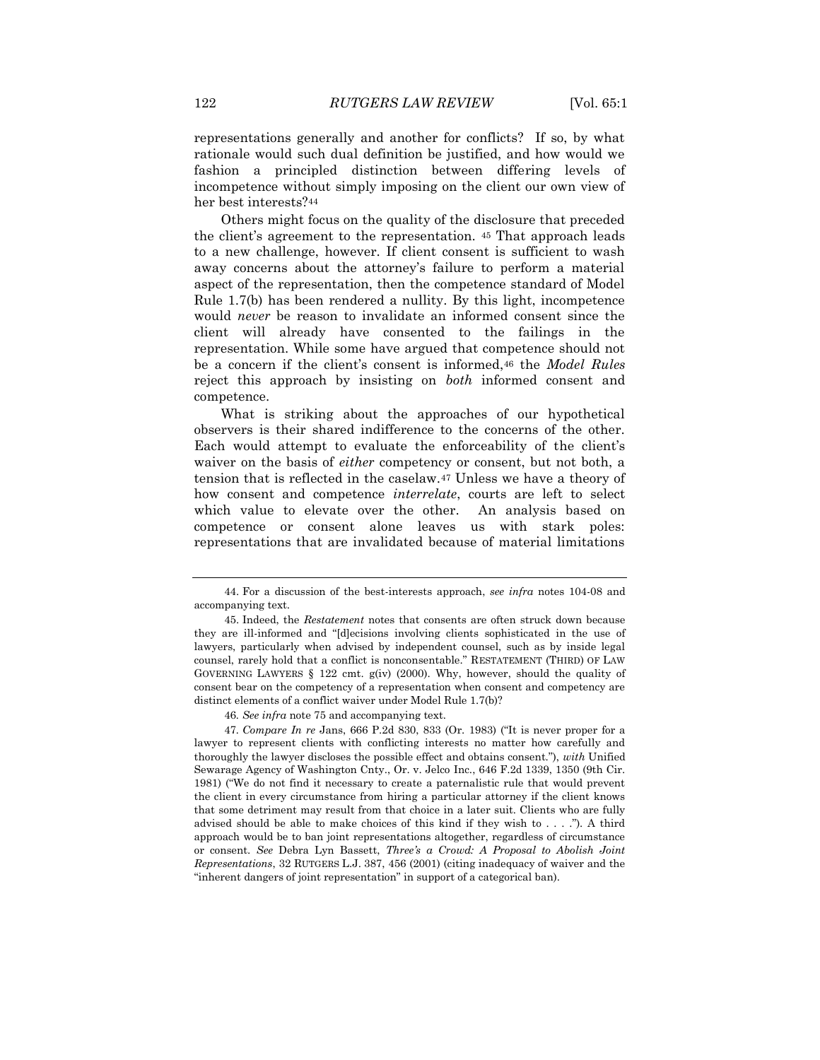representations generally and another for conflicts? If so, by what rationale would such dual definition be justified, and how would we fashion a principled distinction between differing levels of incompetence without simply imposing on the client our own view of her best interests?[44]

Others might focus on the quality of the disclosure that preceded the client's agreement to the representation. [45] That approach leads to a new challenge, however. If client consent is sufficient to wash away concerns about the attorney's failure to perform a material aspect of the representation, then the competence standard of Model Rule 1.7(b) has been rendered a nullity. By this light, incompetence would *never* be reason to invalidate an informed consent since the client will already have consented to the failings in the representation. While some have argued that competence should not be a concern if the client's consent is informed,[46] the *Model Rules* reject this approach by insisting on *both* informed consent and competence.

What is striking about the approaches of our hypothetical observers is their shared indifference to the concerns of the other. Each would attempt to evaluate the enforceability of the client's waiver on the basis of *either* competency or consent, but not both, a tension that is reflected in the caselaw.[47] Unless we have a theory of how consent and competence *interrelate*, courts are left to select which value to elevate over the other. An analysis based on competence or consent alone leaves us with stark poles: representations that are invalidated because of material limitations

---

44. For a discussion of the best-interests approach, *see infra* notes 104-08 and accompanying text.

45. Indeed, the *Restatement* notes that consents are often struck down because they are ill-informed and "[d]ecisions involving clients sophisticated in the use of lawyers, particularly when advised by independent counsel, such as by inside legal counsel, rarely hold that a conflict is nonconsentable." RESTATEMENT (THIRD) OF LAW GOVERNING LAWYERS § 122 cmt. g(iv) (2000). Why, however, should the quality of consent bear on the competency of a representation when consent and competency are distinct elements of a conflict waiver under Model Rule 1.7(b)?

46. *See infra* note 75 and accompanying text.

47. *Compare In re* Jans, 666 P.2d 830, 833 (Or. 1983) ("It is never proper for a lawyer to represent clients with conflicting interests no matter how carefully and thoroughly the lawyer discloses the possible effect and obtains consent."), *with* Unified Sewarage Agency of Washington Cnty., Or. v. Jelco Inc., 646 F.2d 1339, 1350 (9th Cir. 1981) ("We do not find it necessary to create a paternalistic rule that would prevent the client in every circumstance from hiring a particular attorney if the client knows that some detriment may result from that choice in a later suit. Clients who are fully advised should be able to make choices of this kind if they wish to . . . ."). A third approach would be to ban joint representations altogether, regardless of circumstance or consent. *See* Debra Lyn Bassett, *Three's a Crowd: A Proposal to Abolish Joint Representations*, 32 RUTGERS L.J. 387, 456 (2001) (citing inadequacy of waiver and the "inherent dangers of joint representation" in support of a categorical ban).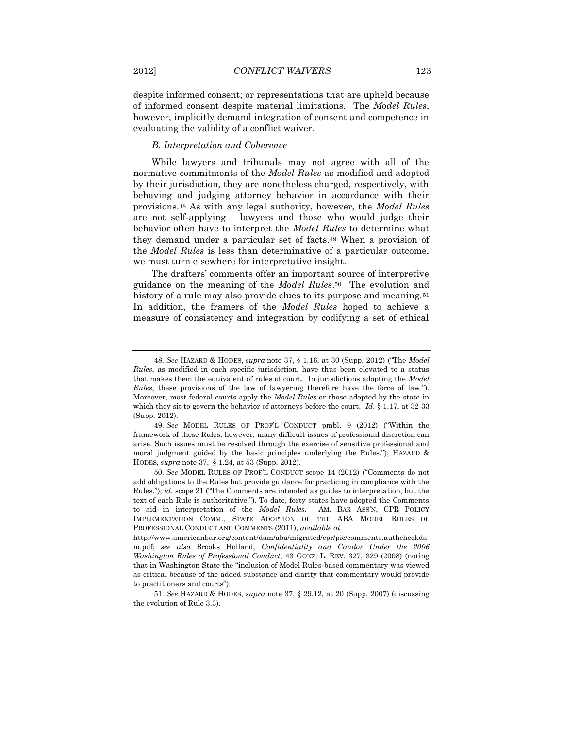despite informed consent; or representations that are upheld because of informed consent despite material limitations. The *Model Rules*, however, implicitly demand integration of consent and competence in evaluating the validity of a conflict waiver.

### *B. Interpretation and Coherence*

While lawyers and tribunals may not agree with all of the normative commitments of the *Model Rules* as modified and adopted by their jurisdiction, they are nonetheless charged, respectively, with behaving and judging attorney behavior in accordance with their provisions.[48] As with any legal authority, however, the *Model Rules* are not self-applying— lawyers and those who would judge their behavior often have to interpret the *Model Rules* to determine what they demand under a particular set of facts.[49] When a provision of the *Model Rules* is less than determinative of a particular outcome, we must turn elsewhere for interpretative insight.

The drafters' comments offer an important source of interpretive guidance on the meaning of the *Model Rules*.[50] The evolution and history of a rule may also provide clues to its purpose and meaning.[51] In addition, the framers of the *Model Rules* hoped to achieve a measure of consistency and integration by codifying a set of ethical

---

48. *See* HAZARD & HODES, *supra* note 37, § 1.16, at 30 (Supp. 2012) ("The *Model Rules*, as modified in each specific jurisdiction, have thus been elevated to a status that makes them the equivalent of rules of court. In jurisdictions adopting the *Model Rules*, these provisions of the law of lawyering therefore have the force of law."). Moreover, most federal courts apply the *Model Rules* or those adopted by the state in which they sit to govern the behavior of attorneys before the court. *Id*. § 1.17, at 32-33 (Supp. 2012).

49. *See* MODEL RULES OF PROF'L CONDUCT pmbl. 9 (2012) ("Within the framework of these Rules, however, many difficult issues of professional discretion can arise. Such issues must be resolved through the exercise of sensitive professional and moral judgment guided by the basic principles underlying the Rules."); HAZARD & HODES, *supra* note 37, § 1.24, at 53 (Supp. 2012).

50. *See* MODEL RULES OF PROF'L CONDUCT scope 14 (2012) ("Comments do not add obligations to the Rules but provide guidance for practicing in compliance with the Rules."); *id.* scope 21 ("The Comments are intended as guides to interpretation, but the text of each Rule is authoritative."). To date, forty states have adopted the Comments to aid in interpretation of the *Model Rules*. AM. BAR ASS'N, CPR POLICY IMPLEMENTATION COMM., STATE ADOPTION OF THE ABA MODEL RULES OF PROFESSIONAL CONDUCT AND COMMENTS (2011), *available at* http://www.americanbar.org/content/dam/aba/migrated/cpr/pic/comments.authcheckdam.pdf; *see also* Brooks Holland, *Confidentiality and Candor Under the 2006 Washington Rules of Professional Conduct*, 43 GONZ. L. REV. 327, 329 (2008) (noting that in Washington State the "inclusion of Model Rules-based commentary was viewed as critical because of the added substance and clarity that commentary would provide to practitioners and courts").

51. *See* HAZARD & HODES, *supra* note 37, § 29.12, at 20 (Supp. 2007) (discussing the evolution of Rule 3.3).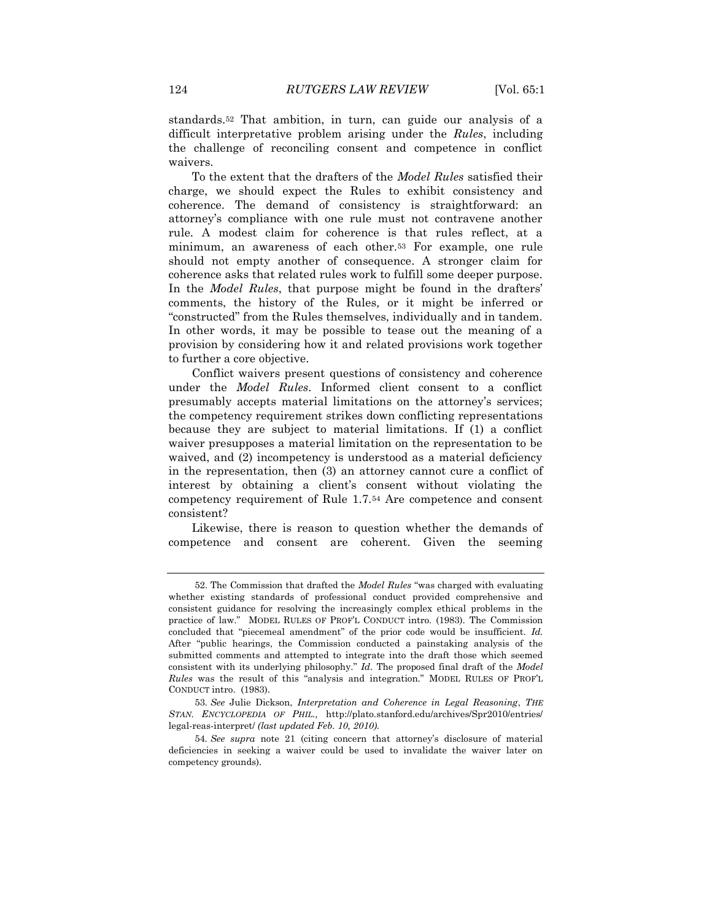standards.[52] That ambition, in turn, can guide our analysis of a difficult interpretative problem arising under the *Rules*, including the challenge of reconciling consent and competence in conflict waivers.

To the extent that the drafters of the *Model Rules* satisfied their charge, we should expect the Rules to exhibit consistency and coherence. The demand of consistency is straightforward: an attorney's compliance with one rule must not contravene another rule. A modest claim for coherence is that rules reflect, at a minimum, an awareness of each other.[53] For example, one rule should not empty another of consequence. A stronger claim for coherence asks that related rules work to fulfill some deeper purpose. In the *Model Rules*, that purpose might be found in the drafters' comments, the history of the Rules, or it might be inferred or "constructed" from the Rules themselves, individually and in tandem. In other words, it may be possible to tease out the meaning of a provision by considering how it and related provisions work together to further a core objective.

Conflict waivers present questions of consistency and coherence under the *Model Rules*. Informed client consent to a conflict presumably accepts material limitations on the attorney's services; the competency requirement strikes down conflicting representations because they are subject to material limitations. If (1) a conflict waiver presupposes a material limitation on the representation to be waived, and (2) incompetency is understood as a material deficiency in the representation, then (3) an attorney cannot cure a conflict of interest by obtaining a client's consent without violating the competency requirement of Rule 1.7.[54] Are competence and consent consistent?

Likewise, there is reason to question whether the demands of competence and consent are coherent. Given the seeming

---

52. The Commission that drafted the *Model Rules* "was charged with evaluating whether existing standards of professional conduct provided comprehensive and consistent guidance for resolving the increasingly complex ethical problems in the practice of law." MODEL RULES OF PROF'L CONDUCT intro. (1983). The Commission concluded that "piecemeal amendment" of the prior code would be insufficient. *Id.* After "public hearings, the Commission conducted a painstaking analysis of the submitted comments and attempted to integrate into the draft those which seemed consistent with its underlying philosophy." *Id.* The proposed final draft of the *Model Rules* was the result of this "analysis and integration." MODEL RULES OF PROF'L CONDUCT intro. (1983).

53. *See* Julie Dickson, *Interpretation and Coherence in Legal Reasoning*, *THE STAN. ENCYCLOPEDIA OF PHIL.*, http://plato.stanford.edu/archives/Spr2010/entries/legal-reas-interpret/ *(last updated Feb. 10, 2010)*.

54. *See supra* note 21 (citing concern that attorney's disclosure of material deficiencies in seeking a waiver could be used to invalidate the waiver later on competency grounds).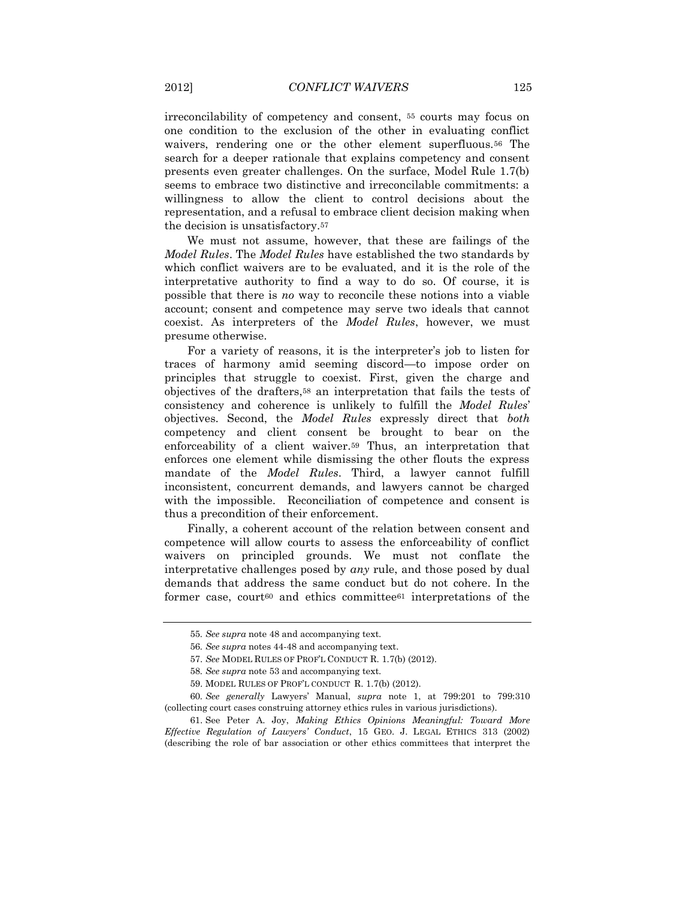irreconcilability of competency and consent, [55] courts may focus on one condition to the exclusion of the other in evaluating conflict waivers, rendering one or the other element superfluous.[56] The search for a deeper rationale that explains competency and consent presents even greater challenges. On the surface, Model Rule 1.7(b) seems to embrace two distinctive and irreconcilable commitments: a willingness to allow the client to control decisions about the representation, and a refusal to embrace client decision making when the decision is unsatisfactory.[57]

We must not assume, however, that these are failings of the *Model Rules*. The *Model Rules* have established the two standards by which conflict waivers are to be evaluated, and it is the role of the interpretative authority to find a way to do so. Of course, it is possible that there is *no* way to reconcile these notions into a viable account; consent and competence may serve two ideals that cannot coexist. As interpreters of the *Model Rules*, however, we must presume otherwise.

For a variety of reasons, it is the interpreter's job to listen for traces of harmony amid seeming discord—to impose order on principles that struggle to coexist. First, given the charge and objectives of the drafters,[58] an interpretation that fails the tests of consistency and coherence is unlikely to fulfill the *Model Rules*' objectives. Second, the *Model Rules* expressly direct that *both* competency and client consent be brought to bear on the enforceability of a client waiver.[59] Thus, an interpretation that enforces one element while dismissing the other flouts the express mandate of the *Model Rules*. Third, a lawyer cannot fulfill inconsistent, concurrent demands, and lawyers cannot be charged with the impossible. Reconciliation of competence and consent is thus a precondition of their enforcement.

Finally, a coherent account of the relation between consent and competence will allow courts to assess the enforceability of conflict waivers on principled grounds. We must not conflate the interpretative challenges posed by *any* rule, and those posed by dual demands that address the same conduct but do not cohere. In the former case, court[60] and ethics committee[61] interpretations of the

---

55. *See supra* note 48 and accompanying text.

56. *See supra* notes 44-48 and accompanying text.

57. *See* MODEL RULES OF PROF'L CONDUCT R. 1.7(b) (2012).

58. *See supra* note 53 and accompanying text.

59. MODEL RULES OF PROF'L CONDUCT R. 1.7(b) (2012).

60. *See generally* Lawyers' Manual, *supra* note 1, at 799:201 to 799:310 (collecting court cases construing attorney ethics rules in various jurisdictions).

61. See Peter A. Joy, *Making Ethics Opinions Meaningful: Toward More Effective Regulation of Lawyers' Conduct*, 15 GEO. J. LEGAL ETHICS 313 (2002) (describing the role of bar association or other ethics committees that interpret the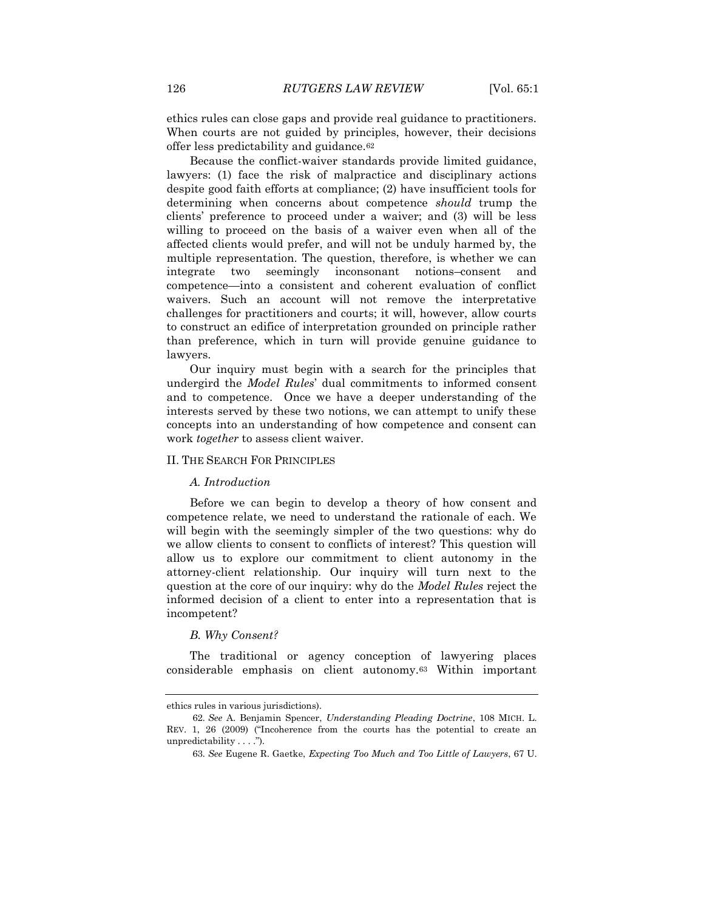ethics rules can close gaps and provide real guidance to practitioners. When courts are not guided by principles, however, their decisions offer less predictability and guidance.[62]

Because the conflict-waiver standards provide limited guidance, lawyers: (1) face the risk of malpractice and disciplinary actions despite good faith efforts at compliance; (2) have insufficient tools for determining when concerns about competence *should* trump the clients' preference to proceed under a waiver; and (3) will be less willing to proceed on the basis of a waiver even when all of the affected clients would prefer, and will not be unduly harmed by, the multiple representation. The question, therefore, is whether we can integrate two seemingly inconsonant notions–consent and competence—into a consistent and coherent evaluation of conflict waivers. Such an account will not remove the interpretative challenges for practitioners and courts; it will, however, allow courts to construct an edifice of interpretation grounded on principle rather than preference, which in turn will provide genuine guidance to lawyers.

Our inquiry must begin with a search for the principles that undergird the *Model Rules*' dual commitments to informed consent and to competence. Once we have a deeper understanding of the interests served by these two notions, we can attempt to unify these concepts into an understanding of how competence and consent can work *together* to assess client waiver.

## II. The Search For Principles

### *A. Introduction*

Before we can begin to develop a theory of how consent and competence relate, we need to understand the rationale of each. We will begin with the seemingly simpler of the two questions: why do we allow clients to consent to conflicts of interest? This question will allow us to explore our commitment to client autonomy in the attorney-client relationship. Our inquiry will turn next to the question at the core of our inquiry: why do the *Model Rules* reject the informed decision of a client to enter into a representation that is incompetent?

### *B. Why Consent?*

The traditional or agency conception of lawyering places considerable emphasis on client autonomy.[63] Within important

---

ethics rules in various jurisdictions).

62. *See* A. Benjamin Spencer, *Understanding Pleading Doctrine*, 108 MICH. L. REV. 1, 26 (2009) ("Incoherence from the courts has the potential to create an unpredictability . . . .").

63. *See* Eugene R. Gaetke, *Expecting Too Much and Too Little of Lawyers*, 67 U.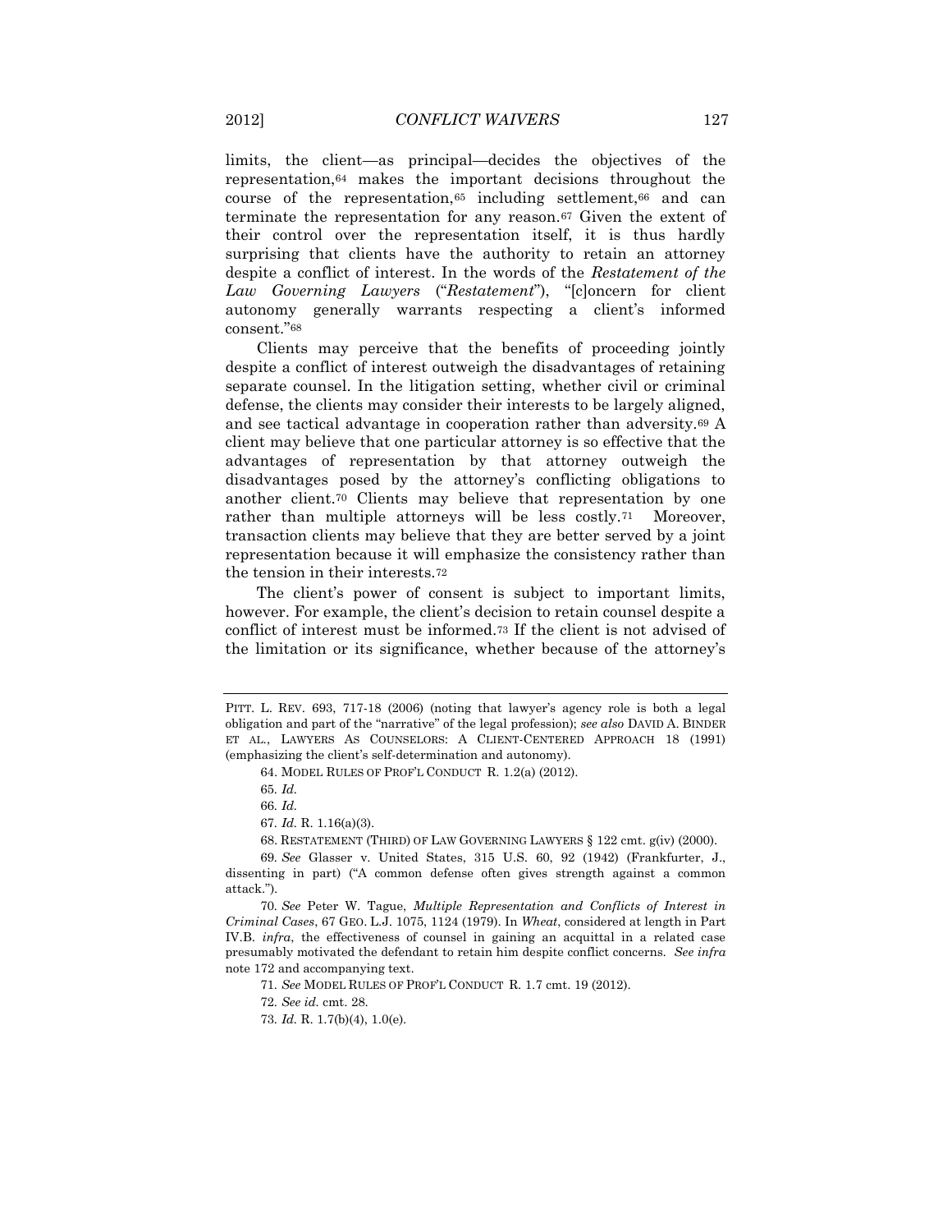limits, the client—as principal—decides the objectives of the representation,[64] makes the important decisions throughout the course of the representation,[65] including settlement,[66] and can terminate the representation for any reason.[67] Given the extent of their control over the representation itself, it is thus hardly surprising that clients have the authority to retain an attorney despite a conflict of interest. In the words of the *Restatement of the Law Governing Lawyers* ("*Restatement*"), "[c]oncern for client autonomy generally warrants respecting a client's informed consent."[68]

Clients may perceive that the benefits of proceeding jointly despite a conflict of interest outweigh the disadvantages of retaining separate counsel. In the litigation setting, whether civil or criminal defense, the clients may consider their interests to be largely aligned, and see tactical advantage in cooperation rather than adversity.[69] A client may believe that one particular attorney is so effective that the advantages of representation by that attorney outweigh the disadvantages posed by the attorney's conflicting obligations to another client.[70] Clients may believe that representation by one rather than multiple attorneys will be less costly.[71] Moreover, transaction clients may believe that they are better served by a joint representation because it will emphasize the consistency rather than the tension in their interests.[72]

The client's power of consent is subject to important limits, however. For example, the client's decision to retain counsel despite a conflict of interest must be informed.[73] If the client is not advised of the limitation or its significance, whether because of the attorney's

---

PITT. L. REV. 693, 717-18 (2006) (noting that lawyer's agency role is both a legal obligation and part of the "narrative" of the legal profession); *see also* DAVID A. BINDER ET AL., LAWYERS AS COUNSELORS: A CLIENT-CENTERED APPROACH 18 (1991) (emphasizing the client's self-determination and autonomy).

64. MODEL RULES OF PROF'L CONDUCT R. 1.2(a) (2012).

65. *Id.*

66. *Id.*

67. *Id.* R. 1.16(a)(3).

68. RESTATEMENT (THIRD) OF LAW GOVERNING LAWYERS § 122 cmt. g(iv) (2000).

69. *See* Glasser v. United States, 315 U.S. 60, 92 (1942) (Frankfurter, J., dissenting in part) ("A common defense often gives strength against a common attack.").

70. *See* Peter W. Tague, *Multiple Representation and Conflicts of Interest in Criminal Cases*, 67 GEO. L.J. 1075, 1124 (1979). In *Wheat*, considered at length in Part IV.B. *infra*, the effectiveness of counsel in gaining an acquittal in a related case presumably motivated the defendant to retain him despite conflict concerns. *See infra* note 172 and accompanying text.

71. *See* MODEL RULES OF PROF'L CONDUCT R. 1.7 cmt. 19 (2012).

72. *See id.* cmt. 28.

73. *Id.* R. 1.7(b)(4), 1.0(e).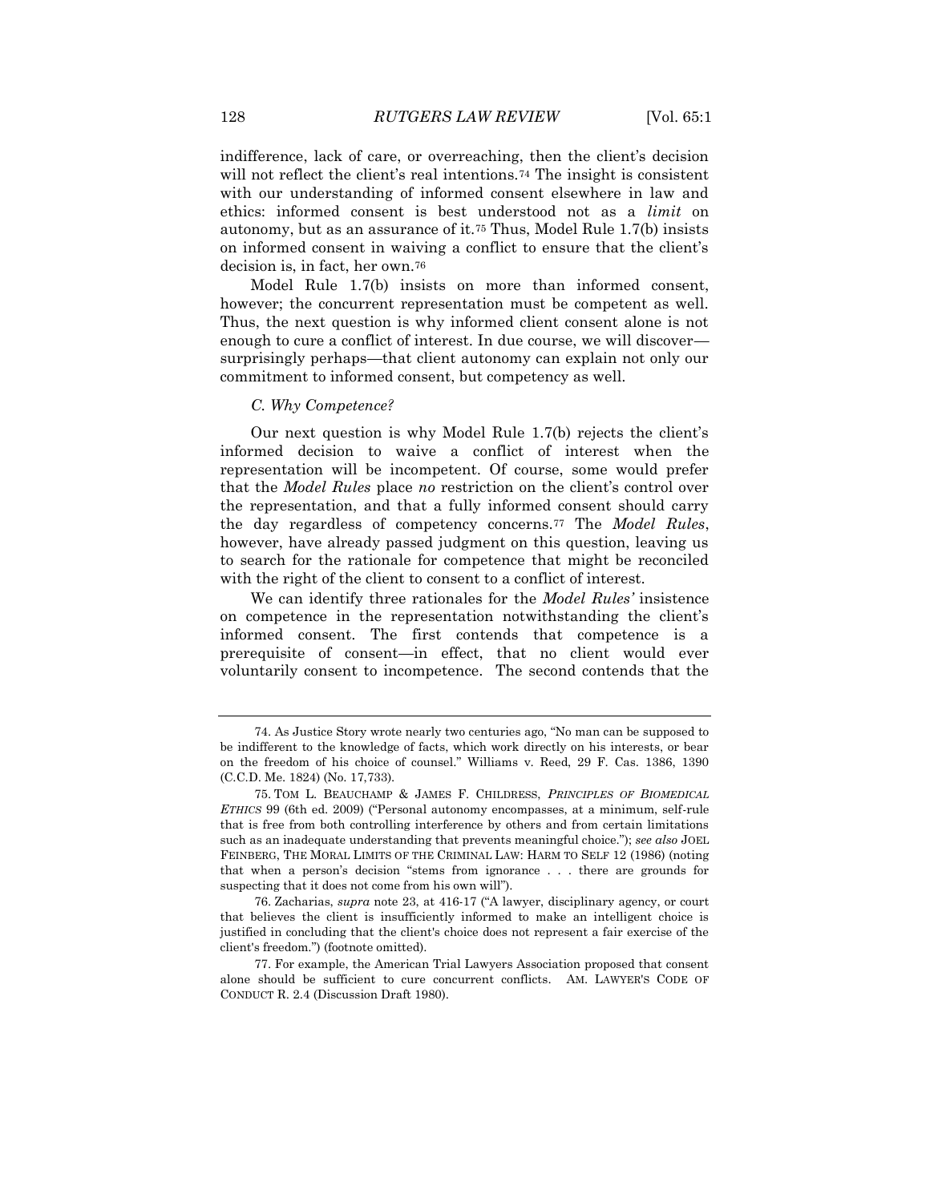indifference, lack of care, or overreaching, then the client's decision will not reflect the client's real intentions.[74] The insight is consistent with our understanding of informed consent elsewhere in law and ethics: informed consent is best understood not as a *limit* on autonomy, but as an assurance of it.[75] Thus, Model Rule 1.7(b) insists on informed consent in waiving a conflict to ensure that the client's decision is, in fact, her own.[76]

Model Rule 1.7(b) insists on more than informed consent, however; the concurrent representation must be competent as well. Thus, the next question is why informed client consent alone is not enough to cure a conflict of interest. In due course, we will discover—surprisingly perhaps—that client autonomy can explain not only our commitment to informed consent, but competency as well.

### *C. Why Competence?*

Our next question is why Model Rule 1.7(b) rejects the client's informed decision to waive a conflict of interest when the representation will be incompetent. Of course, some would prefer that the *Model Rules* place *no* restriction on the client's control over the representation, and that a fully informed consent should carry the day regardless of competency concerns.[77] The *Model Rules*, however, have already passed judgment on this question, leaving us to search for the rationale for competence that might be reconciled with the right of the client to consent to a conflict of interest.

We can identify three rationales for the *Model Rules'* insistence on competence in the representation notwithstanding the client's informed consent. The first contends that competence is a prerequisite of consent—in effect, that no client would ever voluntarily consent to incompetence. The second contends that the

---

74. As Justice Story wrote nearly two centuries ago, "No man can be supposed to be indifferent to the knowledge of facts, which work directly on his interests, or bear on the freedom of his choice of counsel." Williams v. Reed, 29 F. Cas. 1386, 1390 (C.C.D. Me. 1824) (No. 17,733).

75. TOM L. BEAUCHAMP & JAMES F. CHILDRESS, *PRINCIPLES OF BIOMEDICAL ETHICS* 99 (6th ed. 2009) ("Personal autonomy encompasses, at a minimum, self-rule that is free from both controlling interference by others and from certain limitations such as an inadequate understanding that prevents meaningful choice."); *see also* JOEL FEINBERG, THE MORAL LIMITS OF THE CRIMINAL LAW: HARM TO SELF 12 (1986) (noting that when a person's decision "stems from ignorance . . . there are grounds for suspecting that it does not come from his own will").

76. Zacharias, *supra* note 23, at 416-17 ("A lawyer, disciplinary agency, or court that believes the client is insufficiently informed to make an intelligent choice is justified in concluding that the client's choice does not represent a fair exercise of the client's freedom.") (footnote omitted).

77. For example, the American Trial Lawyers Association proposed that consent alone should be sufficient to cure concurrent conflicts. AM. LAWYER'S CODE OF CONDUCT R. 2.4 (Discussion Draft 1980).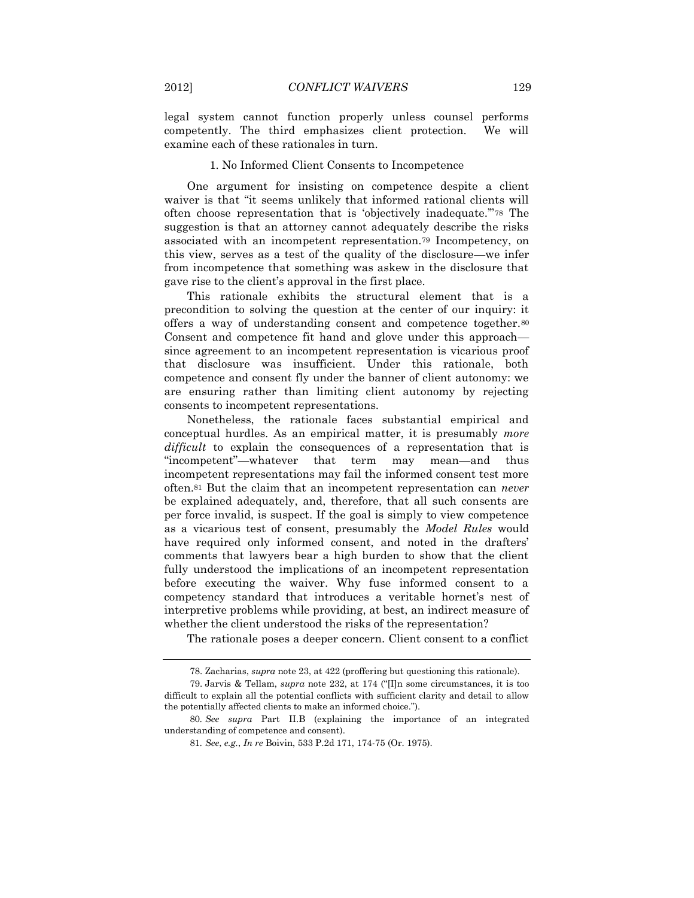legal system cannot function properly unless counsel performs competently. The third emphasizes client protection. We will examine each of these rationales in turn.

### 1. No Informed Client Consents to Incompetence

One argument for insisting on competence despite a client waiver is that "it seems unlikely that informed rational clients will often choose representation that is 'objectively inadequate.'"[78] The suggestion is that an attorney cannot adequately describe the risks associated with an incompetent representation.[79] Incompetency, on this view, serves as a test of the quality of the disclosure—we infer from incompetence that something was askew in the disclosure that gave rise to the client's approval in the first place.

This rationale exhibits the structural element that is a precondition to solving the question at the center of our inquiry: it offers a way of understanding consent and competence together.[80] Consent and competence fit hand and glove under this approach—since agreement to an incompetent representation is vicarious proof that disclosure was insufficient. Under this rationale, both competence and consent fly under the banner of client autonomy: we are ensuring rather than limiting client autonomy by rejecting consents to incompetent representations.

Nonetheless, the rationale faces substantial empirical and conceptual hurdles. As an empirical matter, it is presumably *more difficult* to explain the consequences of a representation that is "incompetent"—whatever that term may mean—and thus incompetent representations may fail the informed consent test more often.[81] But the claim that an incompetent representation can *never* be explained adequately, and, therefore, that all such consents are per force invalid, is suspect. If the goal is simply to view competence as a vicarious test of consent, presumably the *Model Rules* would have required only informed consent, and noted in the drafters' comments that lawyers bear a high burden to show that the client fully understood the implications of an incompetent representation before executing the waiver. Why fuse informed consent to a competency standard that introduces a veritable hornet's nest of interpretive problems while providing, at best, an indirect measure of whether the client understood the risks of the representation?

The rationale poses a deeper concern. Client consent to a conflict

---

78. Zacharias, *supra* note 23, at 422 (proffering but questioning this rationale).

79. Jarvis & Tellam, *supra* note 232, at 174 ("[I]n some circumstances, it is too difficult to explain all the potential conflicts with sufficient clarity and detail to allow the potentially affected clients to make an informed choice.").

80. *See supra* Part II.B (explaining the importance of an integrated understanding of competence and consent).

81. *See, e.g.*, *In re* Boivin, 533 P.2d 171, 174-75 (Or. 1975).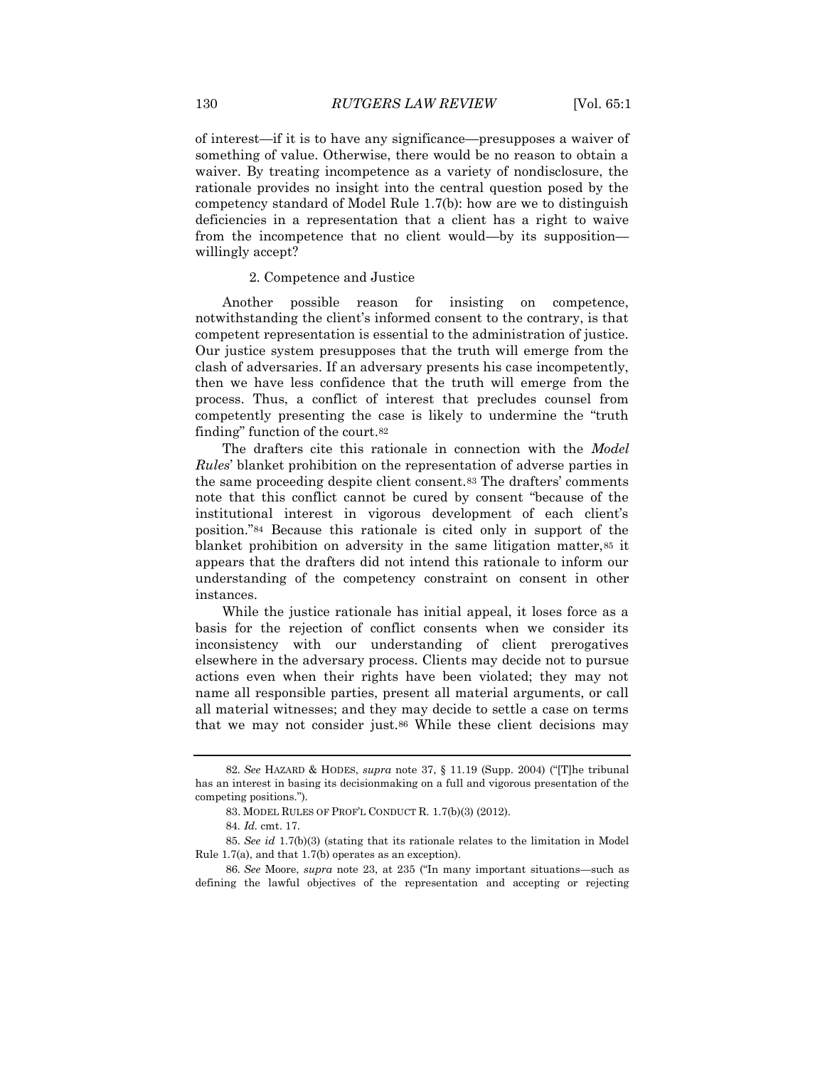of interest—if it is to have any significance—presupposes a waiver of something of value. Otherwise, there would be no reason to obtain a waiver. By treating incompetence as a variety of nondisclosure, the rationale provides no insight into the central question posed by the competency standard of Model Rule 1.7(b): how are we to distinguish deficiencies in a representation that a client has a right to waive from the incompetence that no client would—by its supposition—willingly accept?

### 2. Competence and Justice

Another possible reason for insisting on competence, notwithstanding the client's informed consent to the contrary, is that competent representation is essential to the administration of justice. Our justice system presupposes that the truth will emerge from the clash of adversaries. If an adversary presents his case incompetently, then we have less confidence that the truth will emerge from the process. Thus, a conflict of interest that precludes counsel from competently presenting the case is likely to undermine the "truth finding" function of the court.[82]

The drafters cite this rationale in connection with the *Model Rules*' blanket prohibition on the representation of adverse parties in the same proceeding despite client consent.[83] The drafters' comments note that this conflict cannot be cured by consent "because of the institutional interest in vigorous development of each client's position."[84] Because this rationale is cited only in support of the blanket prohibition on adversity in the same litigation matter,[85] it appears that the drafters did not intend this rationale to inform our understanding of the competency constraint on consent in other instances.

While the justice rationale has initial appeal, it loses force as a basis for the rejection of conflict consents when we consider its inconsistency with our understanding of client prerogatives elsewhere in the adversary process. Clients may decide not to pursue actions even when their rights have been violated; they may not name all responsible parties, present all material arguments, or call all material witnesses; and they may decide to settle a case on terms that we may not consider just.[86] While these client decisions may

---

82. *See* HAZARD & HODES, *supra* note 37, § 11.19 (Supp. 2004) ("[T]he tribunal has an interest in basing its decisionmaking on a full and vigorous presentation of the competing positions.").

83. MODEL RULES OF PROF'L CONDUCT R. 1.7(b)(3) (2012).

84. *Id.* cmt. 17.

85. *See id* 1.7(b)(3) (stating that its rationale relates to the limitation in Model Rule 1.7(a), and that 1.7(b) operates as an exception).

86. *See* Moore, *supra* note 23, at 235 ("In many important situations—such as defining the lawful objectives of the representation and accepting or rejecting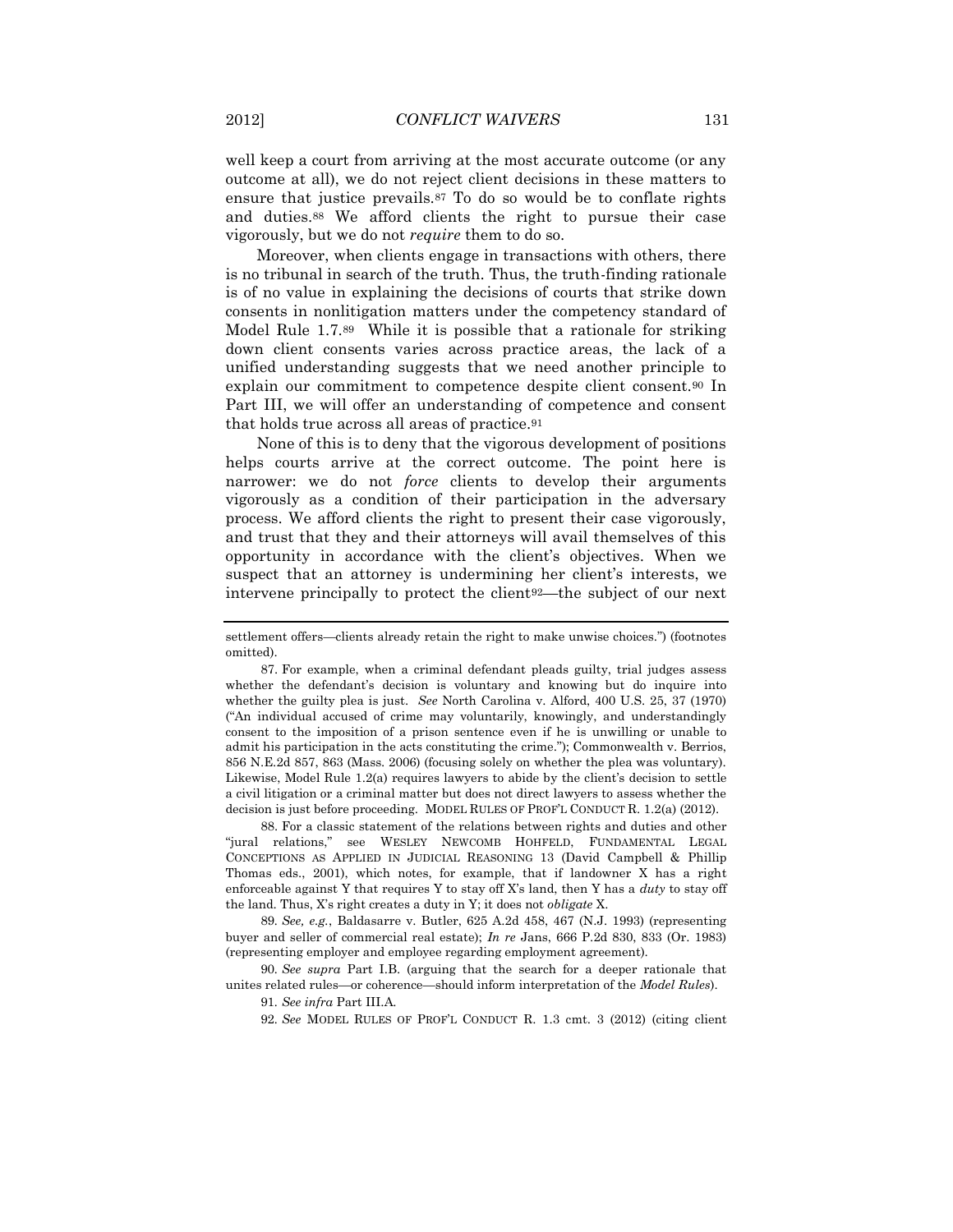well keep a court from arriving at the most accurate outcome (or any outcome at all), we do not reject client decisions in these matters to ensure that justice prevails.[87] To do so would be to conflate rights and duties.[88] We afford clients the right to pursue their case vigorously, but we do not *require* them to do so.

Moreover, when clients engage in transactions with others, there is no tribunal in search of the truth. Thus, the truth-finding rationale is of no value in explaining the decisions of courts that strike down consents in nonlitigation matters under the competency standard of Model Rule 1.7.[89] While it is possible that a rationale for striking down client consents varies across practice areas, the lack of a unified understanding suggests that we need another principle to explain our commitment to competence despite client consent.[90] In Part III, we will offer an understanding of competence and consent that holds true across all areas of practice.[91]

None of this is to deny that the vigorous development of positions helps courts arrive at the correct outcome. The point here is narrower: we do not *force* clients to develop their arguments vigorously as a condition of their participation in the adversary process. We afford clients the right to present their case vigorously, and trust that they and their attorneys will avail themselves of this opportunity in accordance with the client's objectives. When we suspect that an attorney is undermining her client's interests, we intervene principally to protect the client[92]—the subject of our next

---

settlement offers—clients already retain the right to make unwise choices.") (footnotes omitted).

87. For example, when a criminal defendant pleads guilty, trial judges assess whether the defendant's decision is voluntary and knowing but do inquire into whether the guilty plea is just. *See* North Carolina v. Alford, 400 U.S. 25, 37 (1970) ("An individual accused of crime may voluntarily, knowingly, and understandingly consent to the imposition of a prison sentence even if he is unwilling or unable to admit his participation in the acts constituting the crime."); Commonwealth v. Berrios, 856 N.E.2d 857, 863 (Mass. 2006) (focusing solely on whether the plea was voluntary). Likewise, Model Rule 1.2(a) requires lawyers to abide by the client's decision to settle a civil litigation or a criminal matter but does not direct lawyers to assess whether the decision is just before proceeding. MODEL RULES OF PROF'L CONDUCT R. 1.2(a) (2012).

88. For a classic statement of the relations between rights and duties and other "jural relations," see WESLEY NEWCOMB HOHFELD, FUNDAMENTAL LEGAL CONCEPTIONS AS APPLIED IN JUDICIAL REASONING 13 (David Campbell & Phillip Thomas eds., 2001), which notes, for example, that if landowner X has a right enforceable against Y that requires Y to stay off X's land, then Y has a *duty* to stay off the land. Thus, X's right creates a duty in Y; it does not *obligate* X.

89. *See, e.g.*, Baldasarre v. Butler, 625 A.2d 458, 467 (N.J. 1993) (representing buyer and seller of commercial real estate); *In re* Jans, 666 P.2d 830, 833 (Or. 1983) (representing employer and employee regarding employment agreement).

90. *See supra* Part I.B. (arguing that the search for a deeper rationale that unites related rules—or coherence—should inform interpretation of the *Model Rules*).

91. *See infra* Part III.A.

92. *See* MODEL RULES OF PROF'L CONDUCT R. 1.3 cmt. 3 (2012) (citing client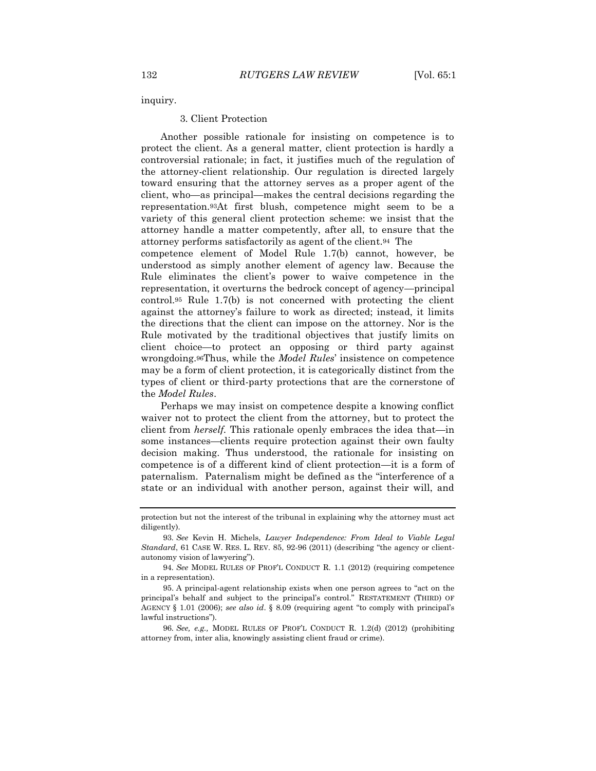inquiry.

### 3. Client Protection

Another possible rationale for insisting on competence is to protect the client. As a general matter, client protection is hardly a controversial rationale; in fact, it justifies much of the regulation of the attorney-client relationship. Our regulation is directed largely toward ensuring that the attorney serves as a proper agent of the client, who—as principal—makes the central decisions regarding the representation.[93] At first blush, competence might seem to be a variety of this general client protection scheme: we insist that the attorney handle a matter competently, after all, to ensure that the attorney performs satisfactorily as agent of the client.[94] The competence element of Model Rule 1.7(b) cannot, however, be understood as simply another element of agency law. Because the Rule eliminates the client's power to waive competence in the representation, it overturns the bedrock concept of agency—principal control.[95] Rule 1.7(b) is not concerned with protecting the client against the attorney's failure to work as directed; instead, it limits the directions that the client can impose on the attorney. Nor is the Rule motivated by the traditional objectives that justify limits on client choice—to protect an opposing or third party against wrongdoing.[96] Thus, while the *Model Rules*' insistence on competence may be a form of client protection, it is categorically distinct from the types of client or third-party protections that are the cornerstone of the *Model Rules*.

Perhaps we may insist on competence despite a knowing conflict waiver not to protect the client from the attorney, but to protect the client from *herself*. This rationale openly embraces the idea that—in some instances—clients require protection against their own faulty decision making. Thus understood, the rationale for insisting on competence is of a different kind of client protection—it is a form of paternalism. Paternalism might be defined as the "interference of a state or an individual with another person, against their will, and

---

protection but not the interest of the tribunal in explaining why the attorney must act diligently).

93. *See* Kevin H. Michels, *Lawyer Independence: From Ideal to Viable Legal Standard*, 61 CASE W. RES. L. REV. 85, 92-96 (2011) (describing "the agency or client-autonomy vision of lawyering").

94. *See* MODEL RULES OF PROF'L CONDUCT R. 1.1 (2012) (requiring competence in a representation).

95. A principal-agent relationship exists when one person agrees to "act on the principal's behalf and subject to the principal's control." RESTATEMENT (THIRD) OF AGENCY § 1.01 (2006); *see also id*. § 8.09 (requiring agent "to comply with principal's lawful instructions").

96. *See, e.g.,* MODEL RULES OF PROF'L CONDUCT R. 1.2(d) (2012) (prohibiting attorney from, inter alia, knowingly assisting client fraud or crime).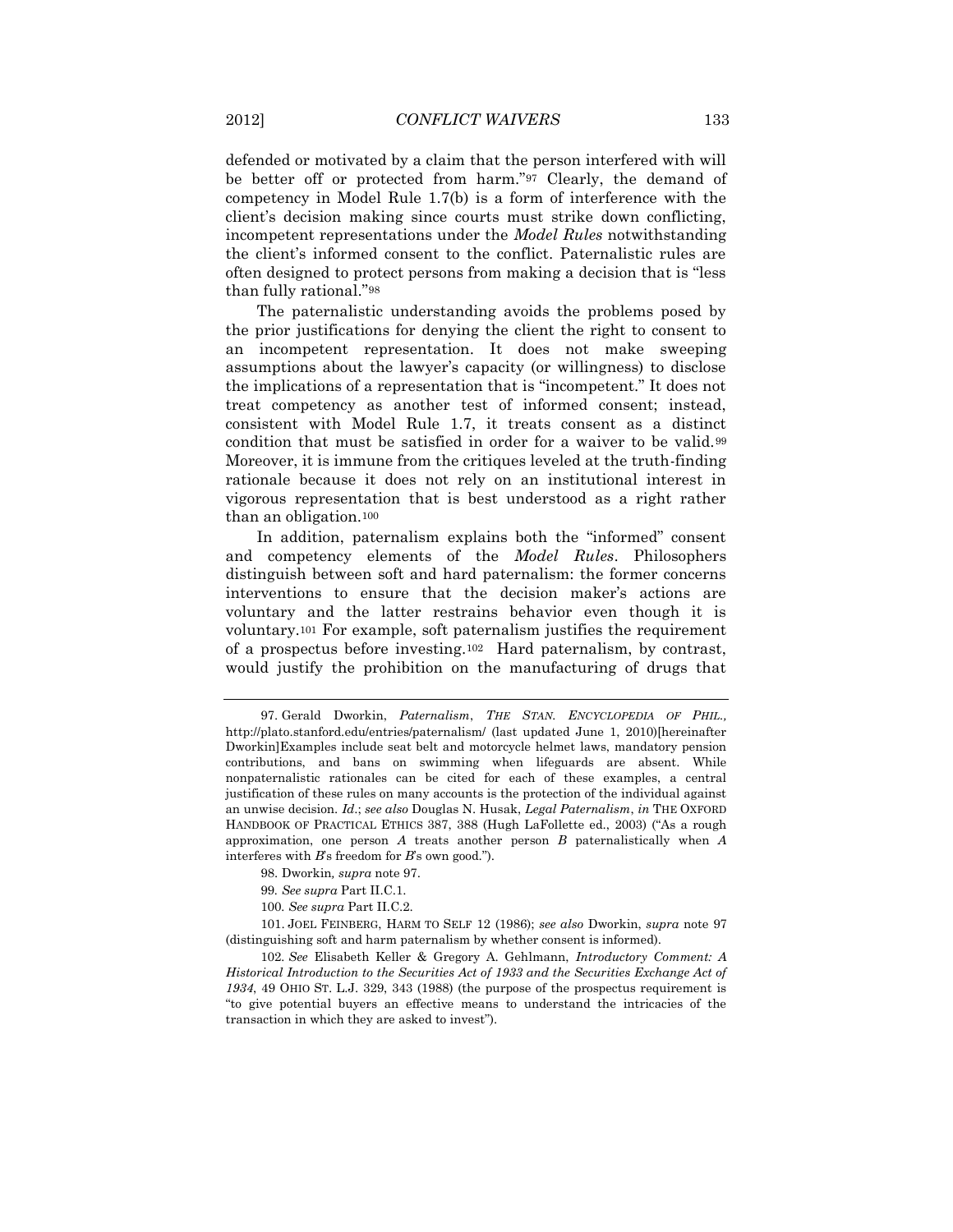defended or motivated by a claim that the person interfered with will be better off or protected from harm."[97] Clearly, the demand of competency in Model Rule 1.7(b) is a form of interference with the client's decision making since courts must strike down conflicting, incompetent representations under the *Model Rules* notwithstanding the client's informed consent to the conflict. Paternalistic rules are often designed to protect persons from making a decision that is "less than fully rational."[98]

The paternalistic understanding avoids the problems posed by the prior justifications for denying the client the right to consent to an incompetent representation. It does not make sweeping assumptions about the lawyer's capacity (or willingness) to disclose the implications of a representation that is "incompetent." It does not treat competency as another test of informed consent; instead, consistent with Model Rule 1.7, it treats consent as a distinct condition that must be satisfied in order for a waiver to be valid.[99] Moreover, it is immune from the critiques leveled at the truth-finding rationale because it does not rely on an institutional interest in vigorous representation that is best understood as a right rather than an obligation.[100]

In addition, paternalism explains both the "informed" consent and competency elements of the *Model Rules*. Philosophers distinguish between soft and hard paternalism: the former concerns interventions to ensure that the decision maker's actions are voluntary and the latter restrains behavior even though it is voluntary.[101] For example, soft paternalism justifies the requirement of a prospectus before investing.[102] Hard paternalism, by contrast, would justify the prohibition on the manufacturing of drugs that

---

97. Gerald Dworkin, *Paternalism*, *THE STAN. ENCYCLOPEDIA OF PHIL.*, http://plato.stanford.edu/entries/paternalism/ (last updated June 1, 2010)[hereinafter Dworkin]Examples include seat belt and motorcycle helmet laws, mandatory pension contributions, and bans on swimming when lifeguards are absent. While nonpaternalistic rationales can be cited for each of these examples, a central justification of these rules on many accounts is the protection of the individual against an unwise decision. *Id.*; *see also* Douglas N. Husak, *Legal Paternalism*, *in* THE OXFORD HANDBOOK OF PRACTICAL ETHICS 387, 388 (Hugh LaFollette ed., 2003) ("As a rough approximation, one person *A* treats another person *B* paternalistically when *A* interferes with *B*'s freedom for *B*'s own good.").

98. Dworkin*, supra* note 97.

99. *See supra* Part II.C.1.

100. *See supra* Part II.C.2.

101. JOEL FEINBERG, HARM TO SELF 12 (1986); *see also* Dworkin, *supra* note 97 (distinguishing soft and harm paternalism by whether consent is informed).

102. *See* Elisabeth Keller & Gregory A. Gehlmann, *Introductory Comment: A Historical Introduction to the Securities Act of 1933 and the Securities Exchange Act of 1934*, 49 OHIO ST. L.J. 329, 343 (1988) (the purpose of the prospectus requirement is "to give potential buyers an effective means to understand the intricacies of the transaction in which they are asked to invest").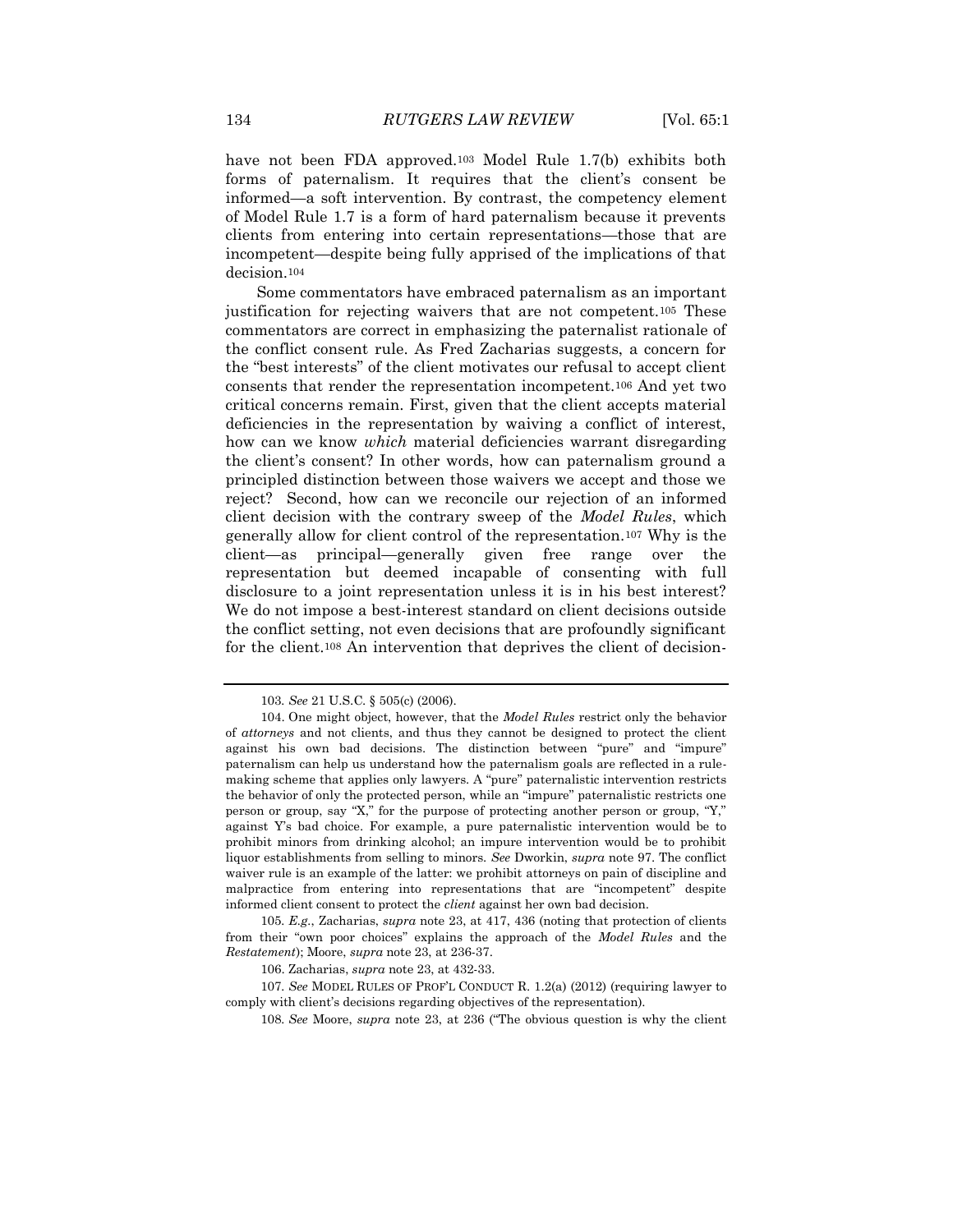have not been FDA approved.[103] Model Rule 1.7(b) exhibits both forms of paternalism. It requires that the client's consent be informed—a soft intervention. By contrast, the competency element of Model Rule 1.7 is a form of hard paternalism because it prevents clients from entering into certain representations—those that are incompetent—despite being fully apprised of the implications of that decision.[104]

Some commentators have embraced paternalism as an important justification for rejecting waivers that are not competent.[105] These commentators are correct in emphasizing the paternalist rationale of the conflict consent rule. As Fred Zacharias suggests, a concern for the "best interests" of the client motivates our refusal to accept client consents that render the representation incompetent.[106] And yet two critical concerns remain. First, given that the client accepts material deficiencies in the representation by waiving a conflict of interest, how can we know *which* material deficiencies warrant disregarding the client's consent? In other words, how can paternalism ground a principled distinction between those waivers we accept and those we reject? Second, how can we reconcile our rejection of an informed client decision with the contrary sweep of the *Model Rules*, which generally allow for client control of the representation.[107] Why is the client—as principal—generally given free range over the representation but deemed incapable of consenting with full disclosure to a joint representation unless it is in his best interest? We do not impose a best-interest standard on client decisions outside the conflict setting, not even decisions that are profoundly significant for the client.[108] An intervention that deprives the client of decision-

---

103. *See* 21 U.S.C. § 505(c) (2006).

104. One might object, however, that the *Model Rules* restrict only the behavior of *attorneys* and not clients, and thus they cannot be designed to protect the client against his own bad decisions. The distinction between "pure" and "impure" paternalism can help us understand how the paternalism goals are reflected in a rule-making scheme that applies only lawyers. A "pure" paternalistic intervention restricts the behavior of only the protected person, while an "impure" paternalistic restricts one person or group, say "X," for the purpose of protecting another person or group, "Y," against Y's bad choice. For example, a pure paternalistic intervention would be to prohibit minors from drinking alcohol; an impure intervention would be to prohibit liquor establishments from selling to minors. *See* Dworkin, *supra* note 97. The conflict waiver rule is an example of the latter: we prohibit attorneys on pain of discipline and malpractice from entering into representations that are "incompetent" despite informed client consent to protect the *client* against her own bad decision.

105. *E.g.*, Zacharias, *supra* note 23, at 417, 436 (noting that protection of clients from their "own poor choices" explains the approach of the *Model Rules* and the *Restatement*); Moore, *supra* note 23, at 236-37.

106. Zacharias, *supra* note 23, at 432-33.

107. *See* MODEL RULES OF PROF'L CONDUCT R. 1.2(a) (2012) (requiring lawyer to comply with client's decisions regarding objectives of the representation).

108. *See* Moore, *supra* note 23, at 236 ("The obvious question is why the client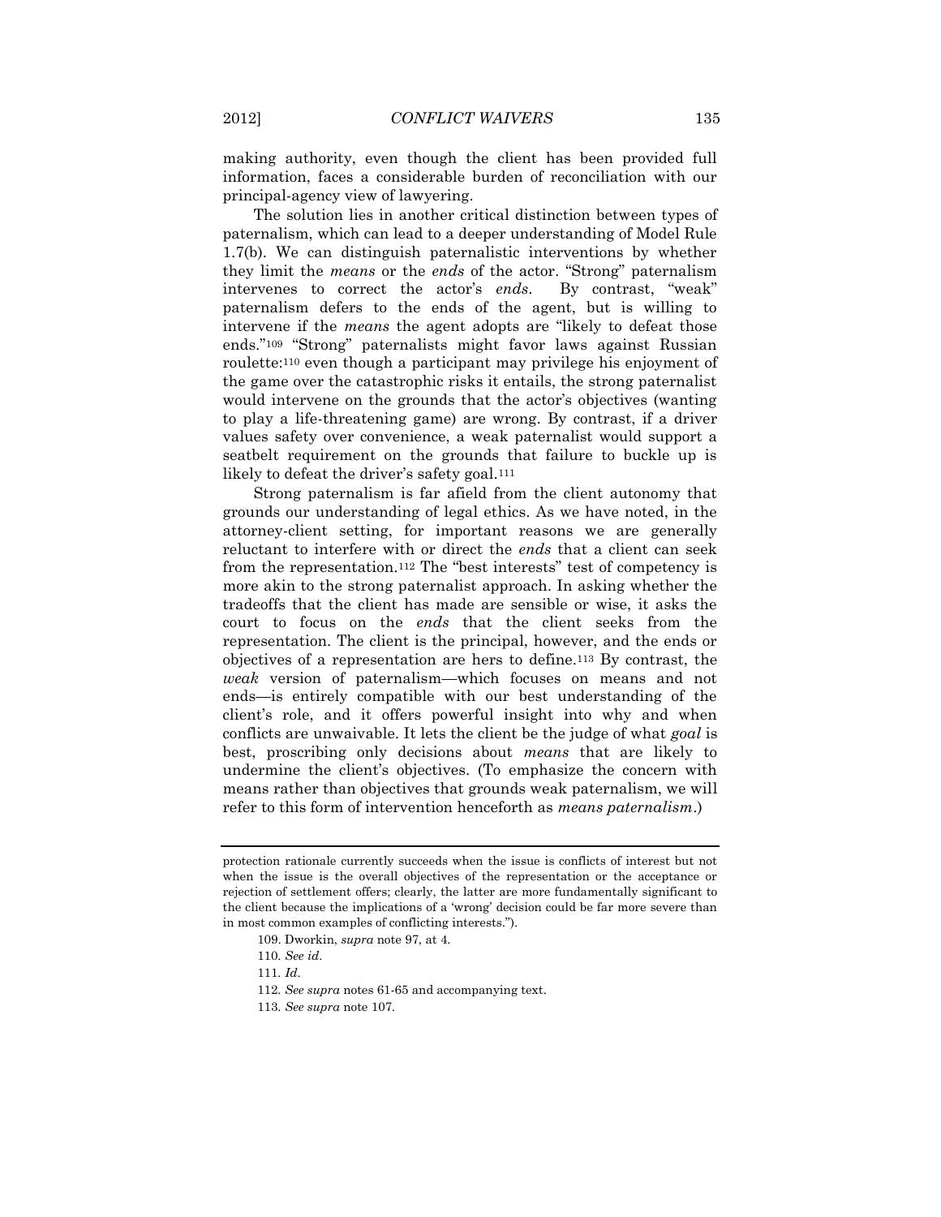making authority, even though the client has been provided full information, faces a considerable burden of reconciliation with our principal-agency view of lawyering.

The solution lies in another critical distinction between types of paternalism, which can lead to a deeper understanding of Model Rule 1.7(b). We can distinguish paternalistic interventions by whether they limit the *means* or the *ends* of the actor. "Strong" paternalism intervenes to correct the actor's *ends*. By contrast, "weak" paternalism defers to the ends of the agent, but is willing to intervene if the *means* the agent adopts are "likely to defeat those ends."[109] "Strong" paternalists might favor laws against Russian roulette:[110] even though a participant may privilege his enjoyment of the game over the catastrophic risks it entails, the strong paternalist would intervene on the grounds that the actor's objectives (wanting to play a life-threatening game) are wrong. By contrast, if a driver values safety over convenience, a weak paternalist would support a seatbelt requirement on the grounds that failure to buckle up is likely to defeat the driver's safety goal.[111]

Strong paternalism is far afield from the client autonomy that grounds our understanding of legal ethics. As we have noted, in the attorney-client setting, for important reasons we are generally reluctant to interfere with or direct the *ends* that a client can seek from the representation.[112] The "best interests" test of competency is more akin to the strong paternalist approach. In asking whether the tradeoffs that the client has made are sensible or wise, it asks the court to focus on the *ends* that the client seeks from the representation. The client is the principal, however, and the ends or objectives of a representation are hers to define.[113] By contrast, the *weak* version of paternalism—which focuses on means and not ends—is entirely compatible with our best understanding of the client's role, and it offers powerful insight into why and when conflicts are unwaivable. It lets the client be the judge of what *goal* is best, proscribing only decisions about *means* that are likely to undermine the client's objectives. (To emphasize the concern with means rather than objectives that grounds weak paternalism, we will refer to this form of intervention henceforth as *means paternalism*.)

---

protection rationale currently succeeds when the issue is conflicts of interest but not when the issue is the overall objectives of the representation or the acceptance or rejection of settlement offers; clearly, the latter are more fundamentally significant to the client because the implications of a 'wrong' decision could be far more severe than in most common examples of conflicting interests.").

109. Dworkin, *supra* note 97, at 4.

110. *See id.*

111. *Id.*

112. *See supra* notes 61-65 and accompanying text.

113. *See supra* note 107.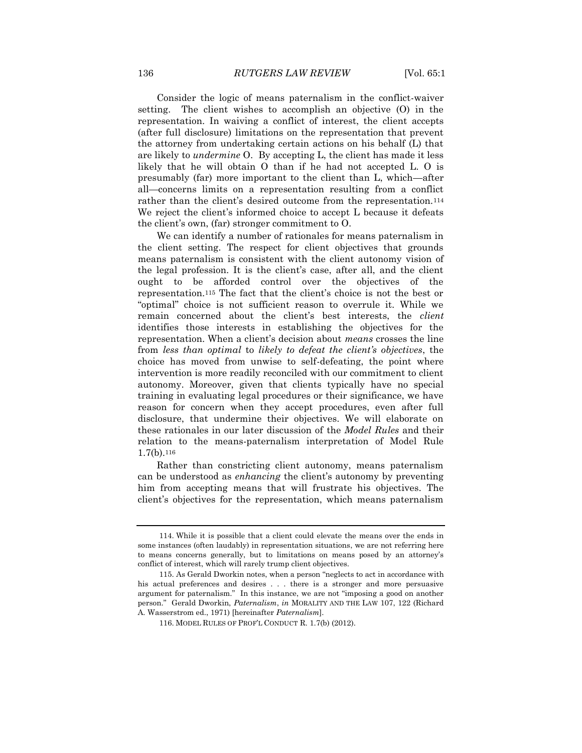Consider the logic of means paternalism in the conflict-waiver setting. The client wishes to accomplish an objective (O) in the representation. In waiving a conflict of interest, the client accepts (after full disclosure) limitations on the representation that prevent the attorney from undertaking certain actions on his behalf (L) that are likely to *undermine* O. By accepting L, the client has made it less likely that he will obtain O than if he had not accepted L. O is presumably (far) more important to the client than L, which—after all—concerns limits on a representation resulting from a conflict rather than the client's desired outcome from the representation.[114] We reject the client's informed choice to accept L because it defeats the client's own, (far) stronger commitment to O.

We can identify a number of rationales for means paternalism in the client setting. The respect for client objectives that grounds means paternalism is consistent with the client autonomy vision of the legal profession. It is the client's case, after all, and the client ought to be afforded control over the objectives of the representation.[115] The fact that the client's choice is not the best or "optimal" choice is not sufficient reason to overrule it. While we remain concerned about the client's best interests, the *client* identifies those interests in establishing the objectives for the representation. When a client's decision about *means* crosses the line from *less than optimal* to *likely to defeat the client's objectives*, the choice has moved from unwise to self-defeating, the point where intervention is more readily reconciled with our commitment to client autonomy. Moreover, given that clients typically have no special training in evaluating legal procedures or their significance, we have reason for concern when they accept procedures, even after full disclosure, that undermine their objectives. We will elaborate on these rationales in our later discussion of the *Model Rules* and their relation to the means-paternalism interpretation of Model Rule 1.7(b).[116]

Rather than constricting client autonomy, means paternalism can be understood as *enhancing* the client's autonomy by preventing him from accepting means that will frustrate his objectives. The client's objectives for the representation, which means paternalism

---

114. While it is possible that a client could elevate the means over the ends in some instances (often laudably) in representation situations, we are not referring here to means concerns generally, but to limitations on means posed by an attorney's conflict of interest, which will rarely trump client objectives.

115. As Gerald Dworkin notes, when a person "neglects to act in accordance with his actual preferences and desires . . . there is a stronger and more persuasive argument for paternalism." In this instance, we are not "imposing a good on another person." Gerald Dworkin, *Paternalism*, *in* MORALITY AND THE LAW 107, 122 (Richard A. Wasserstrom ed., 1971) [hereinafter *Paternalism*].

116. MODEL RULES OF PROF'L CONDUCT R. 1.7(b) (2012).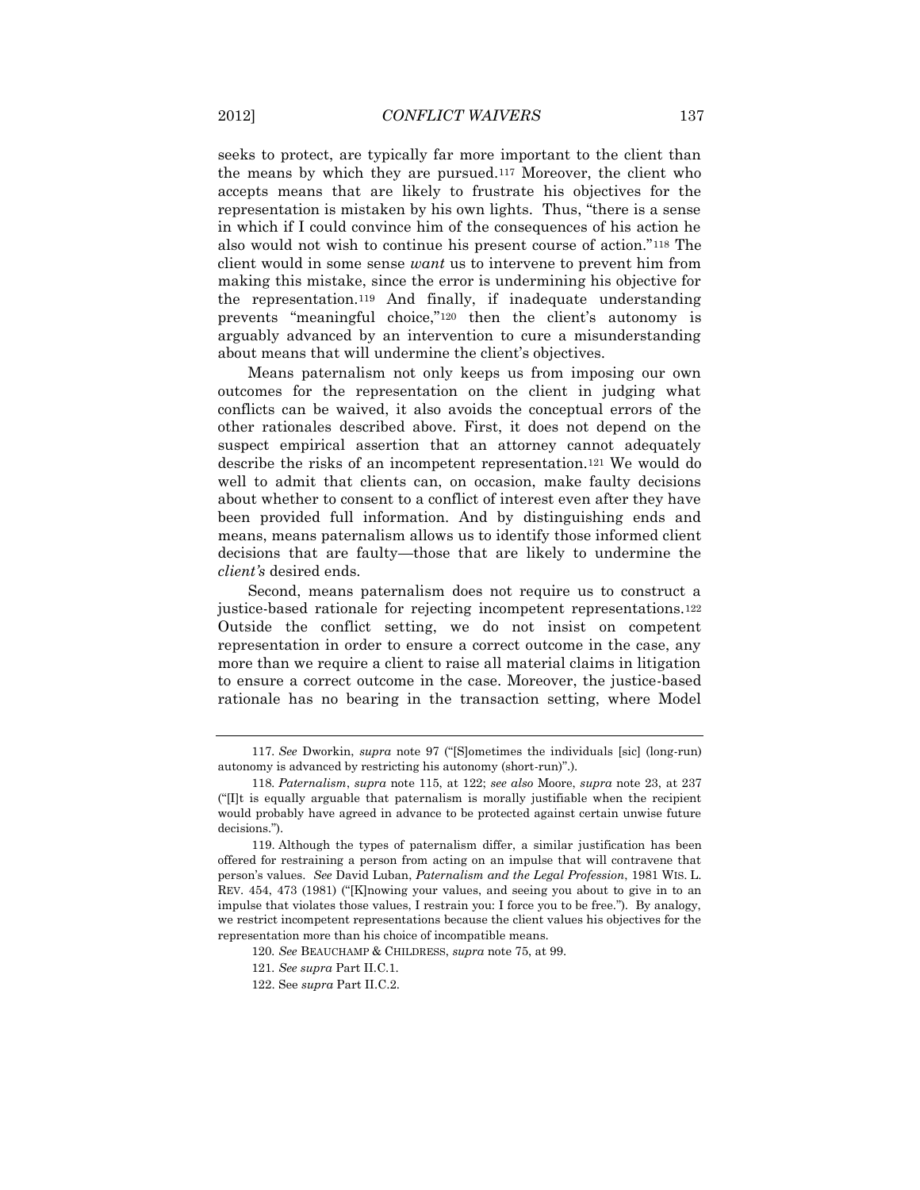seeks to protect, are typically far more important to the client than the means by which they are pursued.[117] Moreover, the client who accepts means that are likely to frustrate his objectives for the representation is mistaken by his own lights. Thus, "there is a sense in which if I could convince him of the consequences of his action he also would not wish to continue his present course of action."[118] The client would in some sense *want* us to intervene to prevent him from making this mistake, since the error is undermining his objective for the representation.[119] And finally, if inadequate understanding prevents "meaningful choice,"[120] then the client's autonomy is arguably advanced by an intervention to cure a misunderstanding about means that will undermine the client's objectives.

Means paternalism not only keeps us from imposing our own outcomes for the representation on the client in judging what conflicts can be waived, it also avoids the conceptual errors of the other rationales described above. First, it does not depend on the suspect empirical assertion that an attorney cannot adequately describe the risks of an incompetent representation.[121] We would do well to admit that clients can, on occasion, make faulty decisions about whether to consent to a conflict of interest even after they have been provided full information. And by distinguishing ends and means, means paternalism allows us to identify those informed client decisions that are faulty—those that are likely to undermine the *client's* desired ends.

Second, means paternalism does not require us to construct a justice-based rationale for rejecting incompetent representations.[122] Outside the conflict setting, we do not insist on competent representation in order to ensure a correct outcome in the case, any more than we require a client to raise all material claims in litigation to ensure a correct outcome in the case. Moreover, the justice-based rationale has no bearing in the transaction setting, where Model

---

117. *See* Dworkin, *supra* note 97 ("[S]ometimes the individuals [sic] (long-run) autonomy is advanced by restricting his autonomy (short-run)".).

118. *Paternalism*, *supra* note 115, at 122; *see also* Moore, *supra* note 23, at 237 ("[I]t is equally arguable that paternalism is morally justifiable when the recipient would probably have agreed in advance to be protected against certain unwise future decisions.").

119. Although the types of paternalism differ, a similar justification has been offered for restraining a person from acting on an impulse that will contravene that person's values. *See* David Luban, *Paternalism and the Legal Profession*, 1981 WIS. L. REV. 454, 473 (1981) ("[K]nowing your values, and seeing you about to give in to an impulse that violates those values, I restrain you: I force you to be free."). By analogy, we restrict incompetent representations because the client values his objectives for the representation more than his choice of incompatible means.

120. *See* BEAUCHAMP & CHILDRESS, *supra* note 75, at 99.

121. *See supra* Part II.C.1.

122. See *supra* Part II.C.2.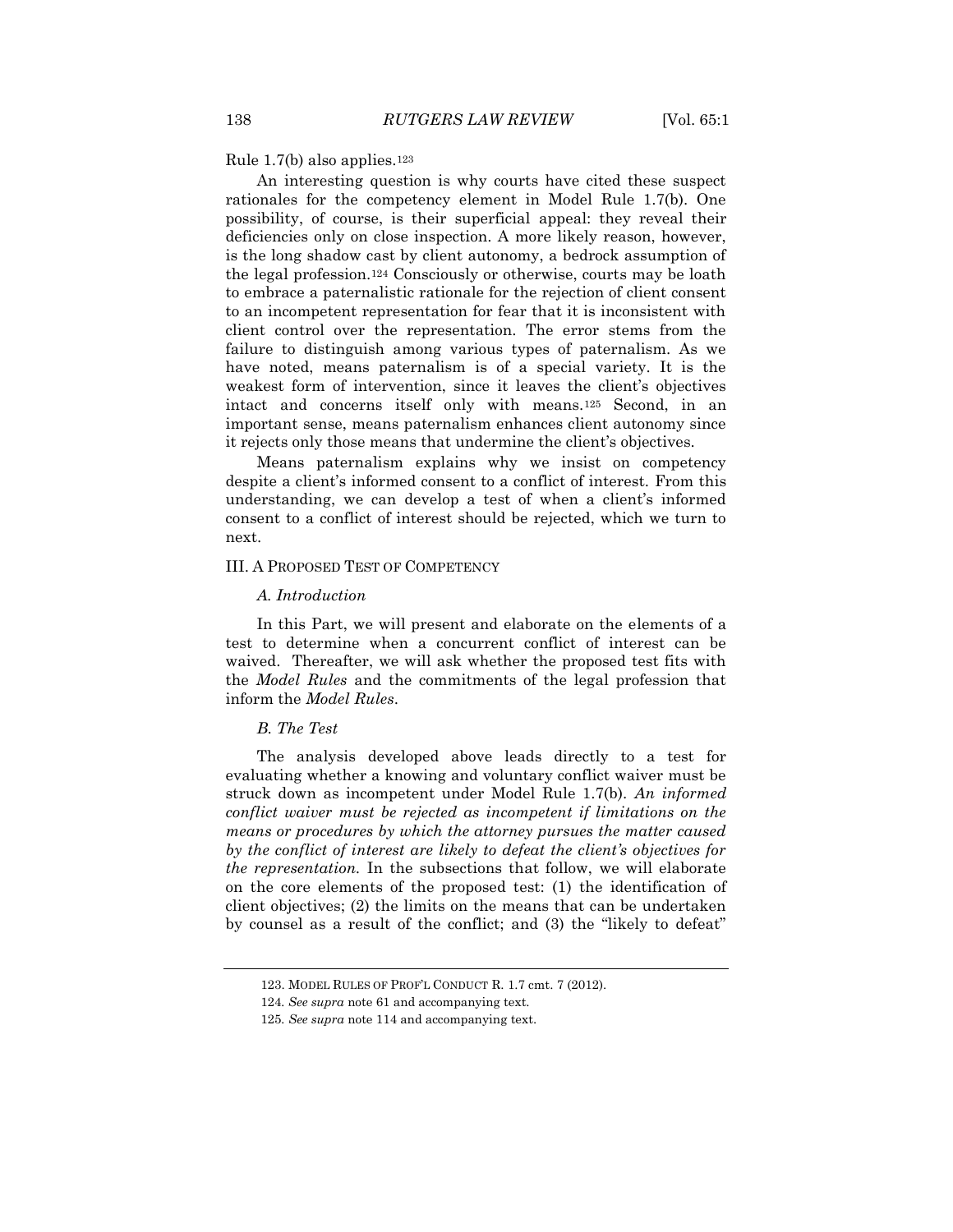Rule 1.7(b) also applies.[123]

An interesting question is why courts have cited these suspect rationales for the competency element in Model Rule 1.7(b). One possibility, of course, is their superficial appeal: they reveal their deficiencies only on close inspection. A more likely reason, however, is the long shadow cast by client autonomy, a bedrock assumption of the legal profession.[124] Consciously or otherwise, courts may be loath to embrace a paternalistic rationale for the rejection of client consent to an incompetent representation for fear that it is inconsistent with client control over the representation. The error stems from the failure to distinguish among various types of paternalism. As we have noted, means paternalism is of a special variety. It is the weakest form of intervention, since it leaves the client's objectives intact and concerns itself only with means.[125] Second, in an important sense, means paternalism enhances client autonomy since it rejects only those means that undermine the client's objectives.

Means paternalism explains why we insist on competency despite a client's informed consent to a conflict of interest. From this understanding, we can develop a test of when a client's informed consent to a conflict of interest should be rejected, which we turn to next.

## III. A Proposed Test of Competency

### *A. Introduction*

In this Part, we will present and elaborate on the elements of a test to determine when a concurrent conflict of interest can be waived. Thereafter, we will ask whether the proposed test fits with the *Model Rules* and the commitments of the legal profession that inform the *Model Rules*.

### *B. The Test*

The analysis developed above leads directly to a test for evaluating whether a knowing and voluntary conflict waiver must be struck down as incompetent under Model Rule 1.7(b). *An informed conflict waiver must be rejected as incompetent if limitations on the means or procedures by which the attorney pursues the matter caused by the conflict of interest are likely to defeat the client's objectives for the representation.* In the subsections that follow, we will elaborate on the core elements of the proposed test: (1) the identification of client objectives; (2) the limits on the means that can be undertaken by counsel as a result of the conflict; and (3) the "likely to defeat"

---

123. Model Rules of Prof'l Conduct R. 1.7 cmt. 7 (2012).

124. *See supra* note 61 and accompanying text.

125. *See supra* note 114 and accompanying text.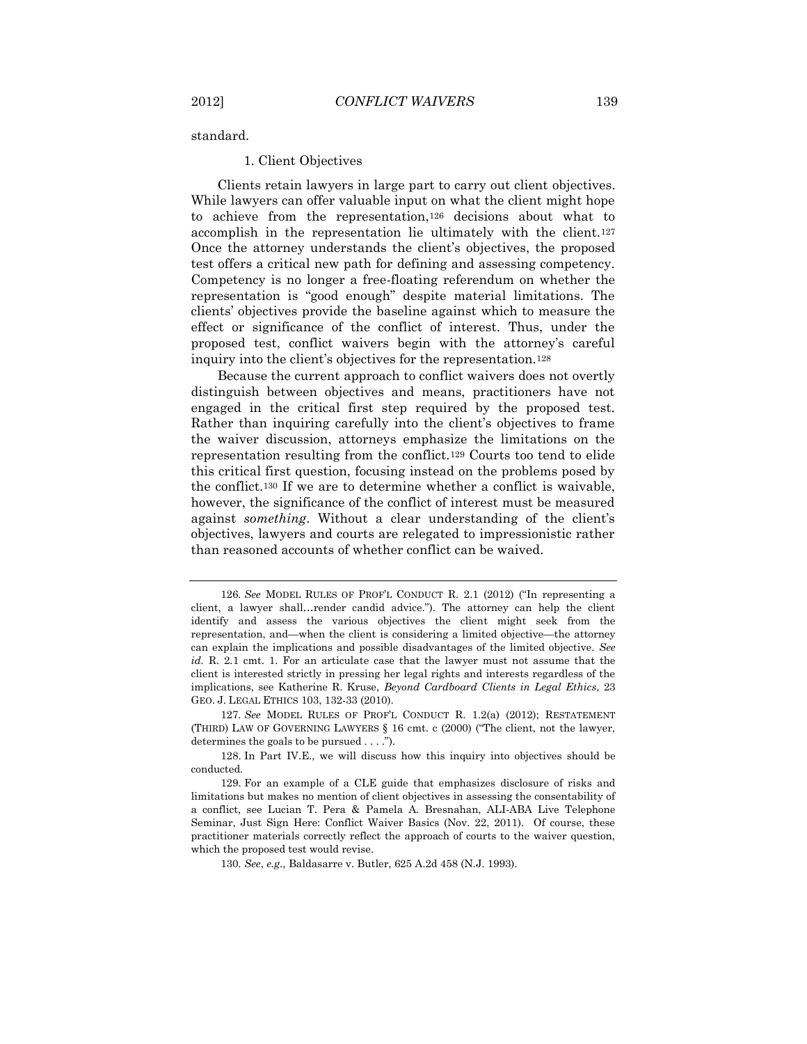standard.

### 1. Client Objectives

Clients retain lawyers in large part to carry out client objectives. While lawyers can offer valuable input on what the client might hope to achieve from the representation,[126] decisions about what to accomplish in the representation lie ultimately with the client.[127] Once the attorney understands the client's objectives, the proposed test offers a critical new path for defining and assessing competency. Competency is no longer a free-floating referendum on whether the representation is "good enough" despite material limitations. The clients' objectives provide the baseline against which to measure the effect or significance of the conflict of interest. Thus, under the proposed test, conflict waivers begin with the attorney's careful inquiry into the client's objectives for the representation.[128]

Because the current approach to conflict waivers does not overtly distinguish between objectives and means, practitioners have not engaged in the critical first step required by the proposed test. Rather than inquiring carefully into the client's objectives to frame the waiver discussion, attorneys emphasize the limitations on the representation resulting from the conflict.[129] Courts too tend to elide this critical first question, focusing instead on the problems posed by the conflict.[130] If we are to determine whether a conflict is waivable, however, the significance of the conflict of interest must be measured against *something*. Without a clear understanding of the client's objectives, lawyers and courts are relegated to impressionistic rather than reasoned accounts of whether conflict can be waived.

---

126. *See* MODEL RULES OF PROF'L CONDUCT R. 2.1 (2012) ("In representing a client, a lawyer shall…render candid advice."). The attorney can help the client identify and assess the various objectives the client might seek from the representation, and—when the client is considering a limited objective—the attorney can explain the implications and possible disadvantages of the limited objective. *See id.* R. 2.1 cmt. 1. For an articulate case that the lawyer must not assume that the client is interested strictly in pressing her legal rights and interests regardless of the implications, see Katherine R. Kruse, *Beyond Cardboard Clients in Legal Ethics*, 23 GEO. J. LEGAL ETHICS 103, 132-33 (2010).

127. *See* MODEL RULES OF PROF'L CONDUCT R. 1.2(a) (2012); RESTATEMENT (THIRD) LAW OF GOVERNING LAWYERS § 16 cmt. c (2000) ("The client, not the lawyer, determines the goals to be pursued . . . .").

128. In Part IV.E., we will discuss how this inquiry into objectives should be conducted.

129. For an example of a CLE guide that emphasizes disclosure of risks and limitations but makes no mention of client objectives in assessing the consentability of a conflict, see Lucian T. Pera & Pamela A. Bresnahan, ALI-ABA Live Telephone Seminar, Just Sign Here: Conflict Waiver Basics (Nov. 22, 2011). Of course, these practitioner materials correctly reflect the approach of courts to the waiver question, which the proposed test would revise.

130. *See*, *e.g.*, Baldasarre v. Butler, 625 A.2d 458 (N.J. 1993).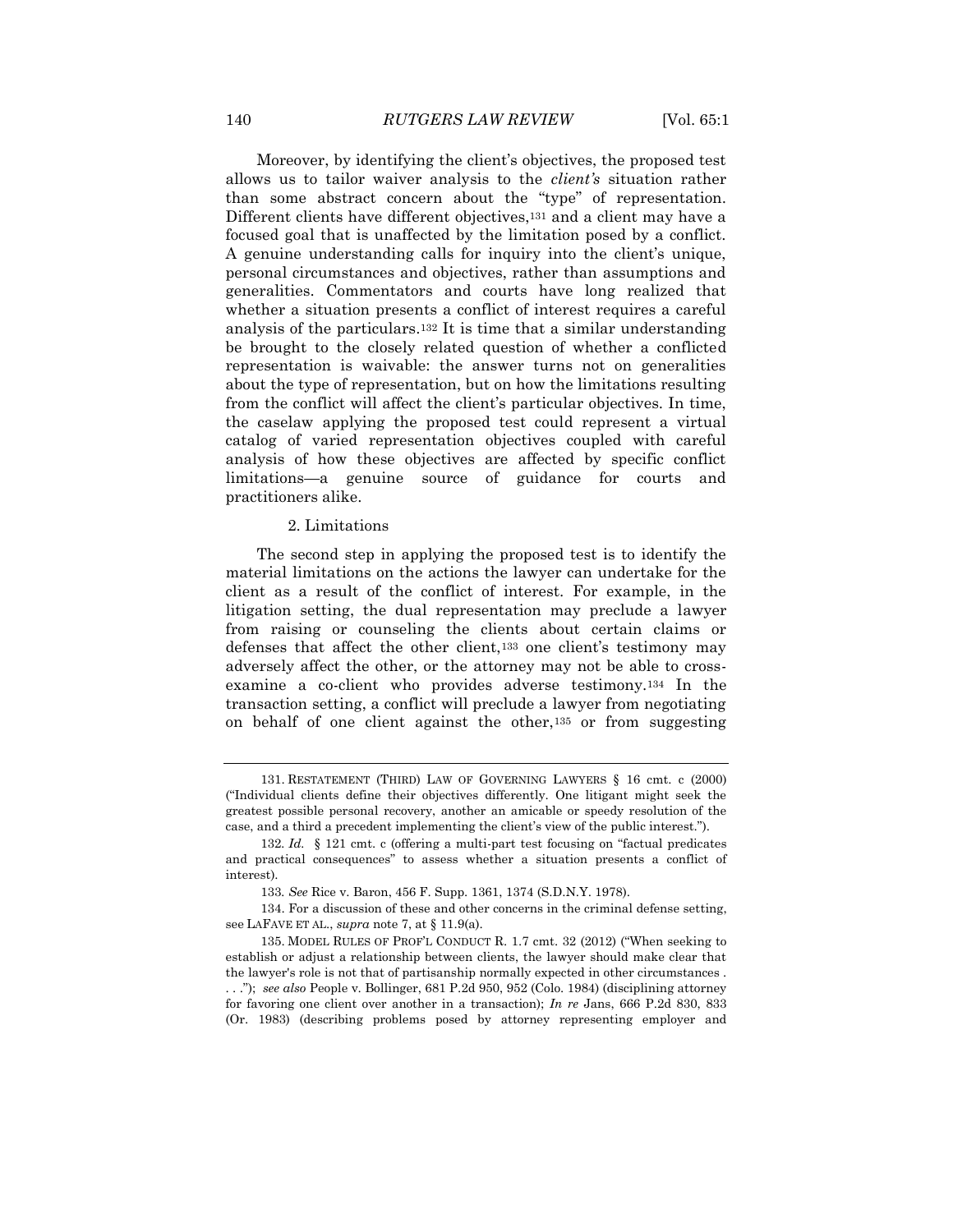Moreover, by identifying the client's objectives, the proposed test allows us to tailor waiver analysis to the *client's* situation rather than some abstract concern about the "type" of representation. Different clients have different objectives,[131] and a client may have a focused goal that is unaffected by the limitation posed by a conflict. A genuine understanding calls for inquiry into the client's unique, personal circumstances and objectives, rather than assumptions and generalities. Commentators and courts have long realized that whether a situation presents a conflict of interest requires a careful analysis of the particulars.[132] It is time that a similar understanding be brought to the closely related question of whether a conflicted representation is waivable: the answer turns not on generalities about the type of representation, but on how the limitations resulting from the conflict will affect the client's particular objectives. In time, the caselaw applying the proposed test could represent a virtual catalog of varied representation objectives coupled with careful analysis of how these objectives are affected by specific conflict limitations—a genuine source of guidance for courts and practitioners alike.

### 2. Limitations

The second step in applying the proposed test is to identify the material limitations on the actions the lawyer can undertake for the client as a result of the conflict of interest. For example, in the litigation setting, the dual representation may preclude a lawyer from raising or counseling the clients about certain claims or defenses that affect the other client,[133] one client's testimony may adversely affect the other, or the attorney may not be able to cross-examine a co-client who provides adverse testimony.[134] In the transaction setting, a conflict will preclude a lawyer from negotiating on behalf of one client against the other,[135] or from suggesting

---

131. RESTATEMENT (THIRD) LAW OF GOVERNING LAWYERS § 16 cmt. c (2000) ("Individual clients define their objectives differently. One litigant might seek the greatest possible personal recovery, another an amicable or speedy resolution of the case, and a third a precedent implementing the client's view of the public interest.").

132. *Id.* § 121 cmt. c (offering a multi-part test focusing on "factual predicates and practical consequences" to assess whether a situation presents a conflict of interest).

133. *See* Rice v. Baron, 456 F. Supp. 1361, 1374 (S.D.N.Y. 1978).

134. For a discussion of these and other concerns in the criminal defense setting, see LAFAVE ET AL., *supra* note 7, at § 11.9(a).

135. MODEL RULES OF PROF'L CONDUCT R. 1.7 cmt. 32 (2012) ("When seeking to establish or adjust a relationship between clients, the lawyer should make clear that the lawyer's role is not that of partisanship normally expected in other circumstances . . . ."); *see also* People v. Bollinger, 681 P.2d 950, 952 (Colo. 1984) (disciplining attorney for favoring one client over another in a transaction); *In re* Jans, 666 P.2d 830, 833 (Or. 1983) (describing problems posed by attorney representing employer and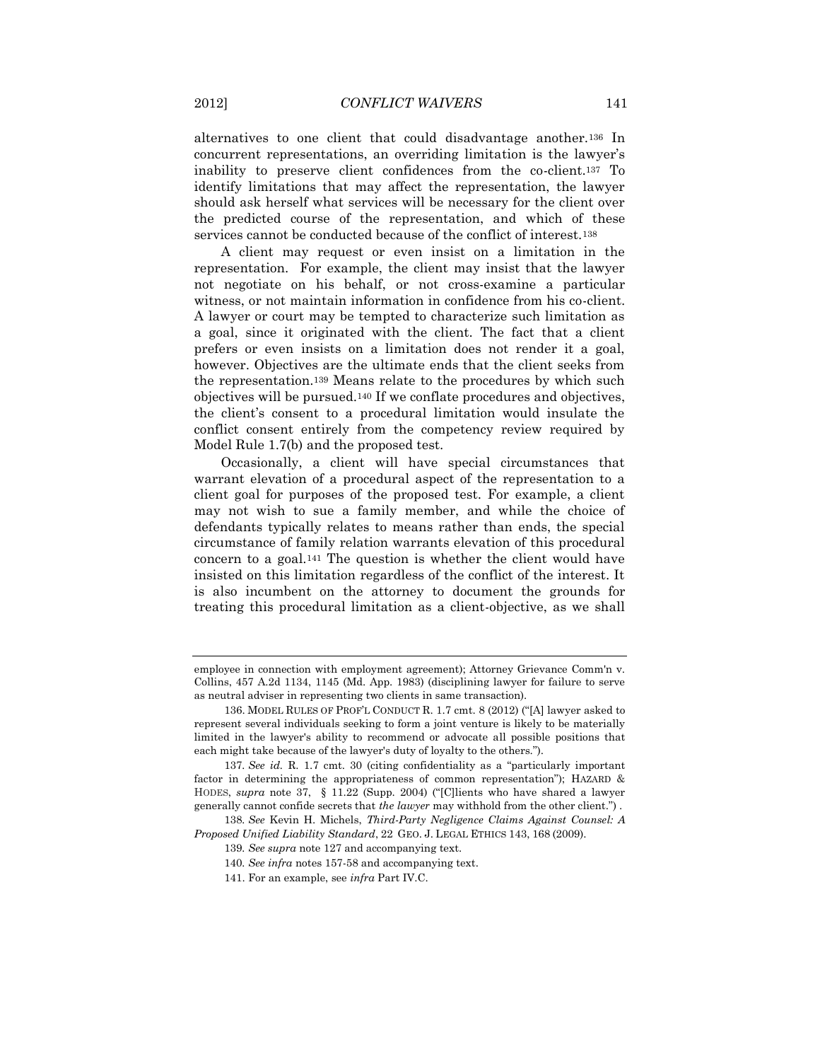alternatives to one client that could disadvantage another.[136] In concurrent representations, an overriding limitation is the lawyer's inability to preserve client confidences from the co-client.[137] To identify limitations that may affect the representation, the lawyer should ask herself what services will be necessary for the client over the predicted course of the representation, and which of these services cannot be conducted because of the conflict of interest.[138]

A client may request or even insist on a limitation in the representation. For example, the client may insist that the lawyer not negotiate on his behalf, or not cross-examine a particular witness, or not maintain information in confidence from his co-client. A lawyer or court may be tempted to characterize such limitation as a goal, since it originated with the client. The fact that a client prefers or even insists on a limitation does not render it a goal, however. Objectives are the ultimate ends that the client seeks from the representation.[139] Means relate to the procedures by which such objectives will be pursued.[140] If we conflate procedures and objectives, the client's consent to a procedural limitation would insulate the conflict consent entirely from the competency review required by Model Rule 1.7(b) and the proposed test.

Occasionally, a client will have special circumstances that warrant elevation of a procedural aspect of the representation to a client goal for purposes of the proposed test. For example, a client may not wish to sue a family member, and while the choice of defendants typically relates to means rather than ends, the special circumstance of family relation warrants elevation of this procedural concern to a goal.[141] The question is whether the client would have insisted on this limitation regardless of the conflict of the interest. It is also incumbent on the attorney to document the grounds for treating this procedural limitation as a client-objective, as we shall

---

employee in connection with employment agreement); Attorney Grievance Comm'n v. Collins, 457 A.2d 1134, 1145 (Md. App. 1983) (disciplining lawyer for failure to serve as neutral adviser in representing two clients in same transaction).

136. MODEL RULES OF PROF'L CONDUCT R. 1.7 cmt. 8 (2012) ("[A] lawyer asked to represent several individuals seeking to form a joint venture is likely to be materially limited in the lawyer's ability to recommend or advocate all possible positions that each might take because of the lawyer's duty of loyalty to the others.").

137. *See id.* R. 1.7 cmt. 30 (citing confidentiality as a "particularly important factor in determining the appropriateness of common representation"); HAZARD & HODES, *supra* note 37, § 11.22 (Supp. 2004) ("[C]lients who have shared a lawyer generally cannot confide secrets that *the lawyer* may withhold from the other client.") .

138. *See* Kevin H. Michels, *Third-Party Negligence Claims Against Counsel: A Proposed Unified Liability Standard*, 22 GEO. J. LEGAL ETHICS 143, 168 (2009).

139. *See supra* note 127 and accompanying text.

140. *See infra* notes 157-58 and accompanying text.

141. For an example, see *infra* Part IV.C.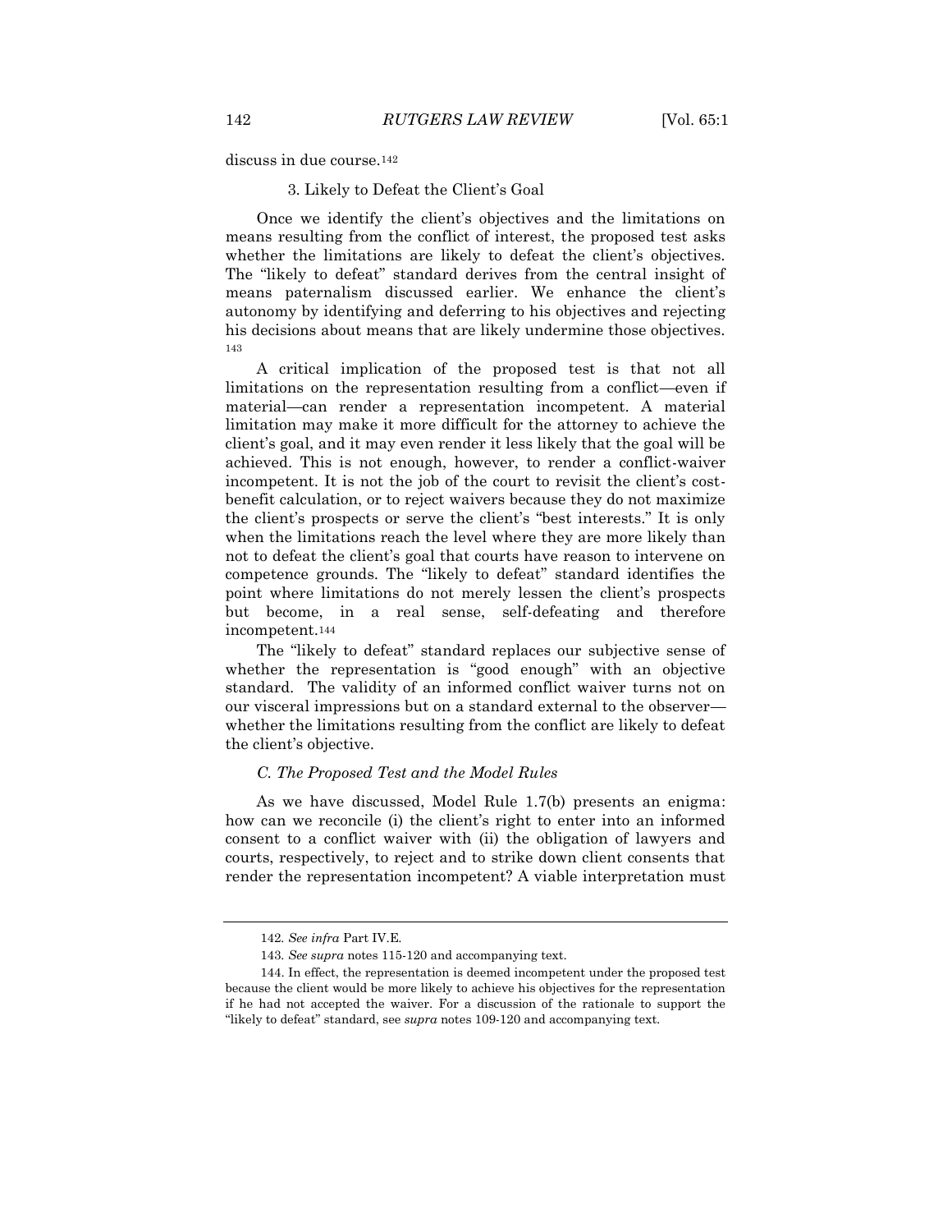discuss in due course.[142]

### 3. Likely to Defeat the Client's Goal

Once we identify the client's objectives and the limitations on means resulting from the conflict of interest, the proposed test asks whether the limitations are likely to defeat the client's objectives. The "likely to defeat" standard derives from the central insight of means paternalism discussed earlier. We enhance the client's autonomy by identifying and deferring to his objectives and rejecting his decisions about means that are likely undermine those objectives.[143]

A critical implication of the proposed test is that not all limitations on the representation resulting from a conflict—even if material—can render a representation incompetent. A material limitation may make it more difficult for the attorney to achieve the client's goal, and it may even render it less likely that the goal will be achieved. This is not enough, however, to render a conflict-waiver incompetent. It is not the job of the court to revisit the client's cost-benefit calculation, or to reject waivers because they do not maximize the client's prospects or serve the client's "best interests." It is only when the limitations reach the level where they are more likely than not to defeat the client's goal that courts have reason to intervene on competence grounds. The "likely to defeat" standard identifies the point where limitations do not merely lessen the client's prospects but become, in a real sense, self-defeating and therefore incompetent.[144]

The "likely to defeat" standard replaces our subjective sense of whether the representation is "good enough" with an objective standard. The validity of an informed conflict waiver turns not on our visceral impressions but on a standard external to the observer—whether the limitations resulting from the conflict are likely to defeat the client's objective.

## *C. The Proposed Test and the Model Rules*

As we have discussed, Model Rule 1.7(b) presents an enigma: how can we reconcile (i) the client's right to enter into an informed consent to a conflict waiver with (ii) the obligation of lawyers and courts, respectively, to reject and to strike down client consents that render the representation incompetent? A viable interpretation must

---

142. *See infra* Part IV.E.

143. *See supra* notes 115-120 and accompanying text.

144. In effect, the representation is deemed incompetent under the proposed test because the client would be more likely to achieve his objectives for the representation if he had not accepted the waiver. For a discussion of the rationale to support the "likely to defeat" standard, see *supra* notes 109-120 and accompanying text.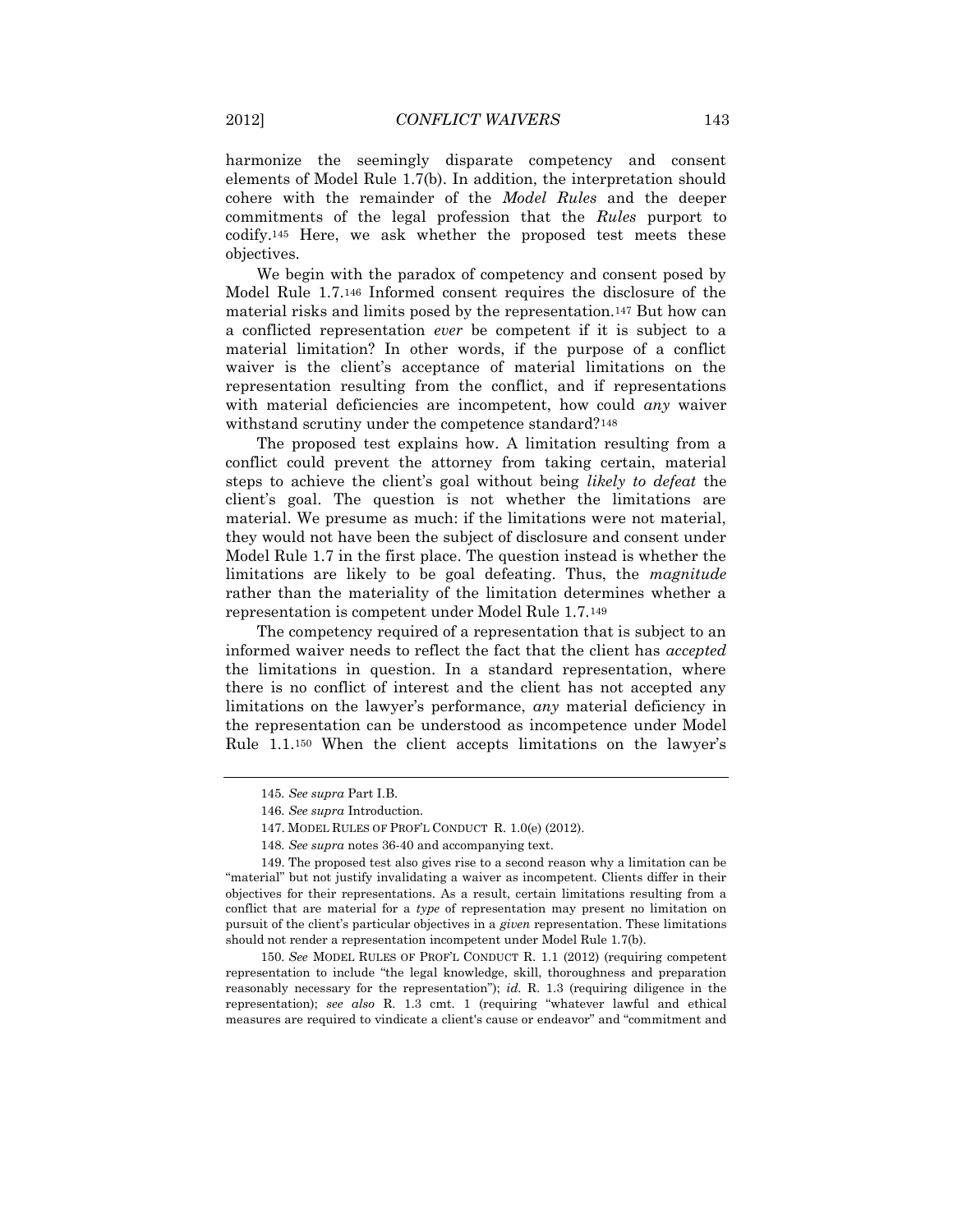harmonize the seemingly disparate competency and consent elements of Model Rule 1.7(b). In addition, the interpretation should cohere with the remainder of the *Model Rules* and the deeper commitments of the legal profession that the *Rules* purport to codify.[145] Here, we ask whether the proposed test meets these objectives.

We begin with the paradox of competency and consent posed by Model Rule 1.7.[146] Informed consent requires the disclosure of the material risks and limits posed by the representation.[147] But how can a conflicted representation *ever* be competent if it is subject to a material limitation? In other words, if the purpose of a conflict waiver is the client's acceptance of material limitations on the representation resulting from the conflict, and if representations with material deficiencies are incompetent, how could *any* waiver withstand scrutiny under the competence standard?[148]

The proposed test explains how. A limitation resulting from a conflict could prevent the attorney from taking certain, material steps to achieve the client's goal without being *likely to defeat* the client's goal. The question is not whether the limitations are material. We presume as much: if the limitations were not material, they would not have been the subject of disclosure and consent under Model Rule 1.7 in the first place. The question instead is whether the limitations are likely to be goal defeating. Thus, the *magnitude* rather than the materiality of the limitation determines whether a representation is competent under Model Rule 1.7.[149]

The competency required of a representation that is subject to an informed waiver needs to reflect the fact that the client has *accepted* the limitations in question. In a standard representation, where there is no conflict of interest and the client has not accepted any limitations on the lawyer's performance, *any* material deficiency in the representation can be understood as incompetence under Model Rule 1.1.[150] When the client accepts limitations on the lawyer's

---

145. *See supra* Part I.B.

146. *See supra* Introduction.

147. MODEL RULES OF PROF'L CONDUCT R. 1.0(e) (2012).

148. *See supra* notes 36-40 and accompanying text.

149. The proposed test also gives rise to a second reason why a limitation can be "material" but not justify invalidating a waiver as incompetent. Clients differ in their objectives for their representations. As a result, certain limitations resulting from a conflict that are material for a *type* of representation may present no limitation on pursuit of the client's particular objectives in a *given* representation. These limitations should not render a representation incompetent under Model Rule 1.7(b).

150. *See* MODEL RULES OF PROF'L CONDUCT R. 1.1 (2012) (requiring competent representation to include "the legal knowledge, skill, thoroughness and preparation reasonably necessary for the representation"); *id.* R. 1.3 (requiring diligence in the representation); *see also* R. 1.3 cmt. 1 (requiring "whatever lawful and ethical measures are required to vindicate a client's cause or endeavor" and "commitment and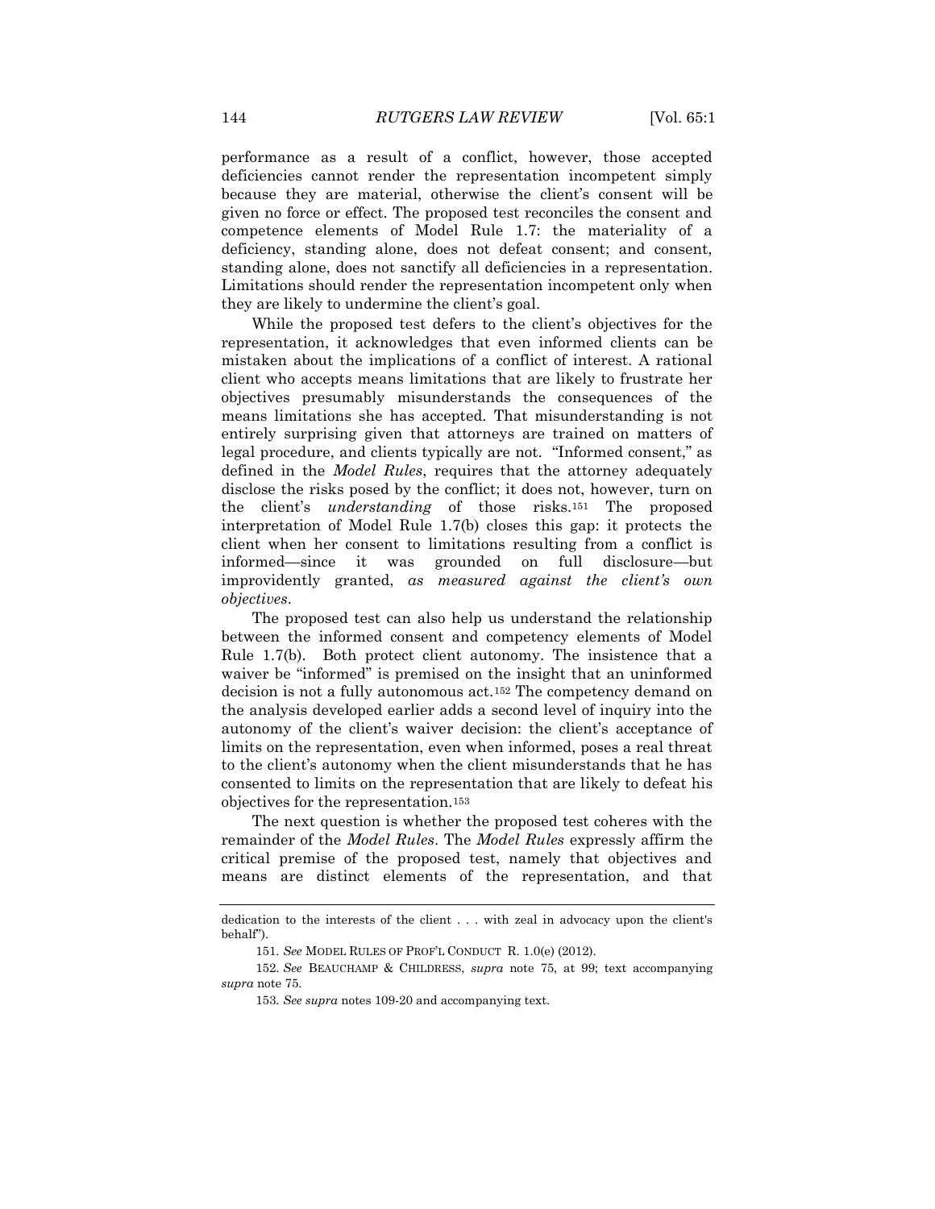performance as a result of a conflict, however, those accepted deficiencies cannot render the representation incompetent simply because they are material, otherwise the client's consent will be given no force or effect. The proposed test reconciles the consent and competence elements of Model Rule 1.7: the materiality of a deficiency, standing alone, does not defeat consent; and consent, standing alone, does not sanctify all deficiencies in a representation. Limitations should render the representation incompetent only when they are likely to undermine the client's goal.

While the proposed test defers to the client's objectives for the representation, it acknowledges that even informed clients can be mistaken about the implications of a conflict of interest. A rational client who accepts means limitations that are likely to frustrate her objectives presumably misunderstands the consequences of the means limitations she has accepted. That misunderstanding is not entirely surprising given that attorneys are trained on matters of legal procedure, and clients typically are not. "Informed consent," as defined in the *Model Rules*, requires that the attorney adequately disclose the risks posed by the conflict; it does not, however, turn on the client's *understanding* of those risks.[151] The proposed interpretation of Model Rule 1.7(b) closes this gap: it protects the client when her consent to limitations resulting from a conflict is informed—since it was grounded on full disclosure—but improvidently granted, *as measured against the client's own objectives*.

The proposed test can also help us understand the relationship between the informed consent and competency elements of Model Rule 1.7(b). Both protect client autonomy. The insistence that a waiver be "informed" is premised on the insight that an uninformed decision is not a fully autonomous act.[152] The competency demand on the analysis developed earlier adds a second level of inquiry into the autonomy of the client's waiver decision: the client's acceptance of limits on the representation, even when informed, poses a real threat to the client's autonomy when the client misunderstands that he has consented to limits on the representation that are likely to defeat his objectives for the representation.[153]

The next question is whether the proposed test coheres with the remainder of the *Model Rules*. The *Model Rules* expressly affirm the critical premise of the proposed test, namely that objectives and means are distinct elements of the representation, and that

---

dedication to the interests of the client . . . with zeal in advocacy upon the client's behalf").

151. *See* MODEL RULES OF PROF'L CONDUCT R. 1.0(e) (2012).

152. *See* BEAUCHAMP & CHILDRESS, *supra* note 75, at 99; text accompanying *supra* note 75.

153. *See supra* notes 109-20 and accompanying text.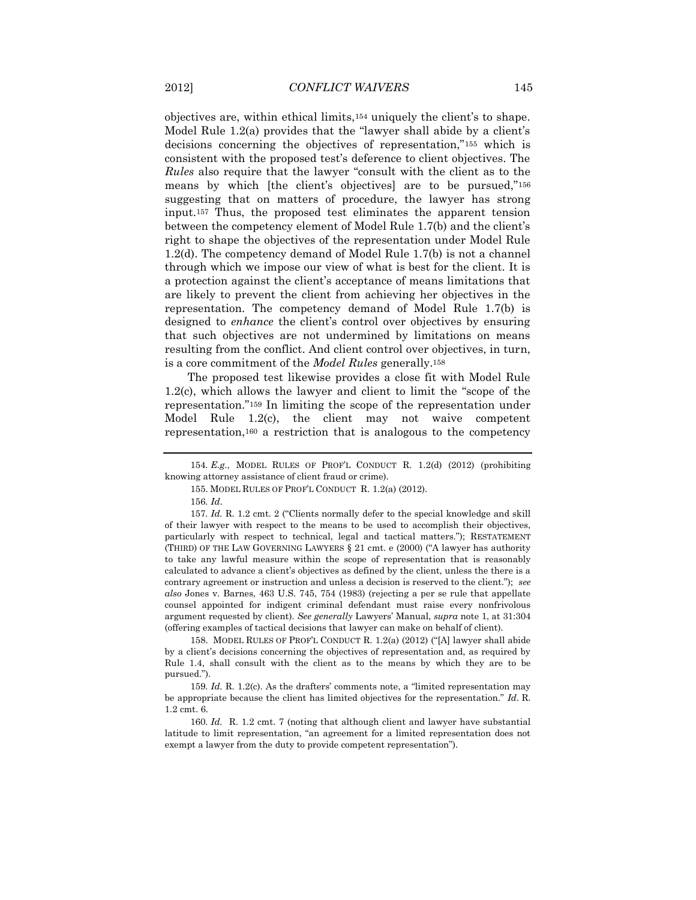objectives are, within ethical limits,[154] uniquely the client's to shape. Model Rule 1.2(a) provides that the "lawyer shall abide by a client's decisions concerning the objectives of representation,"[155] which is consistent with the proposed test's deference to client objectives. The *Rules* also require that the lawyer "consult with the client as to the means by which [the client's objectives] are to be pursued,"[156] suggesting that on matters of procedure, the lawyer has strong input.[157] Thus, the proposed test eliminates the apparent tension between the competency element of Model Rule 1.7(b) and the client's right to shape the objectives of the representation under Model Rule 1.2(d). The competency demand of Model Rule 1.7(b) is not a channel through which we impose our view of what is best for the client. It is a protection against the client's acceptance of means limitations that are likely to prevent the client from achieving her objectives in the representation. The competency demand of Model Rule 1.7(b) is designed to *enhance* the client's control over objectives by ensuring that such objectives are not undermined by limitations on means resulting from the conflict. And client control over objectives, in turn, is a core commitment of the *Model Rules* generally.[158]

The proposed test likewise provides a close fit with Model Rule 1.2(c), which allows the lawyer and client to limit the "scope of the representation."[159] In limiting the scope of the representation under Model Rule 1.2(c), the client may not waive competent representation,[160] a restriction that is analogous to the competency

---

154. *E.g.*, MODEL RULES OF PROF'L CONDUCT R. 1.2(d) (2012) (prohibiting knowing attorney assistance of client fraud or crime).

155. MODEL RULES OF PROF'L CONDUCT R. 1.2(a) (2012).

156. *Id.*

157. *Id.* R. 1.2 cmt. 2 ("Clients normally defer to the special knowledge and skill of their lawyer with respect to the means to be used to accomplish their objectives, particularly with respect to technical, legal and tactical matters."); RESTATEMENT (THIRD) OF THE LAW GOVERNING LAWYERS § 21 cmt. e (2000) ("A lawyer has authority to take any lawful measure within the scope of representation that is reasonably calculated to advance a client's objectives as defined by the client, unless the there is a contrary agreement or instruction and unless a decision is reserved to the client."); *see also* Jones v. Barnes, 463 U.S. 745, 754 (1983) (rejecting a per se rule that appellate counsel appointed for indigent criminal defendant must raise every nonfrivolous argument requested by client). *See generally* Lawyers' Manual, *supra* note 1, at 31:304 (offering examples of tactical decisions that lawyer can make on behalf of client).

158. MODEL RULES OF PROF'L CONDUCT R. 1.2(a) (2012) ("[A] lawyer shall abide by a client's decisions concerning the objectives of representation and, as required by Rule 1.4, shall consult with the client as to the means by which they are to be pursued.").

159. *Id.* R. 1.2(c). As the drafters' comments note, a "limited representation may be appropriate because the client has limited objectives for the representation." *Id*. R. 1.2 cmt. 6.

160. *Id.* R. 1.2 cmt. 7 (noting that although client and lawyer have substantial latitude to limit representation, "an agreement for a limited representation does not exempt a lawyer from the duty to provide competent representation").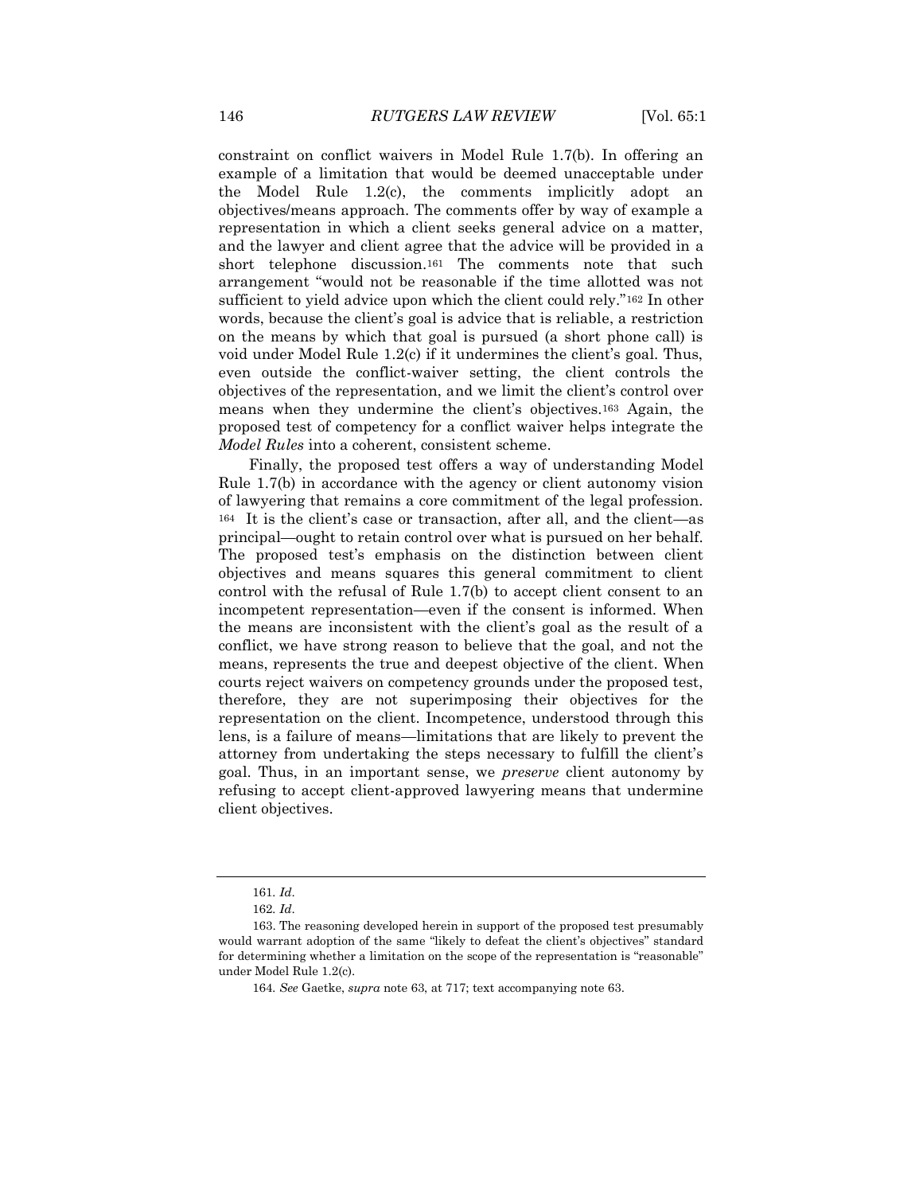constraint on conflict waivers in Model Rule 1.7(b). In offering an example of a limitation that would be deemed unacceptable under the Model Rule 1.2(c), the comments implicitly adopt an objectives/means approach. The comments offer by way of example a representation in which a client seeks general advice on a matter, and the lawyer and client agree that the advice will be provided in a short telephone discussion.[161] The comments note that such arrangement "would not be reasonable if the time allotted was not sufficient to yield advice upon which the client could rely."[162] In other words, because the client's goal is advice that is reliable, a restriction on the means by which that goal is pursued (a short phone call) is void under Model Rule 1.2(c) if it undermines the client's goal. Thus, even outside the conflict-waiver setting, the client controls the objectives of the representation, and we limit the client's control over means when they undermine the client's objectives.[163] Again, the proposed test of competency for a conflict waiver helps integrate the *Model Rules* into a coherent, consistent scheme.

Finally, the proposed test offers a way of understanding Model Rule 1.7(b) in accordance with the agency or client autonomy vision of lawyering that remains a core commitment of the legal profession.[164] It is the client's case or transaction, after all, and the client—as principal—ought to retain control over what is pursued on her behalf. The proposed test's emphasis on the distinction between client objectives and means squares this general commitment to client control with the refusal of Rule 1.7(b) to accept client consent to an incompetent representation—even if the consent is informed. When the means are inconsistent with the client's goal as the result of a conflict, we have strong reason to believe that the goal, and not the means, represents the true and deepest objective of the client. When courts reject waivers on competency grounds under the proposed test, therefore, they are not superimposing their objectives for the representation on the client. Incompetence, understood through this lens, is a failure of means—limitations that are likely to prevent the attorney from undertaking the steps necessary to fulfill the client's goal. Thus, in an important sense, we *preserve* client autonomy by refusing to accept client-approved lawyering means that undermine client objectives.

---

161. *Id.*

162. *Id.*

163. The reasoning developed herein in support of the proposed test presumably would warrant adoption of the same "likely to defeat the client's objectives" standard for determining whether a limitation on the scope of the representation is "reasonable" under Model Rule 1.2(c).

164. *See* Gaetke, *supra* note 63, at 717; text accompanying note 63.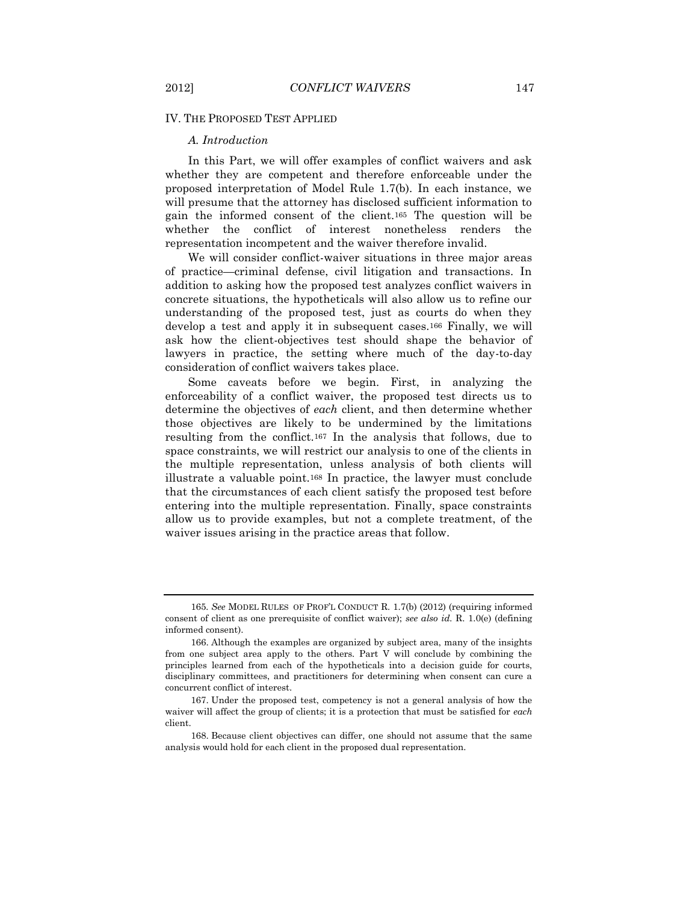## IV. THE PROPOSED TEST APPLIED

### *A. Introduction*

In this Part, we will offer examples of conflict waivers and ask whether they are competent and therefore enforceable under the proposed interpretation of Model Rule 1.7(b). In each instance, we will presume that the attorney has disclosed sufficient information to gain the informed consent of the client.[165] The question will be whether the conflict of interest nonetheless renders the representation incompetent and the waiver therefore invalid.

We will consider conflict-waiver situations in three major areas of practice—criminal defense, civil litigation and transactions. In addition to asking how the proposed test analyzes conflict waivers in concrete situations, the hypotheticals will also allow us to refine our understanding of the proposed test, just as courts do when they develop a test and apply it in subsequent cases.[166] Finally, we will ask how the client-objectives test should shape the behavior of lawyers in practice, the setting where much of the day-to-day consideration of conflict waivers takes place.

Some caveats before we begin. First, in analyzing the enforceability of a conflict waiver, the proposed test directs us to determine the objectives of *each* client, and then determine whether those objectives are likely to be undermined by the limitations resulting from the conflict.[167] In the analysis that follows, due to space constraints, we will restrict our analysis to one of the clients in the multiple representation, unless analysis of both clients will illustrate a valuable point.[168] In practice, the lawyer must conclude that the circumstances of each client satisfy the proposed test before entering into the multiple representation. Finally, space constraints allow us to provide examples, but not a complete treatment, of the waiver issues arising in the practice areas that follow.

---

165. *See* MODEL RULES OF PROF'L CONDUCT R. 1.7(b) (2012) (requiring informed consent of client as one prerequisite of conflict waiver); *see also id.* R. 1.0(e) (defining informed consent).

166. Although the examples are organized by subject area, many of the insights from one subject area apply to the others. Part V will conclude by combining the principles learned from each of the hypotheticals into a decision guide for courts, disciplinary committees, and practitioners for determining when consent can cure a concurrent conflict of interest.

167. Under the proposed test, competency is not a general analysis of how the waiver will affect the group of clients; it is a protection that must be satisfied for *each* client.

168. Because client objectives can differ, one should not assume that the same analysis would hold for each client in the proposed dual representation.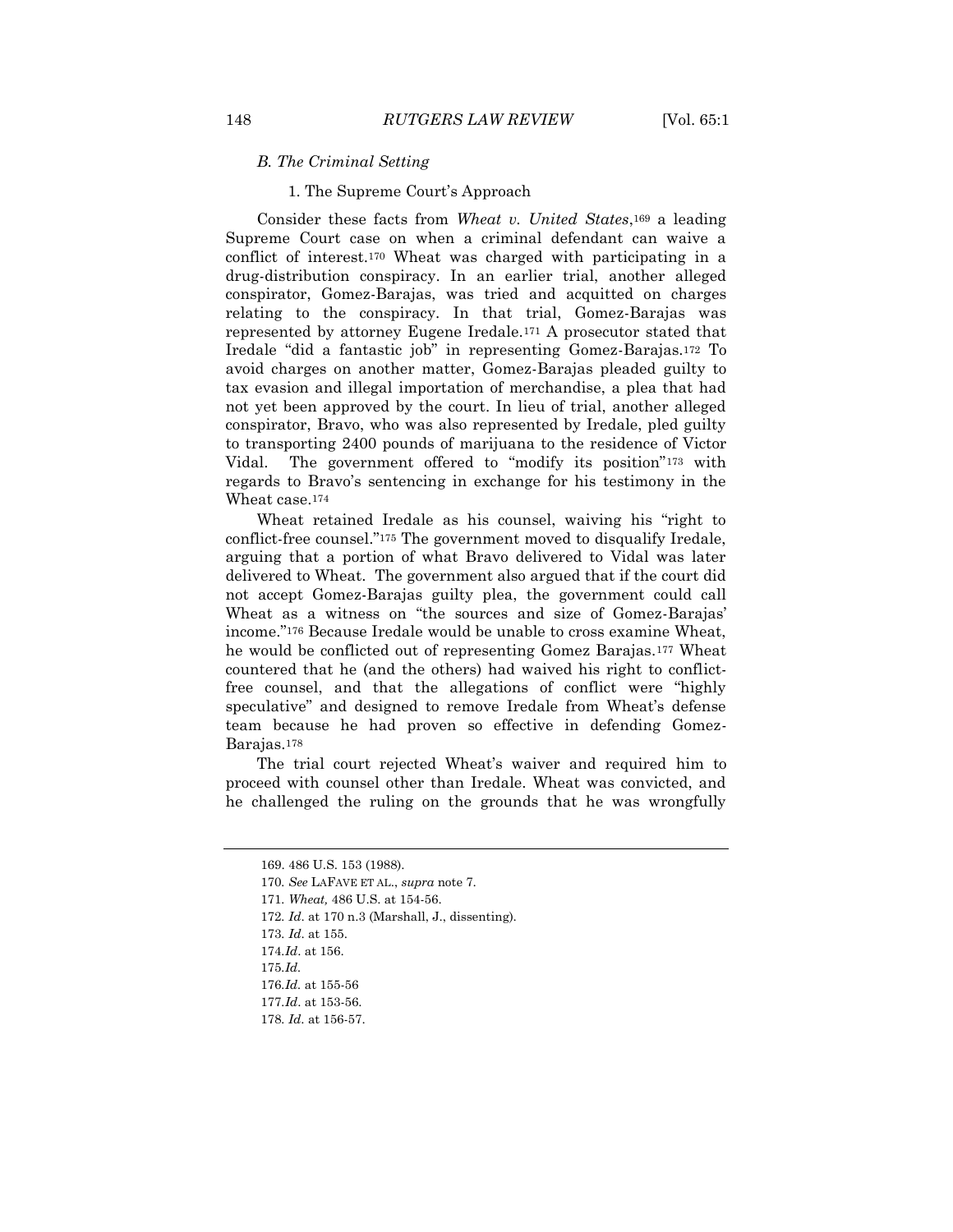### *B. The Criminal Setting*

#### 1. The Supreme Court's Approach

Consider these facts from *Wheat v. United States*,[169] a leading Supreme Court case on when a criminal defendant can waive a conflict of interest.[170] Wheat was charged with participating in a drug-distribution conspiracy. In an earlier trial, another alleged conspirator, Gomez-Barajas, was tried and acquitted on charges relating to the conspiracy. In that trial, Gomez-Barajas was represented by attorney Eugene Iredale.[171] A prosecutor stated that Iredale "did a fantastic job" in representing Gomez-Barajas.[172] To avoid charges on another matter, Gomez-Barajas pleaded guilty to tax evasion and illegal importation of merchandise, a plea that had not yet been approved by the court. In lieu of trial, another alleged conspirator, Bravo, who was also represented by Iredale, pled guilty to transporting 2400 pounds of marijuana to the residence of Victor Vidal. The government offered to "modify its position"[173] with regards to Bravo's sentencing in exchange for his testimony in the Wheat case.[174]

Wheat retained Iredale as his counsel, waiving his "right to conflict-free counsel."[175] The government moved to disqualify Iredale, arguing that a portion of what Bravo delivered to Vidal was later delivered to Wheat. The government also argued that if the court did not accept Gomez-Barajas guilty plea, the government could call Wheat as a witness on "the sources and size of Gomez-Barajas' income."[176] Because Iredale would be unable to cross examine Wheat, he would be conflicted out of representing Gomez Barajas.[177] Wheat countered that he (and the others) had waived his right to conflict-free counsel, and that the allegations of conflict were "highly speculative" and designed to remove Iredale from Wheat's defense team because he had proven so effective in defending Gomez-Barajas.[178]

The trial court rejected Wheat's waiver and required him to proceed with counsel other than Iredale. Wheat was convicted, and he challenged the ruling on the grounds that he was wrongfully

---

169. 486 U.S. 153 (1988).

170. *See* LAFAVE ET AL., *supra* note 7.

171. *Wheat,* 486 U.S. at 154-56.

172. *Id*. at 170 n.3 (Marshall, J., dissenting).

173. *Id*. at 155.

174. *Id*. at 156.

175. *Id.*

176. *Id*. at 155-56

177. *Id*. at 153-56.

178. *Id*. at 156-57.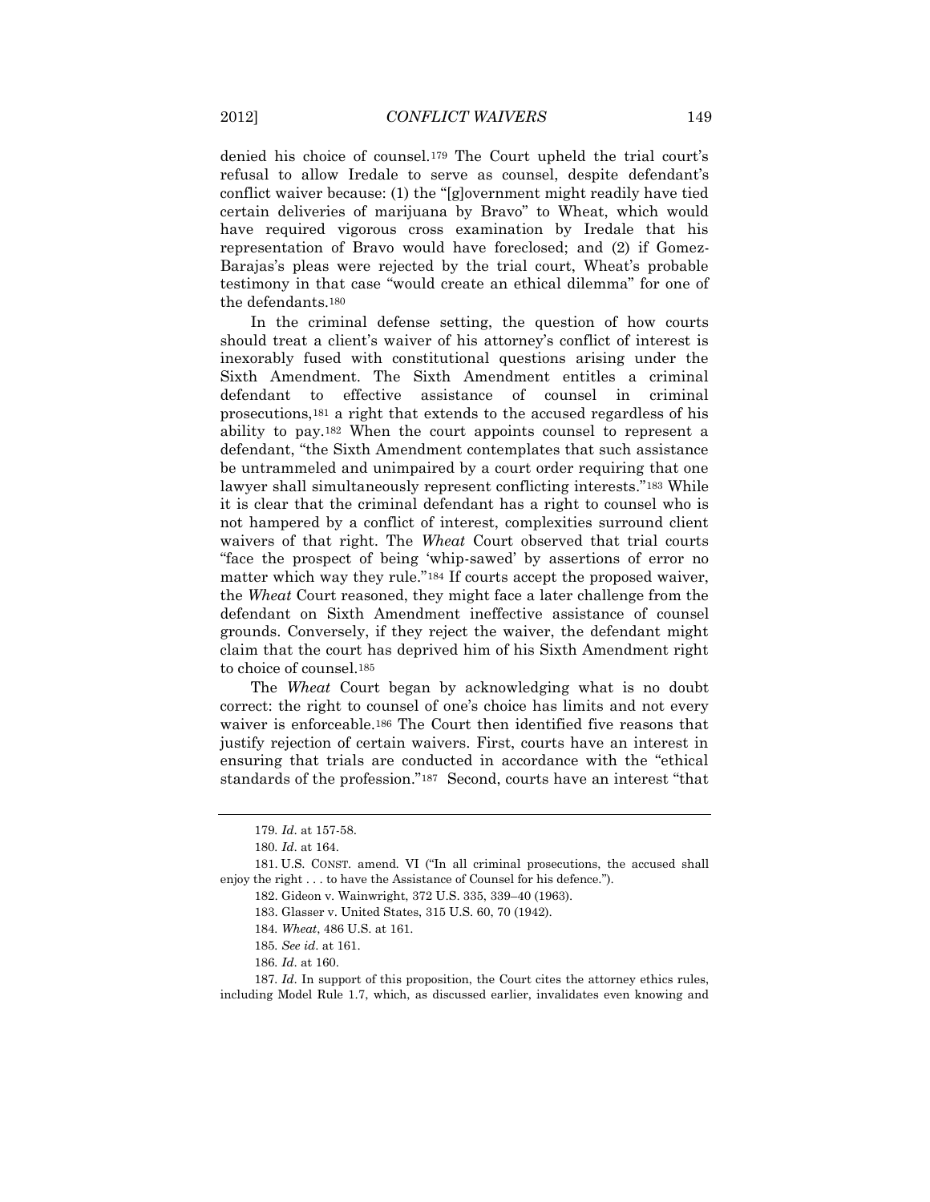denied his choice of counsel.[179] The Court upheld the trial court's refusal to allow Iredale to serve as counsel, despite defendant's conflict waiver because: (1) the "[g]overnment might readily have tied certain deliveries of marijuana by Bravo" to Wheat, which would have required vigorous cross examination by Iredale that his representation of Bravo would have foreclosed; and (2) if Gomez-Barajas's pleas were rejected by the trial court, Wheat's probable testimony in that case "would create an ethical dilemma" for one of the defendants.[180]

In the criminal defense setting, the question of how courts should treat a client's waiver of his attorney's conflict of interest is inexorably fused with constitutional questions arising under the Sixth Amendment. The Sixth Amendment entitles a criminal defendant to effective assistance of counsel in criminal prosecutions,[181] a right that extends to the accused regardless of his ability to pay.[182] When the court appoints counsel to represent a defendant, "the Sixth Amendment contemplates that such assistance be untrammeled and unimpaired by a court order requiring that one lawyer shall simultaneously represent conflicting interests."[183] While it is clear that the criminal defendant has a right to counsel who is not hampered by a conflict of interest, complexities surround client waivers of that right. The *Wheat* Court observed that trial courts "face the prospect of being 'whip-sawed' by assertions of error no matter which way they rule."[184] If courts accept the proposed waiver, the *Wheat* Court reasoned, they might face a later challenge from the defendant on Sixth Amendment ineffective assistance of counsel grounds. Conversely, if they reject the waiver, the defendant might claim that the court has deprived him of his Sixth Amendment right to choice of counsel.[185]

The *Wheat* Court began by acknowledging what is no doubt correct: the right to counsel of one's choice has limits and not every waiver is enforceable.[186] The Court then identified five reasons that justify rejection of certain waivers. First, courts have an interest in ensuring that trials are conducted in accordance with the "ethical standards of the profession."[187] Second, courts have an interest "that

---

179. *Id*. at 157-58.

180. *Id*. at 164.

181. U.S. CONST. amend. VI ("In all criminal prosecutions, the accused shall enjoy the right . . . to have the Assistance of Counsel for his defence.").

182. Gideon v. Wainwright, 372 U.S. 335, 339–40 (1963).

183. Glasser v. United States, 315 U.S. 60, 70 (1942).

184. *Wheat*, 486 U.S. at 161.

185. *See id*. at 161.

186. *Id*. at 160.

187. *Id*. In support of this proposition, the Court cites the attorney ethics rules, including Model Rule 1.7, which, as discussed earlier, invalidates even knowing and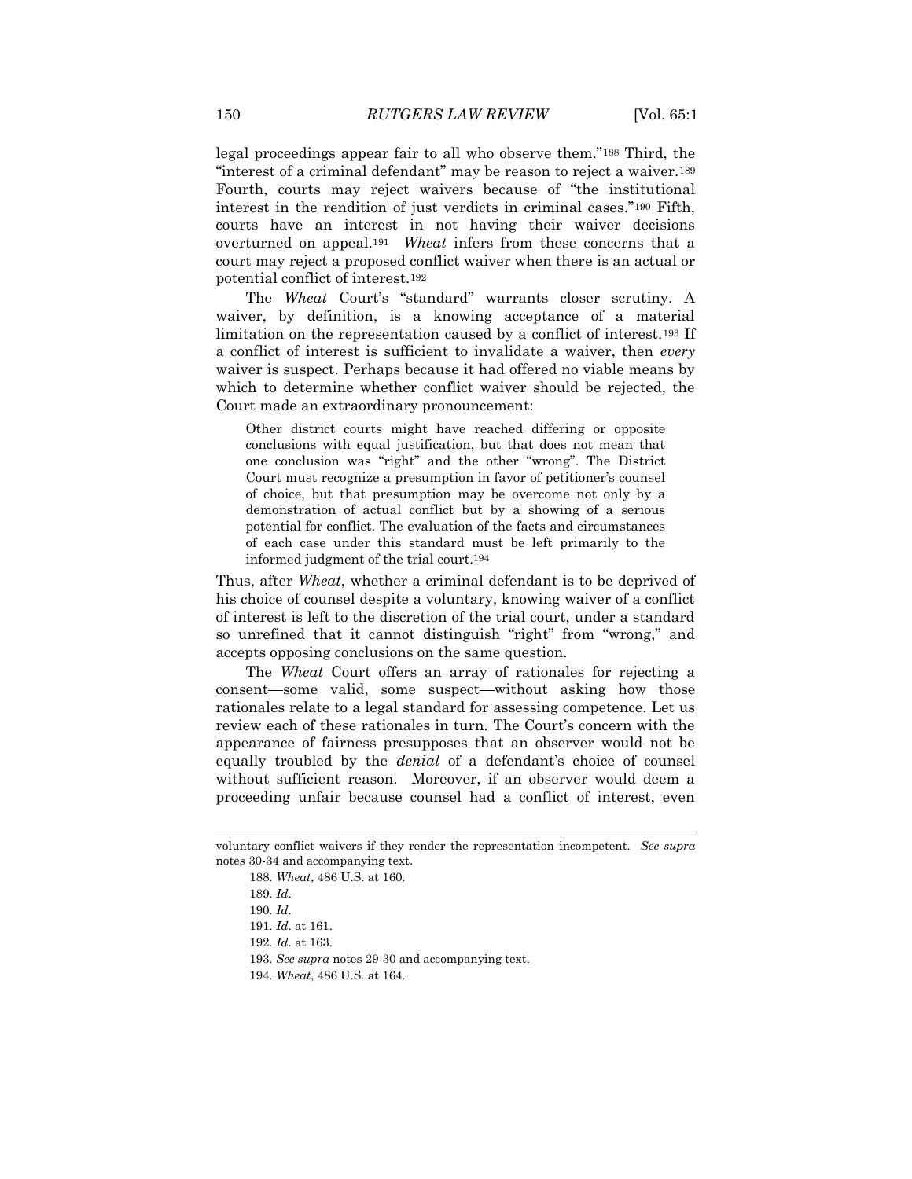legal proceedings appear fair to all who observe them."[188] Third, the "interest of a criminal defendant" may be reason to reject a waiver.[189] Fourth, courts may reject waivers because of "the institutional interest in the rendition of just verdicts in criminal cases."[190] Fifth, courts have an interest in not having their waiver decisions overturned on appeal.[191] *Wheat* infers from these concerns that a court may reject a proposed conflict waiver when there is an actual or potential conflict of interest.[192]

The *Wheat* Court's "standard" warrants closer scrutiny. A waiver, by definition, is a knowing acceptance of a material limitation on the representation caused by a conflict of interest.[193] If a conflict of interest is sufficient to invalidate a waiver, then *every* waiver is suspect. Perhaps because it had offered no viable means by which to determine whether conflict waiver should be rejected, the Court made an extraordinary pronouncement:

> Other district courts might have reached differing or opposite conclusions with equal justification, but that does not mean that one conclusion was "right" and the other "wrong". The District Court must recognize a presumption in favor of petitioner's counsel of choice, but that presumption may be overcome not only by a demonstration of actual conflict but by a showing of a serious potential for conflict. The evaluation of the facts and circumstances of each case under this standard must be left primarily to the informed judgment of the trial court.[194]

Thus, after *Wheat*, whether a criminal defendant is to be deprived of his choice of counsel despite a voluntary, knowing waiver of a conflict of interest is left to the discretion of the trial court, under a standard so unrefined that it cannot distinguish "right" from "wrong," and accepts opposing conclusions on the same question.

The *Wheat* Court offers an array of rationales for rejecting a consent—some valid, some suspect—without asking how those rationales relate to a legal standard for assessing competence. Let us review each of these rationales in turn. The Court's concern with the appearance of fairness presupposes that an observer would not be equally troubled by the *denial* of a defendant's choice of counsel without sufficient reason. Moreover, if an observer would deem a proceeding unfair because counsel had a conflict of interest, even

---

voluntary conflict waivers if they render the representation incompetent. *See supra* notes 30-34 and accompanying text.

188. *Wheat*, 486 U.S. at 160.

189. *Id*.

190. *Id*.

191. *Id*. at 161.

192. *Id*. at 163.

193. *See supra* notes 29-30 and accompanying text.

194. *Wheat*, 486 U.S. at 164.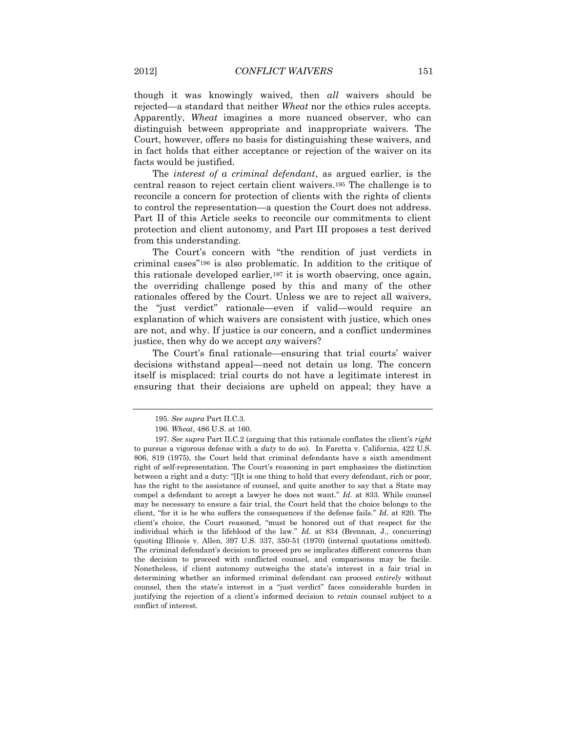though it was knowingly waived, then *all* waivers should be rejected—a standard that neither *Wheat* nor the ethics rules accepts. Apparently, *Wheat* imagines a more nuanced observer, who can distinguish between appropriate and inappropriate waivers. The Court, however, offers no basis for distinguishing these waivers, and in fact holds that either acceptance or rejection of the waiver on its facts would be justified.

The *interest of a criminal defendant*, as argued earlier, is the central reason to reject certain client waivers.[195] The challenge is to reconcile a concern for protection of clients with the rights of clients to control the representation—a question the Court does not address. Part II of this Article seeks to reconcile our commitments to client protection and client autonomy, and Part III proposes a test derived from this understanding.

The Court's concern with "the rendition of just verdicts in criminal cases"[196] is also problematic. In addition to the critique of this rationale developed earlier,[197] it is worth observing, once again, the overriding challenge posed by this and many of the other rationales offered by the Court. Unless we are to reject all waivers, the "just verdict" rationale—even if valid—would require an explanation of which waivers are consistent with justice, which ones are not, and why. If justice is our concern, and a conflict undermines justice, then why do we accept *any* waivers?

The Court's final rationale—ensuring that trial courts' waiver decisions withstand appeal—need not detain us long. The concern itself is misplaced: trial courts do not have a legitimate interest in ensuring that their decisions are upheld on appeal; they have a

---

195. *See supra* Part II.C.3.

196. *Wheat*, 486 U.S. at 160.

197. *See supra* Part II.C.2 (arguing that this rationale conflates the client's *right* to pursue a vigorous defense with a *duty* to do so). In Faretta v. California, 422 U.S. 806, 819 (1975), the Court held that criminal defendants have a sixth amendment right of self-representation. The Court's reasoning in part emphasizes the distinction between a right and a duty: "[I]t is one thing to hold that every defendant, rich or poor, has the right to the assistance of counsel, and quite another to say that a State may compel a defendant to accept a lawyer he does not want." *Id.* at 833. While counsel may be necessary to ensure a fair trial, the Court held that the choice belongs to the client, "for it is he who suffers the consequences if the defense fails." *Id.* at 820. The client's choice, the Court reasoned, "must be honored out of that respect for the individual which is the lifeblood of the law." *Id.* at 834 (Brennan, J., concurring) (quoting Illinois v. Allen, 397 U.S. 337, 350-51 (1970) (internal quotations omitted). The criminal defendant's decision to proceed pro se implicates different concerns than the decision to proceed with conflicted counsel, and comparisons may be facile. Nonetheless, if client autonomy outweighs the state's interest in a fair trial in determining whether an informed criminal defendant can proceed *entirely* without counsel, then the state's interest in a "just verdict" faces considerable burden in justifying the rejection of a client's informed decision to *retain* counsel subject to a conflict of interest.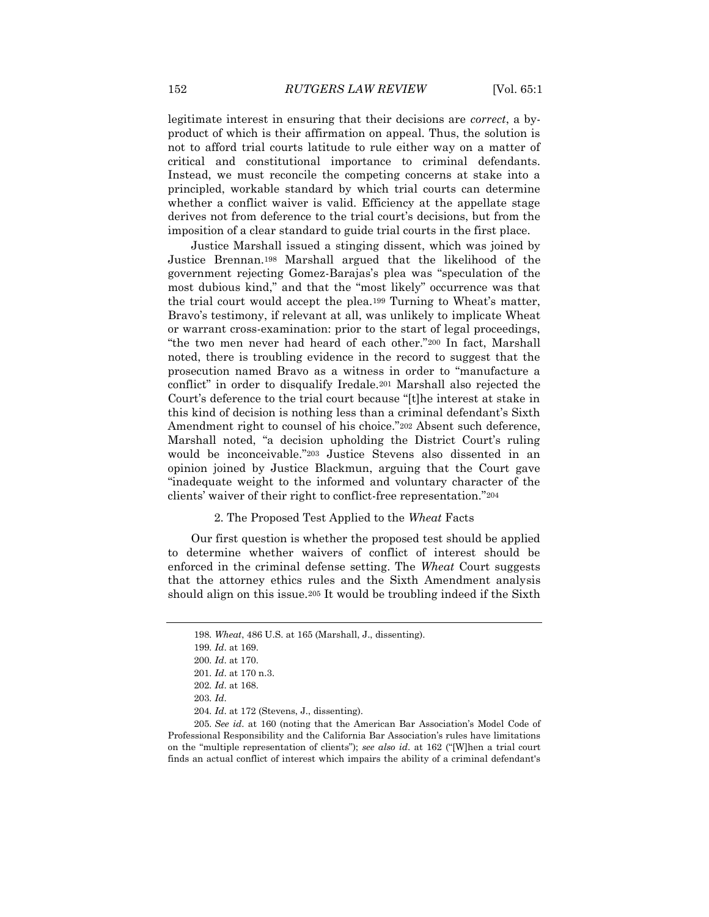legitimate interest in ensuring that their decisions are *correct*, a by-product of which is their affirmation on appeal. Thus, the solution is not to afford trial courts latitude to rule either way on a matter of critical and constitutional importance to criminal defendants. Instead, we must reconcile the competing concerns at stake into a principled, workable standard by which trial courts can determine whether a conflict waiver is valid. Efficiency at the appellate stage derives not from deference to the trial court's decisions, but from the imposition of a clear standard to guide trial courts in the first place.

Justice Marshall issued a stinging dissent, which was joined by Justice Brennan.[198] Marshall argued that the likelihood of the government rejecting Gomez-Barajas's plea was "speculation of the most dubious kind," and that the "most likely" occurrence was that the trial court would accept the plea.[199] Turning to Wheat's matter, Bravo's testimony, if relevant at all, was unlikely to implicate Wheat or warrant cross-examination: prior to the start of legal proceedings, "the two men never had heard of each other."[200] In fact, Marshall noted, there is troubling evidence in the record to suggest that the prosecution named Bravo as a witness in order to "manufacture a conflict" in order to disqualify Iredale.[201] Marshall also rejected the Court's deference to the trial court because "[t]he interest at stake in this kind of decision is nothing less than a criminal defendant's Sixth Amendment right to counsel of his choice."[202] Absent such deference, Marshall noted, "a decision upholding the District Court's ruling would be inconceivable."[203] Justice Stevens also dissented in an opinion joined by Justice Blackmun, arguing that the Court gave "inadequate weight to the informed and voluntary character of the clients' waiver of their right to conflict-free representation."[204]

### 2. The Proposed Test Applied to the *Wheat* Facts

Our first question is whether the proposed test should be applied to determine whether waivers of conflict of interest should be enforced in the criminal defense setting. The *Wheat* Court suggests that the attorney ethics rules and the Sixth Amendment analysis should align on this issue.[205] It would be troubling indeed if the Sixth

---

198. *Wheat*, 486 U.S. at 165 (Marshall, J., dissenting).

199. *Id*. at 169.

200. *Id*. at 170.

201. *Id*. at 170 n.3.

202. *Id*. at 168.

203. *Id*.

204. *Id*. at 172 (Stevens, J., dissenting).

205. *See id*. at 160 (noting that the American Bar Association's Model Code of Professional Responsibility and the California Bar Association's rules have limitations on the "multiple representation of clients"); *see also id*. at 162 ("[W]hen a trial court finds an actual conflict of interest which impairs the ability of a criminal defendant's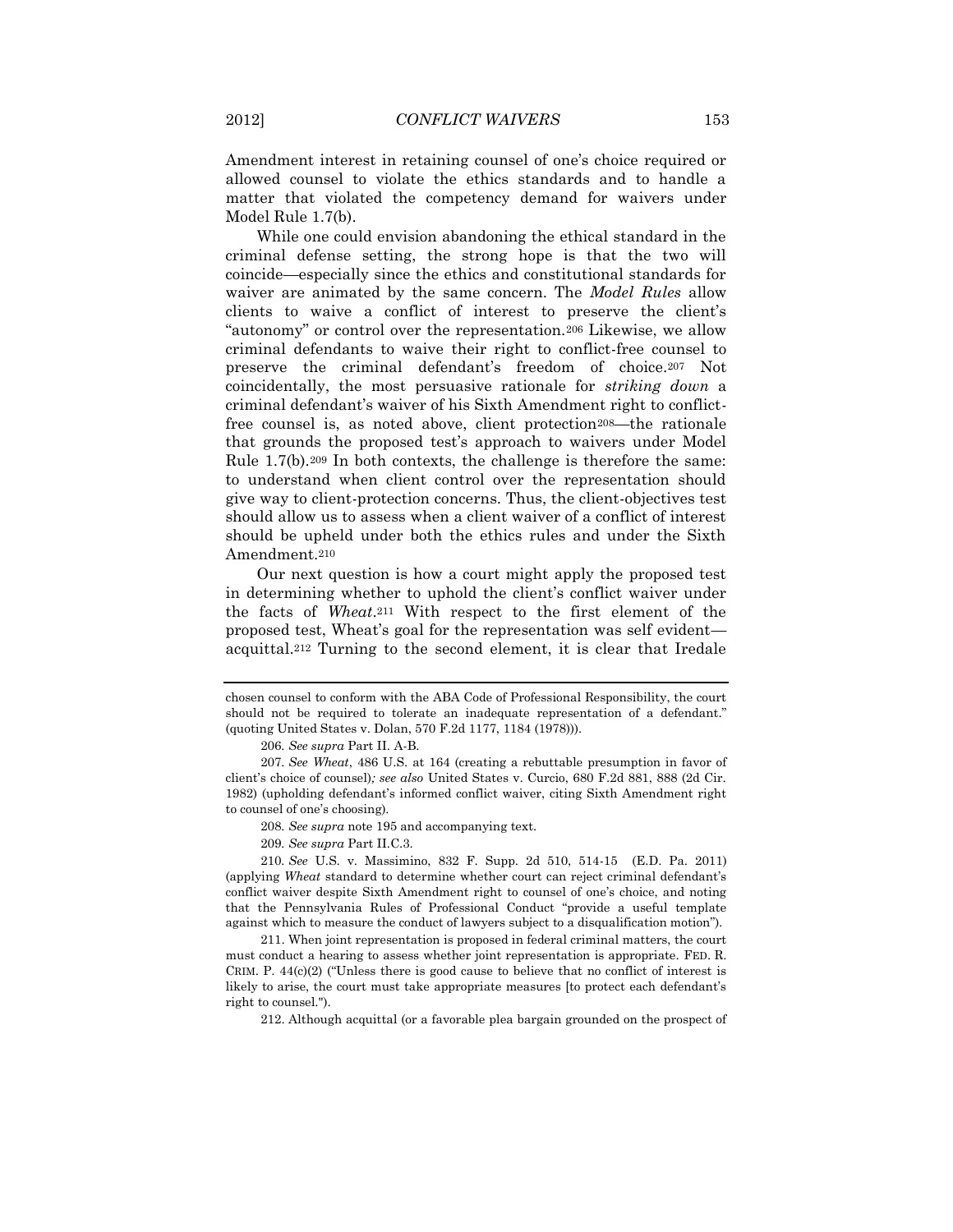Amendment interest in retaining counsel of one's choice required or allowed counsel to violate the ethics standards and to handle a matter that violated the competency demand for waivers under Model Rule 1.7(b).

While one could envision abandoning the ethical standard in the criminal defense setting, the strong hope is that the two will coincide—especially since the ethics and constitutional standards for waiver are animated by the same concern. The *Model Rules* allow clients to waive a conflict of interest to preserve the client's "autonomy" or control over the representation.[206] Likewise, we allow criminal defendants to waive their right to conflict-free counsel to preserve the criminal defendant's freedom of choice.[207] Not coincidentally, the most persuasive rationale for *striking down* a criminal defendant's waiver of his Sixth Amendment right to conflict-free counsel is, as noted above, client protection[208]—the rationale that grounds the proposed test's approach to waivers under Model Rule 1.7(b).[209] In both contexts, the challenge is therefore the same: to understand when client control over the representation should give way to client-protection concerns. Thus, the client-objectives test should allow us to assess when a client waiver of a conflict of interest should be upheld under both the ethics rules and under the Sixth Amendment.[210]

Our next question is how a court might apply the proposed test in determining whether to uphold the client's conflict waiver under the facts of *Wheat*.[211] With respect to the first element of the proposed test, Wheat's goal for the representation was self evident—acquittal.[212] Turning to the second element, it is clear that Iredale

---

chosen counsel to conform with the ABA Code of Professional Responsibility, the court should not be required to tolerate an inadequate representation of a defendant." (quoting United States v. Dolan, 570 F.2d 1177, 1184 (1978))).

206. *See supra* Part II. A-B.

207. *See Wheat*, 486 U.S. at 164 (creating a rebuttable presumption in favor of client's choice of counsel)*; see also* United States v. Curcio, 680 F.2d 881, 888 (2d Cir. 1982) (upholding defendant's informed conflict waiver, citing Sixth Amendment right to counsel of one's choosing).

208. *See supra* note 195 and accompanying text.

209. *See supra* Part II.C.3.

210. *See* U.S. v. Massimino, 832 F. Supp. 2d 510, 514-15 (E.D. Pa. 2011) (applying *Wheat* standard to determine whether court can reject criminal defendant's conflict waiver despite Sixth Amendment right to counsel of one's choice, and noting that the Pennsylvania Rules of Professional Conduct "provide a useful template against which to measure the conduct of lawyers subject to a disqualification motion").

211. When joint representation is proposed in federal criminal matters, the court must conduct a hearing to assess whether joint representation is appropriate. FED. R. CRIM. P. 44(c)(2) ("Unless there is good cause to believe that no conflict of interest is likely to arise, the court must take appropriate measures [to protect each defendant's right to counsel.").

212. Although acquittal (or a favorable plea bargain grounded on the prospect of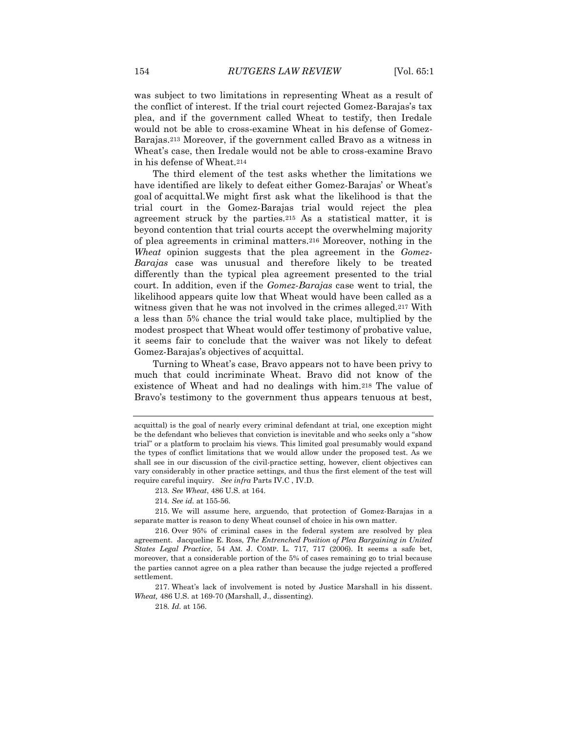was subject to two limitations in representing Wheat as a result of the conflict of interest. If the trial court rejected Gomez-Barajas's tax plea, and if the government called Wheat to testify, then Iredale would not be able to cross-examine Wheat in his defense of Gomez-Barajas.[213] Moreover, if the government called Bravo as a witness in Wheat's case, then Iredale would not be able to cross-examine Bravo in his defense of Wheat.[214]

The third element of the test asks whether the limitations we have identified are likely to defeat either Gomez-Barajas' or Wheat's goal of acquittal.We might first ask what the likelihood is that the trial court in the Gomez-Barajas trial would reject the plea agreement struck by the parties.[215] As a statistical matter, it is beyond contention that trial courts accept the overwhelming majority of plea agreements in criminal matters.[216] Moreover, nothing in the *Wheat* opinion suggests that the plea agreement in the *Gomez-Barajas* case was unusual and therefore likely to be treated differently than the typical plea agreement presented to the trial court. In addition, even if the *Gomez-Barajas* case went to trial, the likelihood appears quite low that Wheat would have been called as a witness given that he was not involved in the crimes alleged.[217] With a less than 5% chance the trial would take place, multiplied by the modest prospect that Wheat would offer testimony of probative value, it seems fair to conclude that the waiver was not likely to defeat Gomez-Barajas's objectives of acquittal.

Turning to Wheat's case, Bravo appears not to have been privy to much that could incriminate Wheat. Bravo did not know of the existence of Wheat and had no dealings with him.[218] The value of Bravo's testimony to the government thus appears tenuous at best,

---

acquittal) is the goal of nearly every criminal defendant at trial, one exception might be the defendant who believes that conviction is inevitable and who seeks only a "show trial" or a platform to proclaim his views. This limited goal presumably would expand the types of conflict limitations that we would allow under the proposed test. As we shall see in our discussion of the civil-practice setting, however, client objectives can vary considerably in other practice settings, and thus the first element of the test will require careful inquiry. *See infra* Parts IV.C , IV.D.

213. *See Wheat*, 486 U.S. at 164.

214. *See id.* at 155-56.

215. We will assume here, arguendo, that protection of Gomez-Barajas in a separate matter is reason to deny Wheat counsel of choice in his own matter.

216. Over 95% of criminal cases in the federal system are resolved by plea agreement. Jacqueline E. Ross, *The Entrenched Position of Plea Bargaining in United States Legal Practice*, 54 AM. J. COMP. L. 717, 717 (2006). It seems a safe bet, moreover, that a considerable portion of the 5% of cases remaining go to trial because the parties cannot agree on a plea rather than because the judge rejected a proffered settlement.

217. Wheat's lack of involvement is noted by Justice Marshall in his dissent. *Wheat,* 486 U.S. at 169-70 (Marshall, J., dissenting).

218. *Id.* at 156.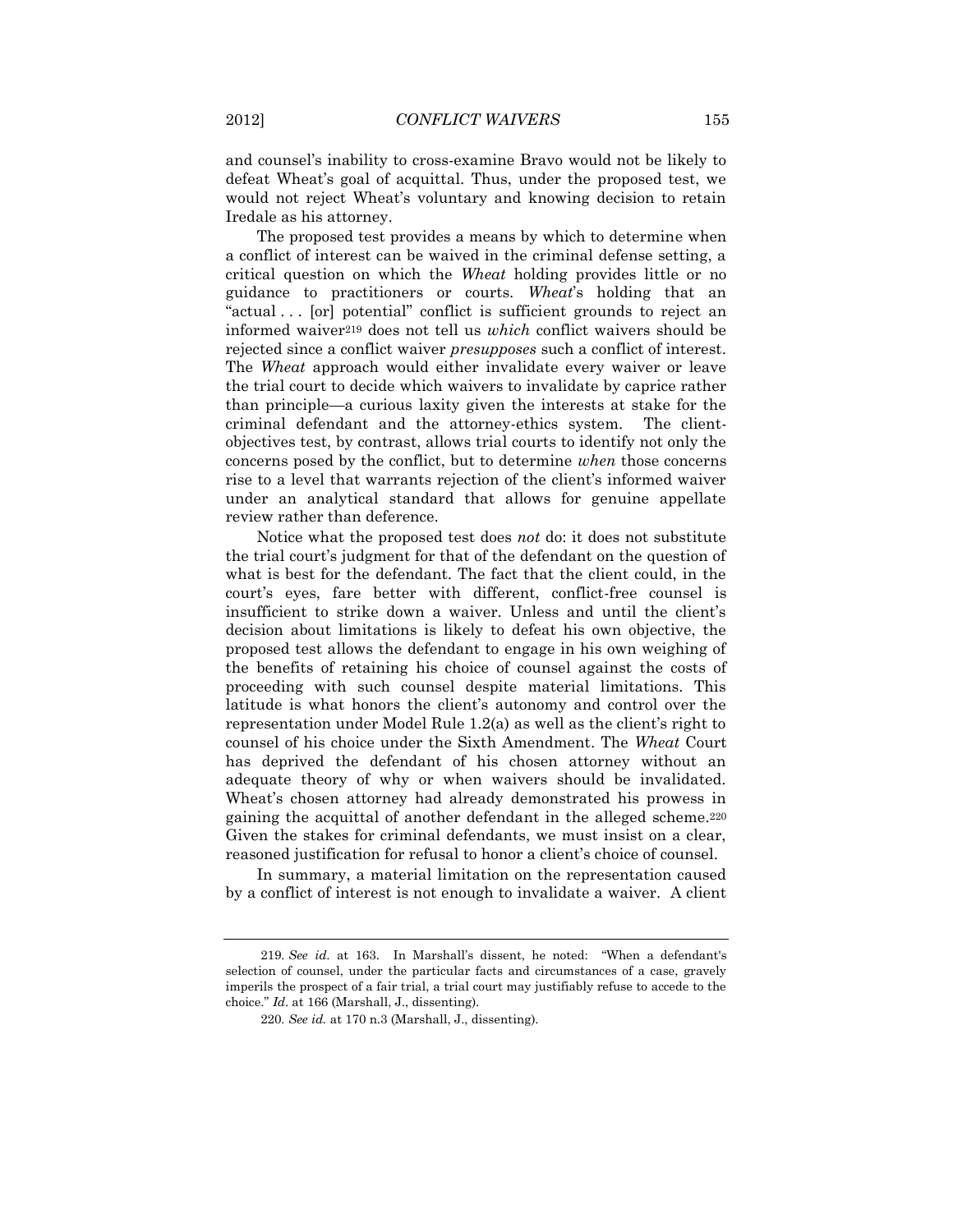and counsel's inability to cross-examine Bravo would not be likely to defeat Wheat's goal of acquittal. Thus, under the proposed test, we would not reject Wheat's voluntary and knowing decision to retain Iredale as his attorney.

The proposed test provides a means by which to determine when a conflict of interest can be waived in the criminal defense setting, a critical question on which the *Wheat* holding provides little or no guidance to practitioners or courts. *Wheat*'s holding that an "actual . . . [or] potential" conflict is sufficient grounds to reject an informed waiver[219] does not tell us *which* conflict waivers should be rejected since a conflict waiver *presupposes* such a conflict of interest. The *Wheat* approach would either invalidate every waiver or leave the trial court to decide which waivers to invalidate by caprice rather than principle—a curious laxity given the interests at stake for the criminal defendant and the attorney-ethics system. The client-objectives test, by contrast, allows trial courts to identify not only the concerns posed by the conflict, but to determine *when* those concerns rise to a level that warrants rejection of the client's informed waiver under an analytical standard that allows for genuine appellate review rather than deference.

Notice what the proposed test does *not* do: it does not substitute the trial court's judgment for that of the defendant on the question of what is best for the defendant. The fact that the client could, in the court's eyes, fare better with different, conflict-free counsel is insufficient to strike down a waiver. Unless and until the client's decision about limitations is likely to defeat his own objective, the proposed test allows the defendant to engage in his own weighing of the benefits of retaining his choice of counsel against the costs of proceeding with such counsel despite material limitations. This latitude is what honors the client's autonomy and control over the representation under Model Rule 1.2(a) as well as the client's right to counsel of his choice under the Sixth Amendment. The *Wheat* Court has deprived the defendant of his chosen attorney without an adequate theory of why or when waivers should be invalidated. Wheat's chosen attorney had already demonstrated his prowess in gaining the acquittal of another defendant in the alleged scheme.[220] Given the stakes for criminal defendants, we must insist on a clear, reasoned justification for refusal to honor a client's choice of counsel.

In summary, a material limitation on the representation caused by a conflict of interest is not enough to invalidate a waiver. A client

---

219. *See id.* at 163. In Marshall's dissent, he noted: "When a defendant's selection of counsel, under the particular facts and circumstances of a case, gravely imperils the prospect of a fair trial, a trial court may justifiably refuse to accede to the choice." *Id.* at 166 (Marshall, J., dissenting).

220. *See id.* at 170 n.3 (Marshall, J., dissenting).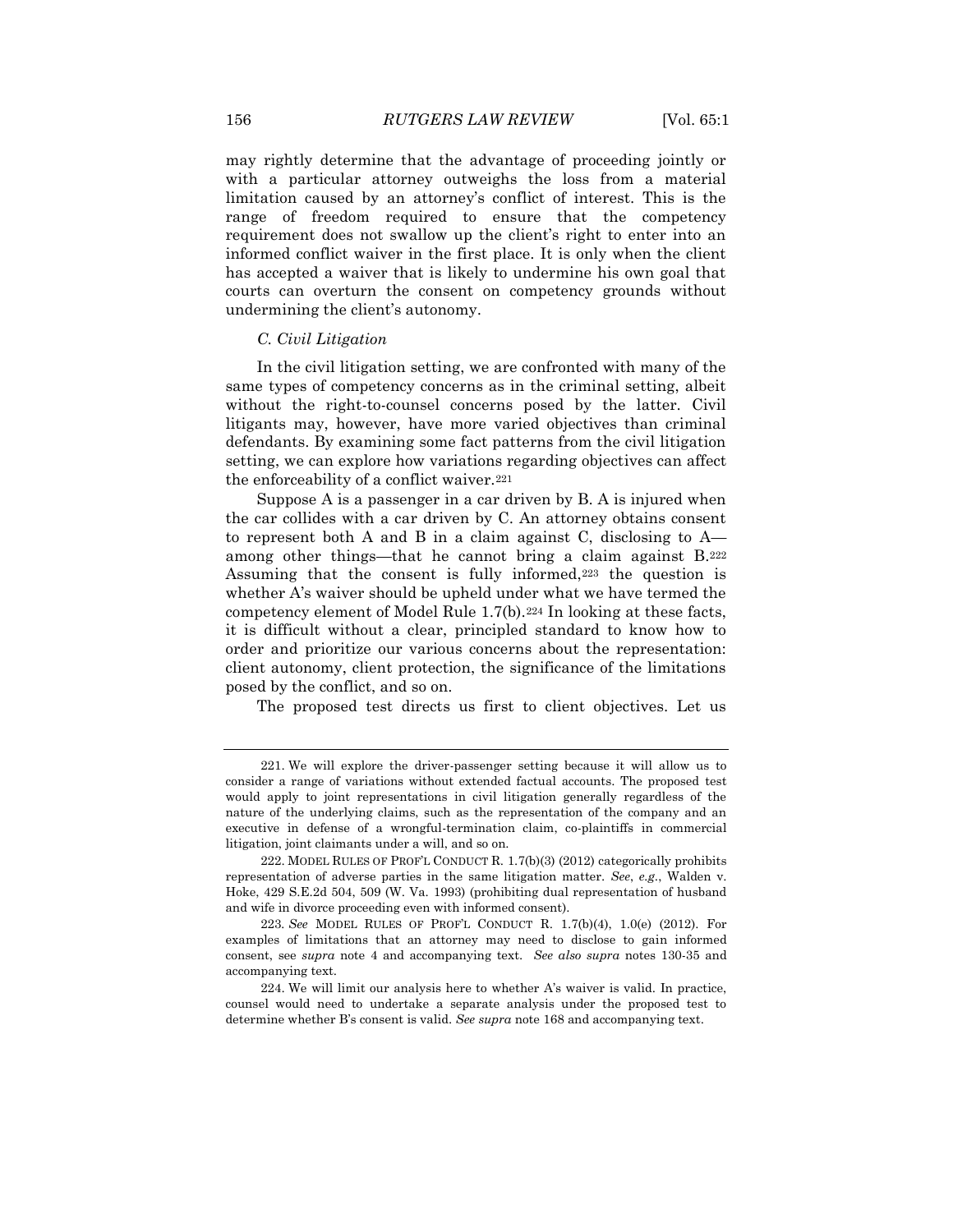may rightly determine that the advantage of proceeding jointly or with a particular attorney outweighs the loss from a material limitation caused by an attorney's conflict of interest. This is the range of freedom required to ensure that the competency requirement does not swallow up the client's right to enter into an informed conflict waiver in the first place. It is only when the client has accepted a waiver that is likely to undermine his own goal that courts can overturn the consent on competency grounds without undermining the client's autonomy.

### *C. Civil Litigation*

In the civil litigation setting, we are confronted with many of the same types of competency concerns as in the criminal setting, albeit without the right-to-counsel concerns posed by the latter. Civil litigants may, however, have more varied objectives than criminal defendants. By examining some fact patterns from the civil litigation setting, we can explore how variations regarding objectives can affect the enforceability of a conflict waiver.[221]

Suppose A is a passenger in a car driven by B. A is injured when the car collides with a car driven by C. An attorney obtains consent to represent both A and B in a claim against C, disclosing to A—among other things—that he cannot bring a claim against B.[222] Assuming that the consent is fully informed,[223] the question is whether A's waiver should be upheld under what we have termed the competency element of Model Rule 1.7(b).[224] In looking at these facts, it is difficult without a clear, principled standard to know how to order and prioritize our various concerns about the representation: client autonomy, client protection, the significance of the limitations posed by the conflict, and so on.

The proposed test directs us first to client objectives. Let us

---

221. We will explore the driver-passenger setting because it will allow us to consider a range of variations without extended factual accounts. The proposed test would apply to joint representations in civil litigation generally regardless of the nature of the underlying claims, such as the representation of the company and an executive in defense of a wrongful-termination claim, co-plaintiffs in commercial litigation, joint claimants under a will, and so on.

222. MODEL RULES OF PROF'L CONDUCT R. 1.7(b)(3) (2012) categorically prohibits representation of adverse parties in the same litigation matter. *See*, *e.g.*, Walden v. Hoke, 429 S.E.2d 504, 509 (W. Va. 1993) (prohibiting dual representation of husband and wife in divorce proceeding even with informed consent).

223. *See* MODEL RULES OF PROF'L CONDUCT R. 1.7(b)(4), 1.0(e) (2012). For examples of limitations that an attorney may need to disclose to gain informed consent, see *supra* note 4 and accompanying text. *See also supra* notes 130-35 and accompanying text.

224. We will limit our analysis here to whether A's waiver is valid. In practice, counsel would need to undertake a separate analysis under the proposed test to determine whether B's consent is valid. *See supra* note 168 and accompanying text.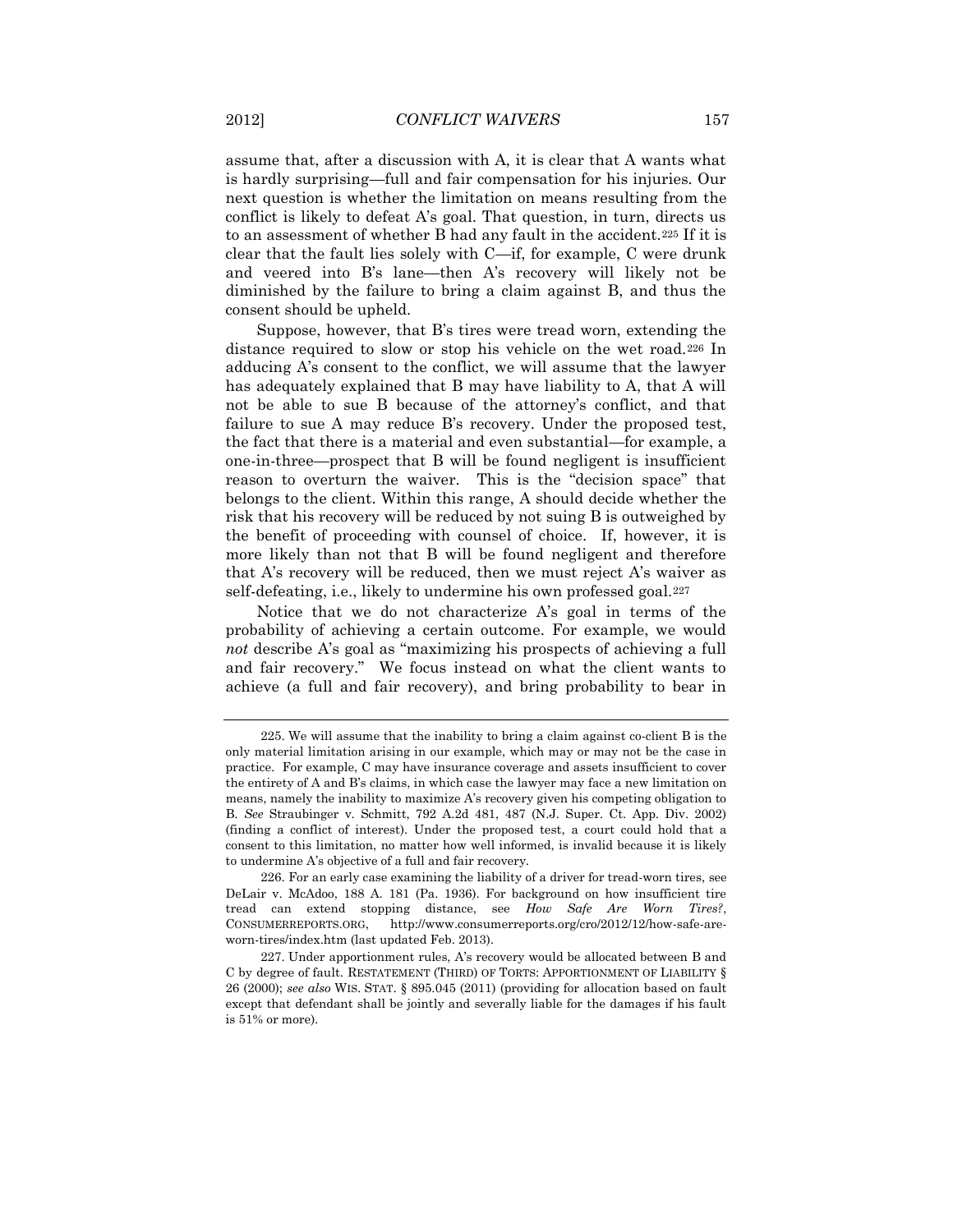assume that, after a discussion with A, it is clear that A wants what is hardly surprising—full and fair compensation for his injuries. Our next question is whether the limitation on means resulting from the conflict is likely to defeat A's goal. That question, in turn, directs us to an assessment of whether B had any fault in the accident.[225] If it is clear that the fault lies solely with C—if, for example, C were drunk and veered into B's lane—then A's recovery will likely not be diminished by the failure to bring a claim against B, and thus the consent should be upheld.

Suppose, however, that B's tires were tread worn, extending the distance required to slow or stop his vehicle on the wet road.[226] In adducing A's consent to the conflict, we will assume that the lawyer has adequately explained that B may have liability to A, that A will not be able to sue B because of the attorney's conflict, and that failure to sue A may reduce B's recovery. Under the proposed test, the fact that there is a material and even substantial—for example, a one-in-three—prospect that B will be found negligent is insufficient reason to overturn the waiver. This is the "decision space" that belongs to the client. Within this range, A should decide whether the risk that his recovery will be reduced by not suing B is outweighed by the benefit of proceeding with counsel of choice. If, however, it is more likely than not that B will be found negligent and therefore that A's recovery will be reduced, then we must reject A's waiver as self-defeating, i.e., likely to undermine his own professed goal.[227]

Notice that we do not characterize A's goal in terms of the probability of achieving a certain outcome. For example, we would *not* describe A's goal as "maximizing his prospects of achieving a full and fair recovery." We focus instead on what the client wants to achieve (a full and fair recovery), and bring probability to bear in

---

225. We will assume that the inability to bring a claim against co-client B is the only material limitation arising in our example, which may or may not be the case in practice. For example, C may have insurance coverage and assets insufficient to cover the entirety of A and B's claims, in which case the lawyer may face a new limitation on means, namely the inability to maximize A's recovery given his competing obligation to B. *See* Straubinger v. Schmitt, 792 A.2d 481, 487 (N.J. Super. Ct. App. Div. 2002) (finding a conflict of interest). Under the proposed test, a court could hold that a consent to this limitation, no matter how well informed, is invalid because it is likely to undermine A's objective of a full and fair recovery.

226. For an early case examining the liability of a driver for tread-worn tires, see DeLair v. McAdoo, 188 A. 181 (Pa. 1936). For background on how insufficient tire tread can extend stopping distance, see *How Safe Are Worn Tires?*, CONSUMERREPORTS.ORG, http://www.consumerreports.org/cro/2012/12/how-safe-are-worn-tires/index.htm (last updated Feb. 2013).

227. Under apportionment rules, A's recovery would be allocated between B and C by degree of fault. RESTATEMENT (THIRD) OF TORTS: APPORTIONMENT OF LIABILITY § 26 (2000); *see also* WIS. STAT. § 895.045 (2011) (providing for allocation based on fault except that defendant shall be jointly and severally liable for the damages if his fault is 51% or more).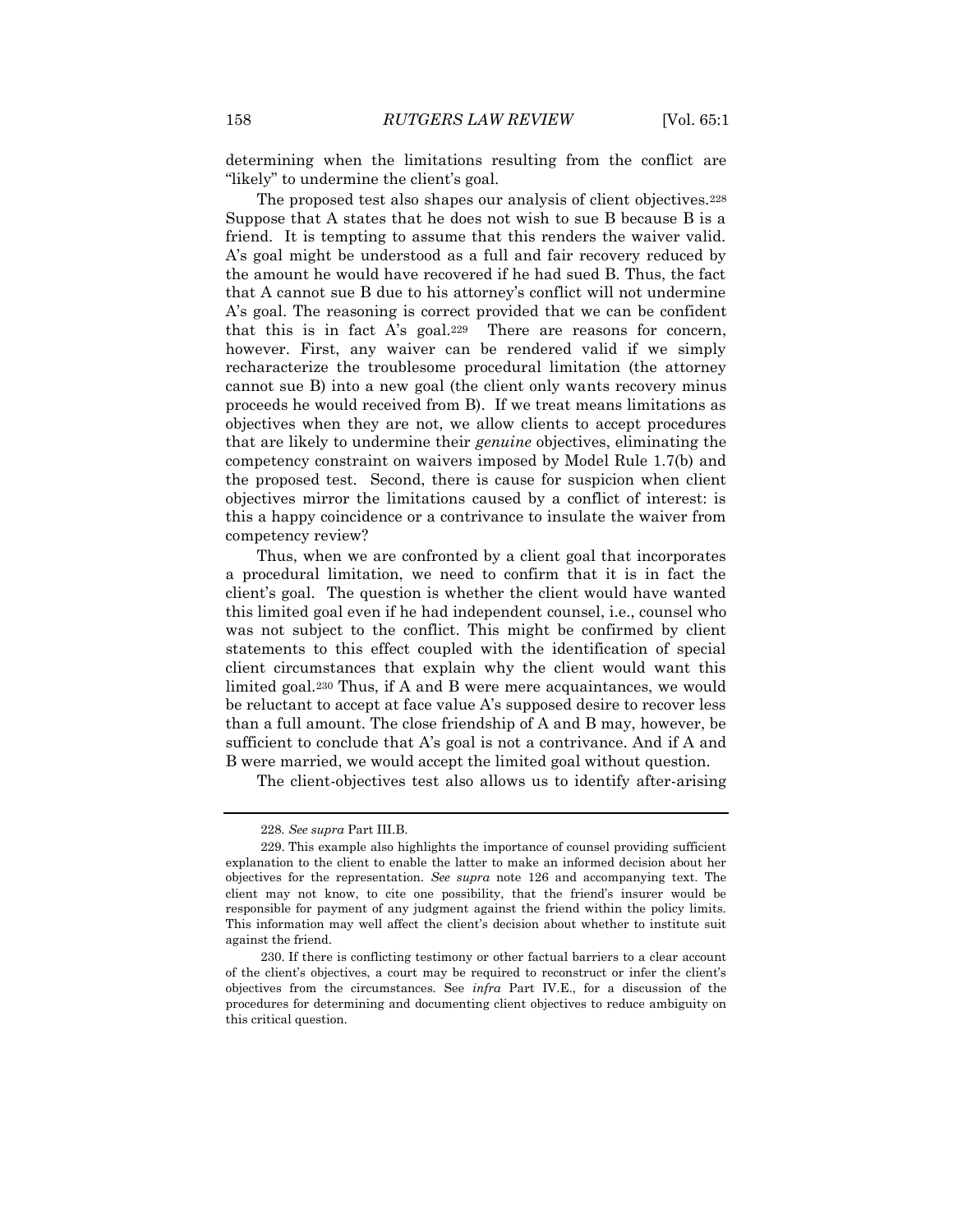determining when the limitations resulting from the conflict are "likely" to undermine the client's goal.

The proposed test also shapes our analysis of client objectives.[228] Suppose that A states that he does not wish to sue B because B is a friend. It is tempting to assume that this renders the waiver valid. A's goal might be understood as a full and fair recovery reduced by the amount he would have recovered if he had sued B. Thus, the fact that A cannot sue B due to his attorney's conflict will not undermine A's goal. The reasoning is correct provided that we can be confident that this is in fact A's goal.[229] There are reasons for concern, however. First, any waiver can be rendered valid if we simply recharacterize the troublesome procedural limitation (the attorney cannot sue B) into a new goal (the client only wants recovery minus proceeds he would received from B). If we treat means limitations as objectives when they are not, we allow clients to accept procedures that are likely to undermine their *genuine* objectives, eliminating the competency constraint on waivers imposed by Model Rule 1.7(b) and the proposed test. Second, there is cause for suspicion when client objectives mirror the limitations caused by a conflict of interest: is this a happy coincidence or a contrivance to insulate the waiver from competency review?

Thus, when we are confronted by a client goal that incorporates a procedural limitation, we need to confirm that it is in fact the client's goal. The question is whether the client would have wanted this limited goal even if he had independent counsel, i.e., counsel who was not subject to the conflict. This might be confirmed by client statements to this effect coupled with the identification of special client circumstances that explain why the client would want this limited goal.[230] Thus, if A and B were mere acquaintances, we would be reluctant to accept at face value A's supposed desire to recover less than a full amount. The close friendship of A and B may, however, be sufficient to conclude that A's goal is not a contrivance. And if A and B were married, we would accept the limited goal without question.

The client-objectives test also allows us to identify after-arising

---

228. *See supra* Part III.B.

229. This example also highlights the importance of counsel providing sufficient explanation to the client to enable the latter to make an informed decision about her objectives for the representation. *See supra* note 126 and accompanying text. The client may not know, to cite one possibility, that the friend's insurer would be responsible for payment of any judgment against the friend within the policy limits. This information may well affect the client's decision about whether to institute suit against the friend.

230. If there is conflicting testimony or other factual barriers to a clear account of the client's objectives, a court may be required to reconstruct or infer the client's objectives from the circumstances. See *infra* Part IV.E., for a discussion of the procedures for determining and documenting client objectives to reduce ambiguity on this critical question.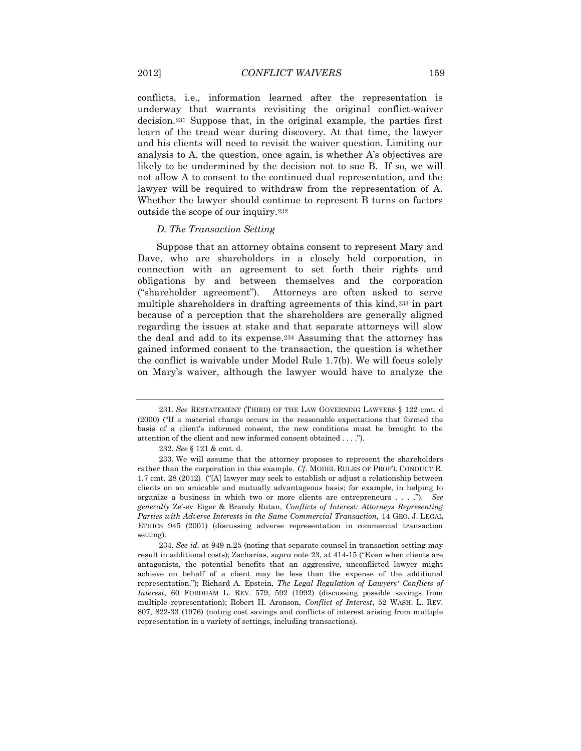conflicts, i.e., information learned after the representation is underway that warrants revisiting the original conflict-waiver decision.[231] Suppose that, in the original example, the parties first learn of the tread wear during discovery. At that time, the lawyer and his clients will need to revisit the waiver question. Limiting our analysis to A, the question, once again, is whether A's objectives are likely to be undermined by the decision not to sue B. If so, we will not allow A to consent to the continued dual representation, and the lawyer will be required to withdraw from the representation of A. Whether the lawyer should continue to represent B turns on factors outside the scope of our inquiry.[232]

### *D. The Transaction Setting*

Suppose that an attorney obtains consent to represent Mary and Dave, who are shareholders in a closely held corporation, in connection with an agreement to set forth their rights and obligations by and between themselves and the corporation ("shareholder agreement"). Attorneys are often asked to serve multiple shareholders in drafting agreements of this kind,[233] in part because of a perception that the shareholders are generally aligned regarding the issues at stake and that separate attorneys will slow the deal and add to its expense.[234] Assuming that the attorney has gained informed consent to the transaction, the question is whether the conflict is waivable under Model Rule 1.7(b). We will focus solely on Mary's waiver, although the lawyer would have to analyze the

---

231. *See* RESTATEMENT (THIRD) OF THE LAW GOVERNING LAWYERS § 122 cmt. d (2000) ("If a material change occurs in the reasonable expectations that formed the basis of a client's informed consent, the new conditions must be brought to the attention of the client and new informed consent obtained . . . .").

232. *See* § 121 & cmt. d.

233. We will assume that the attorney proposes to represent the shareholders rather than the corporation in this example. *Cf.* MODEL RULES OF PROF'L CONDUCT R. 1.7 cmt. 28 (2012) ("[A] lawyer may seek to establish or adjust a relationship between clients on an amicable and mutually advantageous basis; for example, in helping to organize a business in which two or more clients are entrepreneurs . . . ."). *See generally* Ze'-ev Eiger & Brandy Rutan, *Conflicts of Interest: Attorneys Representing Parties with Adverse Interests in the Same Commercial Transaction,* 14 GEO. J. LEGAL ETHICS 945 (2001) (discussing adverse representation in commercial transaction setting).

234. *See id.* at 949 n.25 (noting that separate counsel in transaction setting may result in additional costs); Zacharias, *supra* note 23, at 414-15 ("Even when clients are antagonists, the potential benefits that an aggressive, unconflicted lawyer might achieve on behalf of a client may be less than the expense of the additional representation."); Richard A. Epstein, *The Legal Regulation of Lawyers' Conflicts of Interest*, 60 FORDHAM L. REV. 579, 592 (1992) (discussing possible savings from multiple representation); Robert H. Aronson, *Conflict of Interest*, 52 WASH. L. REV. 807, 822-33 (1976) (noting cost savings and conflicts of interest arising from multiple representation in a variety of settings, including transactions).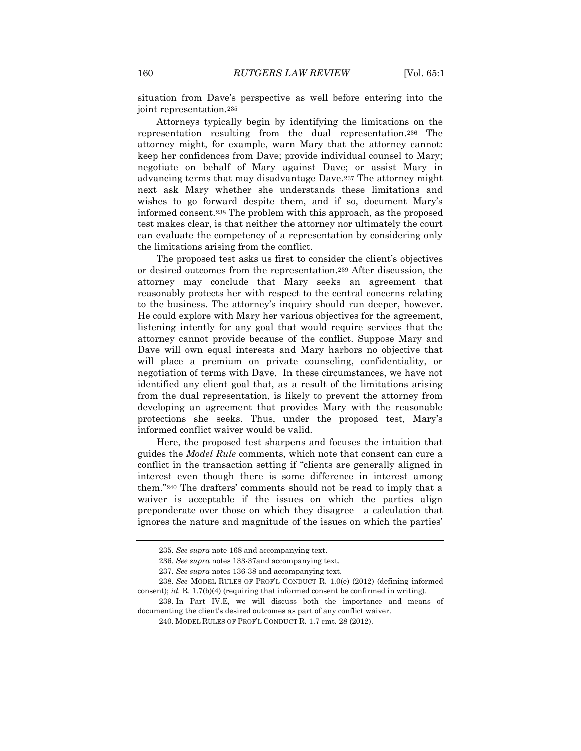situation from Dave's perspective as well before entering into the joint representation.[235]

Attorneys typically begin by identifying the limitations on the representation resulting from the dual representation.[236] The attorney might, for example, warn Mary that the attorney cannot: keep her confidences from Dave; provide individual counsel to Mary; negotiate on behalf of Mary against Dave; or assist Mary in advancing terms that may disadvantage Dave.[237] The attorney might next ask Mary whether she understands these limitations and wishes to go forward despite them, and if so, document Mary's informed consent.[238] The problem with this approach, as the proposed test makes clear, is that neither the attorney nor ultimately the court can evaluate the competency of a representation by considering only the limitations arising from the conflict.

The proposed test asks us first to consider the client's objectives or desired outcomes from the representation.[239] After discussion, the attorney may conclude that Mary seeks an agreement that reasonably protects her with respect to the central concerns relating to the business. The attorney's inquiry should run deeper, however. He could explore with Mary her various objectives for the agreement, listening intently for any goal that would require services that the attorney cannot provide because of the conflict. Suppose Mary and Dave will own equal interests and Mary harbors no objective that will place a premium on private counseling, confidentiality, or negotiation of terms with Dave. In these circumstances, we have not identified any client goal that, as a result of the limitations arising from the dual representation, is likely to prevent the attorney from developing an agreement that provides Mary with the reasonable protections she seeks. Thus, under the proposed test, Mary's informed conflict waiver would be valid.

Here, the proposed test sharpens and focuses the intuition that guides the *Model Rule* comments, which note that consent can cure a conflict in the transaction setting if "clients are generally aligned in interest even though there is some difference in interest among them."[240] The drafters' comments should not be read to imply that a waiver is acceptable if the issues on which the parties align preponderate over those on which they disagree—a calculation that ignores the nature and magnitude of the issues on which the parties'

---

235. *See supra* note 168 and accompanying text.

236. *See supra* notes 133-37and accompanying text.

237. *See supra* notes 136-38 and accompanying text.

238. *See* MODEL RULES OF PROF'L CONDUCT R. 1.0(e) (2012) (defining informed consent); *id.* R. 1.7(b)(4) (requiring that informed consent be confirmed in writing).

239. In Part IV.E, we will discuss both the importance and means of documenting the client's desired outcomes as part of any conflict waiver.

240. MODEL RULES OF PROF'L CONDUCT R. 1.7 cmt. 28 (2012).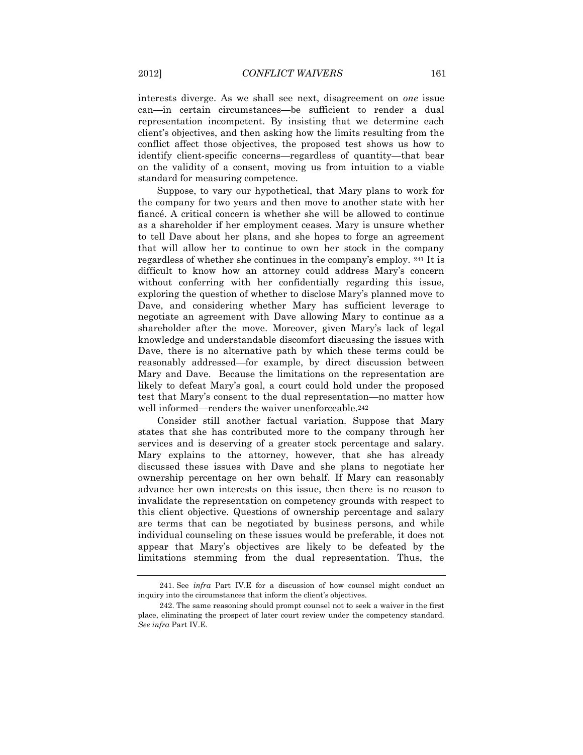interests diverge. As we shall see next, disagreement on *one* issue can—in certain circumstances—be sufficient to render a dual representation incompetent. By insisting that we determine each client's objectives, and then asking how the limits resulting from the conflict affect those objectives, the proposed test shows us how to identify client-specific concerns—regardless of quantity—that bear on the validity of a consent, moving us from intuition to a viable standard for measuring competence.

Suppose, to vary our hypothetical, that Mary plans to work for the company for two years and then move to another state with her fiancé. A critical concern is whether she will be allowed to continue as a shareholder if her employment ceases. Mary is unsure whether to tell Dave about her plans, and she hopes to forge an agreement that will allow her to continue to own her stock in the company regardless of whether she continues in the company's employ.[241] It is difficult to know how an attorney could address Mary's concern without conferring with her confidentially regarding this issue, exploring the question of whether to disclose Mary's planned move to Dave, and considering whether Mary has sufficient leverage to negotiate an agreement with Dave allowing Mary to continue as a shareholder after the move. Moreover, given Mary's lack of legal knowledge and understandable discomfort discussing the issues with Dave, there is no alternative path by which these terms could be reasonably addressed—for example, by direct discussion between Mary and Dave. Because the limitations on the representation are likely to defeat Mary's goal, a court could hold under the proposed test that Mary's consent to the dual representation—no matter how well informed—renders the waiver unenforceable.[242]

Consider still another factual variation. Suppose that Mary states that she has contributed more to the company through her services and is deserving of a greater stock percentage and salary. Mary explains to the attorney, however, that she has already discussed these issues with Dave and she plans to negotiate her ownership percentage on her own behalf. If Mary can reasonably advance her own interests on this issue, then there is no reason to invalidate the representation on competency grounds with respect to this client objective. Questions of ownership percentage and salary are terms that can be negotiated by business persons, and while individual counseling on these issues would be preferable, it does not appear that Mary's objectives are likely to be defeated by the limitations stemming from the dual representation. Thus, the

---

241. See *infra* Part IV.E for a discussion of how counsel might conduct an inquiry into the circumstances that inform the client's objectives.

242. The same reasoning should prompt counsel not to seek a waiver in the first place, eliminating the prospect of later court review under the competency standard. *See infra* Part IV.E.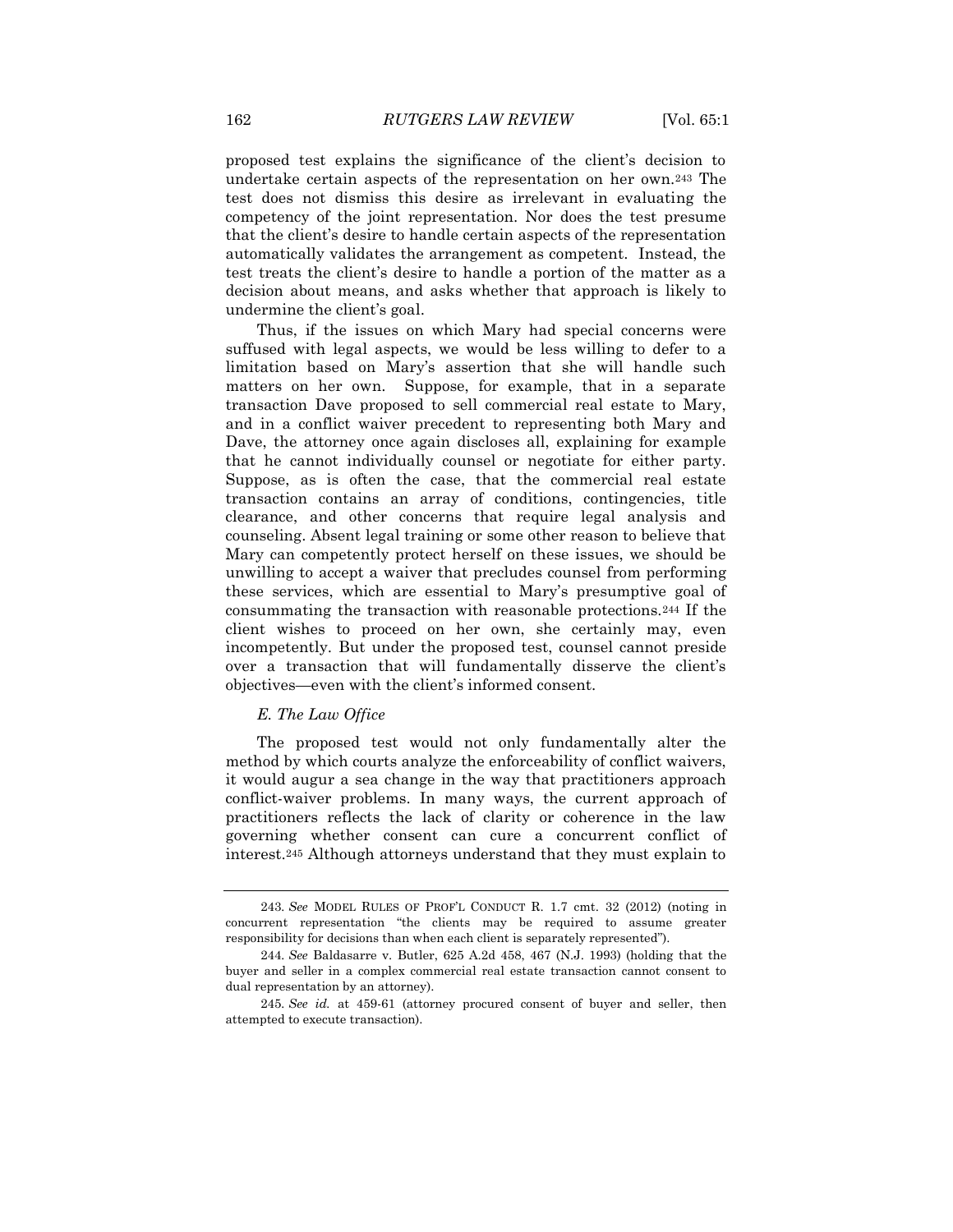proposed test explains the significance of the client's decision to undertake certain aspects of the representation on her own.[243] The test does not dismiss this desire as irrelevant in evaluating the competency of the joint representation. Nor does the test presume that the client's desire to handle certain aspects of the representation automatically validates the arrangement as competent. Instead, the test treats the client's desire to handle a portion of the matter as a decision about means, and asks whether that approach is likely to undermine the client's goal.

Thus, if the issues on which Mary had special concerns were suffused with legal aspects, we would be less willing to defer to a limitation based on Mary's assertion that she will handle such matters on her own. Suppose, for example, that in a separate transaction Dave proposed to sell commercial real estate to Mary, and in a conflict waiver precedent to representing both Mary and Dave, the attorney once again discloses all, explaining for example that he cannot individually counsel or negotiate for either party. Suppose, as is often the case, that the commercial real estate transaction contains an array of conditions, contingencies, title clearance, and other concerns that require legal analysis and counseling. Absent legal training or some other reason to believe that Mary can competently protect herself on these issues, we should be unwilling to accept a waiver that precludes counsel from performing these services, which are essential to Mary's presumptive goal of consummating the transaction with reasonable protections.[244] If the client wishes to proceed on her own, she certainly may, even incompetently. But under the proposed test, counsel cannot preside over a transaction that will fundamentally disserve the client's objectives—even with the client's informed consent.

### *E. The Law Office*

The proposed test would not only fundamentally alter the method by which courts analyze the enforceability of conflict waivers, it would augur a sea change in the way that practitioners approach conflict-waiver problems. In many ways, the current approach of practitioners reflects the lack of clarity or coherence in the law governing whether consent can cure a concurrent conflict of interest.[245] Although attorneys understand that they must explain to

---

243. *See* MODEL RULES OF PROF'L CONDUCT R. 1.7 cmt. 32 (2012) (noting in concurrent representation "the clients may be required to assume greater responsibility for decisions than when each client is separately represented").

244. *See* Baldasarre v. Butler, 625 A.2d 458, 467 (N.J. 1993) (holding that the buyer and seller in a complex commercial real estate transaction cannot consent to dual representation by an attorney).

245. *See id.* at 459-61 (attorney procured consent of buyer and seller, then attempted to execute transaction).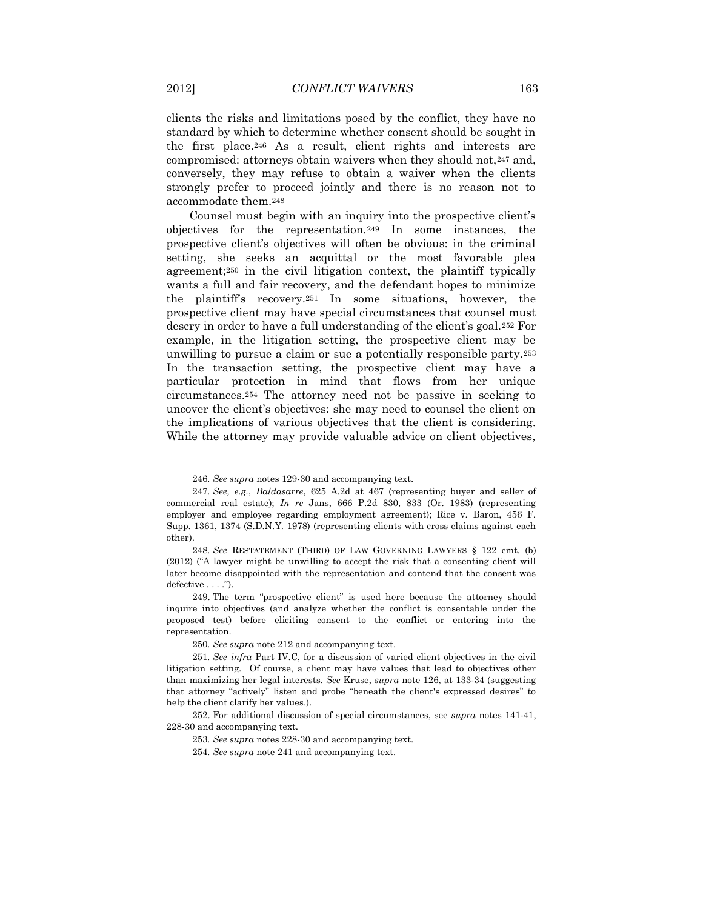clients the risks and limitations posed by the conflict, they have no standard by which to determine whether consent should be sought in the first place.[246] As a result, client rights and interests are compromised: attorneys obtain waivers when they should not,[247] and, conversely, they may refuse to obtain a waiver when the clients strongly prefer to proceed jointly and there is no reason not to accommodate them.[248]

Counsel must begin with an inquiry into the prospective client's objectives for the representation.[249] In some instances, the prospective client's objectives will often be obvious: in the criminal setting, she seeks an acquittal or the most favorable plea agreement;[250] in the civil litigation context, the plaintiff typically wants a full and fair recovery, and the defendant hopes to minimize the plaintiff's recovery.[251] In some situations, however, the prospective client may have special circumstances that counsel must descry in order to have a full understanding of the client's goal.[252] For example, in the litigation setting, the prospective client may be unwilling to pursue a claim or sue a potentially responsible party.[253] In the transaction setting, the prospective client may have a particular protection in mind that flows from her unique circumstances.[254] The attorney need not be passive in seeking to uncover the client's objectives: she may need to counsel the client on the implications of various objectives that the client is considering. While the attorney may provide valuable advice on client objectives,

---

246. *See supra* notes 129-30 and accompanying text.

247. *See, e.g.*, *Baldasarre*, 625 A.2d at 467 (representing buyer and seller of commercial real estate); *In re* Jans, 666 P.2d 830, 833 (Or. 1983) (representing employer and employee regarding employment agreement); Rice v. Baron, 456 F. Supp. 1361, 1374 (S.D.N.Y. 1978) (representing clients with cross claims against each other).

248. *See* RESTATEMENT (THIRD) OF LAW GOVERNING LAWYERS § 122 cmt. (b) (2012) ("A lawyer might be unwilling to accept the risk that a consenting client will later become disappointed with the representation and contend that the consent was defective . . . .").

249. The term "prospective client" is used here because the attorney should inquire into objectives (and analyze whether the conflict is consentable under the proposed test) before eliciting consent to the conflict or entering into the representation.

250. *See supra* note 212 and accompanying text.

251. *See infra* Part IV.C, for a discussion of varied client objectives in the civil litigation setting. Of course, a client may have values that lead to objectives other than maximizing her legal interests. *See* Kruse, *supra* note 126, at 133-34 (suggesting that attorney "actively" listen and probe "beneath the client's expressed desires" to help the client clarify her values.).

252. For additional discussion of special circumstances, see *supra* notes 141-41, 228-30 and accompanying text.

253. *See supra* notes 228-30 and accompanying text.

254. *See supra* note 241 and accompanying text.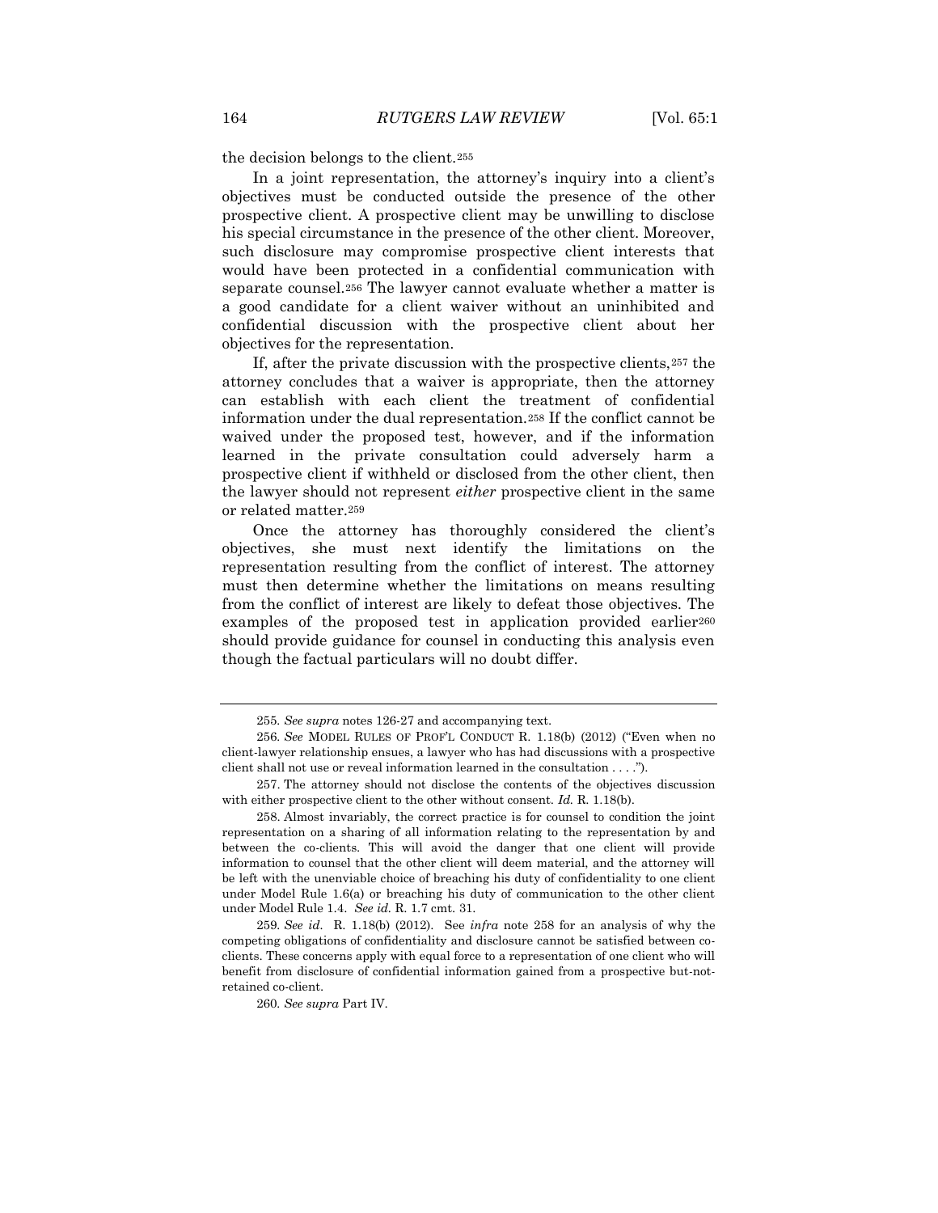the decision belongs to the client.[255]

In a joint representation, the attorney's inquiry into a client's objectives must be conducted outside the presence of the other prospective client. A prospective client may be unwilling to disclose his special circumstance in the presence of the other client. Moreover, such disclosure may compromise prospective client interests that would have been protected in a confidential communication with separate counsel.[256] The lawyer cannot evaluate whether a matter is a good candidate for a client waiver without an uninhibited and confidential discussion with the prospective client about her objectives for the representation.

If, after the private discussion with the prospective clients,[257] the attorney concludes that a waiver is appropriate, then the attorney can establish with each client the treatment of confidential information under the dual representation.[258] If the conflict cannot be waived under the proposed test, however, and if the information learned in the private consultation could adversely harm a prospective client if withheld or disclosed from the other client, then the lawyer should not represent *either* prospective client in the same or related matter.[259]

Once the attorney has thoroughly considered the client's objectives, she must next identify the limitations on the representation resulting from the conflict of interest. The attorney must then determine whether the limitations on means resulting from the conflict of interest are likely to defeat those objectives. The examples of the proposed test in application provided earlier[260] should provide guidance for counsel in conducting this analysis even though the factual particulars will no doubt differ.

---

255. *See supra* notes 126-27 and accompanying text.

256. *See* MODEL RULES OF PROF'L CONDUCT R. 1.18(b) (2012) ("Even when no client-lawyer relationship ensues, a lawyer who has had discussions with a prospective client shall not use or reveal information learned in the consultation . . . .").

257. The attorney should not disclose the contents of the objectives discussion with either prospective client to the other without consent. *Id.* R. 1.18(b).

258. Almost invariably, the correct practice is for counsel to condition the joint representation on a sharing of all information relating to the representation by and between the co-clients. This will avoid the danger that one client will provide information to counsel that the other client will deem material, and the attorney will be left with the unenviable choice of breaching his duty of confidentiality to one client under Model Rule 1.6(a) or breaching his duty of communication to the other client under Model Rule 1.4. *See id.* R. 1.7 cmt. 31.

259. *See id.* R. 1.18(b) (2012). See *infra* note 258 for an analysis of why the competing obligations of confidentiality and disclosure cannot be satisfied between co-clients. These concerns apply with equal force to a representation of one client who will benefit from disclosure of confidential information gained from a prospective but-not-retained co-client.

260. *See supra* Part IV.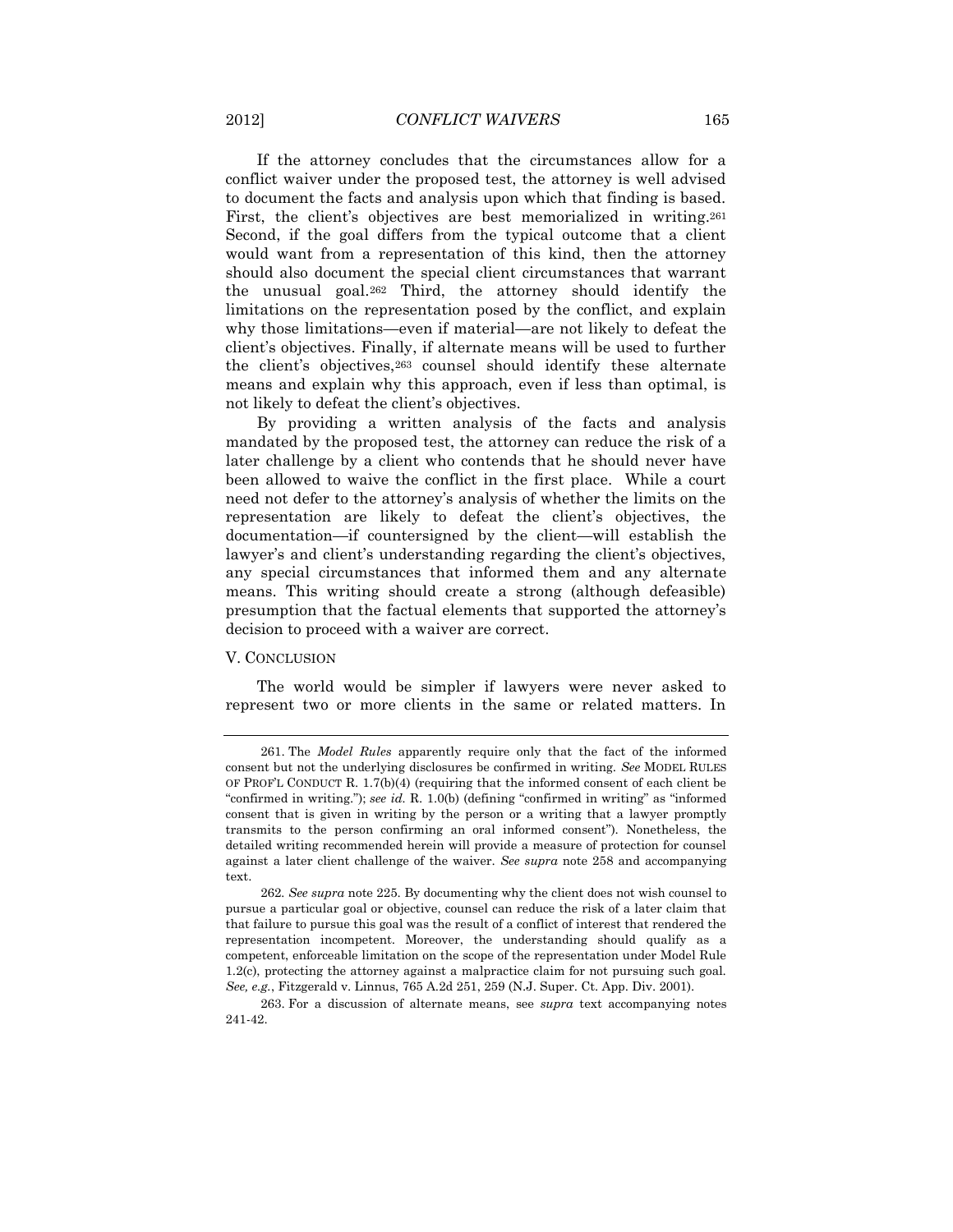If the attorney concludes that the circumstances allow for a conflict waiver under the proposed test, the attorney is well advised to document the facts and analysis upon which that finding is based. First, the client's objectives are best memorialized in writing.[261] Second, if the goal differs from the typical outcome that a client would want from a representation of this kind, then the attorney should also document the special client circumstances that warrant the unusual goal.[262] Third, the attorney should identify the limitations on the representation posed by the conflict, and explain why those limitations—even if material—are not likely to defeat the client's objectives. Finally, if alternate means will be used to further the client's objectives,[263] counsel should identify these alternate means and explain why this approach, even if less than optimal, is not likely to defeat the client's objectives.

By providing a written analysis of the facts and analysis mandated by the proposed test, the attorney can reduce the risk of a later challenge by a client who contends that he should never have been allowed to waive the conflict in the first place. While a court need not defer to the attorney's analysis of whether the limits on the representation are likely to defeat the client's objectives, the documentation—if countersigned by the client—will establish the lawyer's and client's understanding regarding the client's objectives, any special circumstances that informed them and any alternate means. This writing should create a strong (although defeasible) presumption that the factual elements that supported the attorney's decision to proceed with a waiver are correct.

## V. CONCLUSION

The world would be simpler if lawyers were never asked to represent two or more clients in the same or related matters. In

---

261. The *Model Rules* apparently require only that the fact of the informed consent but not the underlying disclosures be confirmed in writing. *See* MODEL RULES OF PROF'L CONDUCT R. 1.7(b)(4) (requiring that the informed consent of each client be "confirmed in writing."); *see id.* R. 1.0(b) (defining "confirmed in writing" as "informed consent that is given in writing by the person or a writing that a lawyer promptly transmits to the person confirming an oral informed consent"). Nonetheless, the detailed writing recommended herein will provide a measure of protection for counsel against a later client challenge of the waiver. *See supra* note 258 and accompanying text.

262. *See supra* note 225. By documenting why the client does not wish counsel to pursue a particular goal or objective, counsel can reduce the risk of a later claim that that failure to pursue this goal was the result of a conflict of interest that rendered the representation incompetent. Moreover, the understanding should qualify as a competent, enforceable limitation on the scope of the representation under Model Rule 1.2(c), protecting the attorney against a malpractice claim for not pursuing such goal. *See, e.g.*, Fitzgerald v. Linnus, 765 A.2d 251, 259 (N.J. Super. Ct. App. Div. 2001).

263. For a discussion of alternate means, see *supra* text accompanying notes 241-42.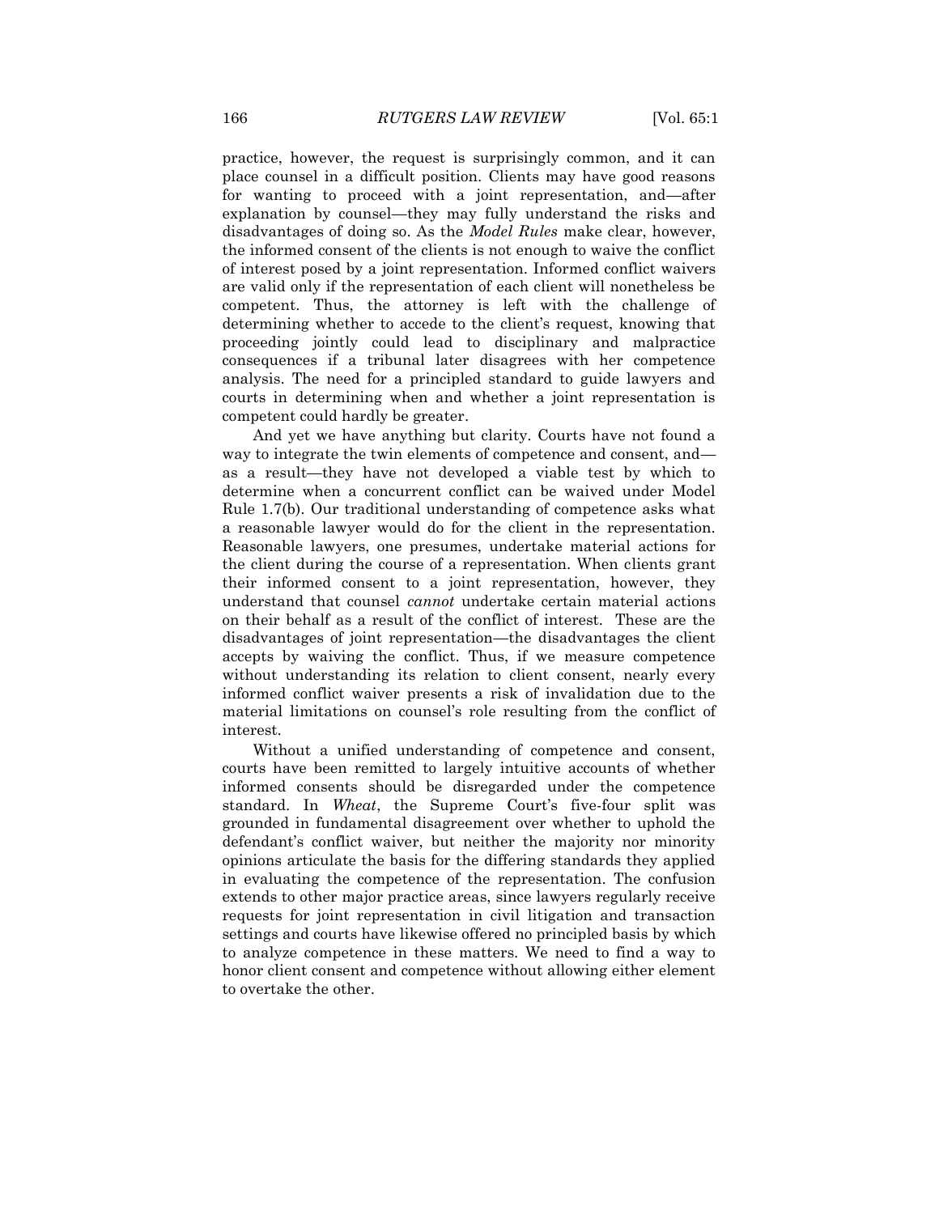practice, however, the request is surprisingly common, and it can place counsel in a difficult position. Clients may have good reasons for wanting to proceed with a joint representation, and—after explanation by counsel—they may fully understand the risks and disadvantages of doing so. As the *Model Rules* make clear, however, the informed consent of the clients is not enough to waive the conflict of interest posed by a joint representation. Informed conflict waivers are valid only if the representation of each client will nonetheless be competent. Thus, the attorney is left with the challenge of determining whether to accede to the client's request, knowing that proceeding jointly could lead to disciplinary and malpractice consequences if a tribunal later disagrees with her competence analysis. The need for a principled standard to guide lawyers and courts in determining when and whether a joint representation is competent could hardly be greater.

And yet we have anything but clarity. Courts have not found a way to integrate the twin elements of competence and consent, and—as a result—they have not developed a viable test by which to determine when a concurrent conflict can be waived under Model Rule 1.7(b). Our traditional understanding of competence asks what a reasonable lawyer would do for the client in the representation. Reasonable lawyers, one presumes, undertake material actions for the client during the course of a representation. When clients grant their informed consent to a joint representation, however, they understand that counsel *cannot* undertake certain material actions on their behalf as a result of the conflict of interest. These are the disadvantages of joint representation—the disadvantages the client accepts by waiving the conflict. Thus, if we measure competence without understanding its relation to client consent, nearly every informed conflict waiver presents a risk of invalidation due to the material limitations on counsel's role resulting from the conflict of interest.

Without a unified understanding of competence and consent, courts have been remitted to largely intuitive accounts of whether informed consents should be disregarded under the competence standard. In *Wheat*, the Supreme Court's five-four split was grounded in fundamental disagreement over whether to uphold the defendant's conflict waiver, but neither the majority nor minority opinions articulate the basis for the differing standards they applied in evaluating the competence of the representation. The confusion extends to other major practice areas, since lawyers regularly receive requests for joint representation in civil litigation and transaction settings and courts have likewise offered no principled basis by which to analyze competence in these matters. We need to find a way to honor client consent and competence without allowing either element to overtake the other.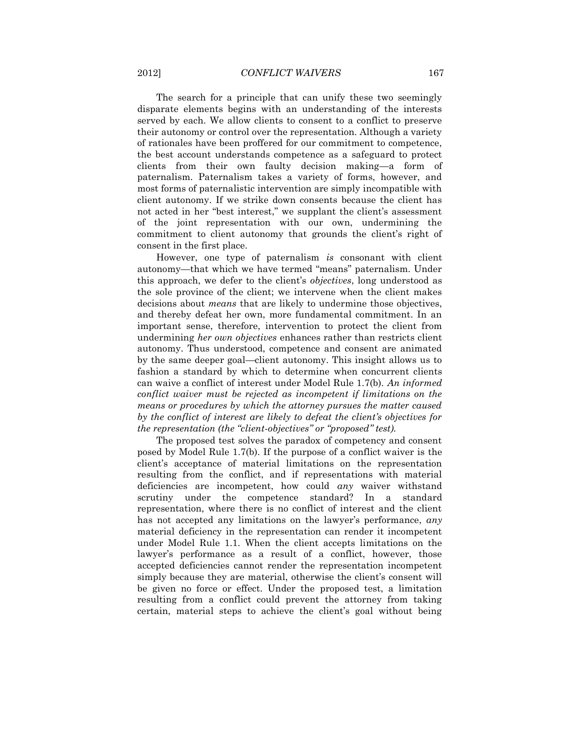The search for a principle that can unify these two seemingly disparate elements begins with an understanding of the interests served by each. We allow clients to consent to a conflict to preserve their autonomy or control over the representation. Although a variety of rationales have been proffered for our commitment to competence, the best account understands competence as a safeguard to protect clients from their own faulty decision making—a form of paternalism. Paternalism takes a variety of forms, however, and most forms of paternalistic intervention are simply incompatible with client autonomy. If we strike down consents because the client has not acted in her "best interest," we supplant the client's assessment of the joint representation with our own, undermining the commitment to client autonomy that grounds the client's right of consent in the first place.

However, one type of paternalism *is* consonant with client autonomy—that which we have termed "means" paternalism. Under this approach, we defer to the client's *objectives*, long understood as the sole province of the client; we intervene when the client makes decisions about *means* that are likely to undermine those objectives, and thereby defeat her own, more fundamental commitment. In an important sense, therefore, intervention to protect the client from undermining *her own objectives* enhances rather than restricts client autonomy. Thus understood, competence and consent are animated by the same deeper goal—client autonomy. This insight allows us to fashion a standard by which to determine when concurrent clients can waive a conflict of interest under Model Rule 1.7(b). *An informed conflict waiver must be rejected as incompetent if limitations on the means or procedures by which the attorney pursues the matter caused by the conflict of interest are likely to defeat the client's objectives for the representation (the "client-objectives" or "proposed" test).*

The proposed test solves the paradox of competency and consent posed by Model Rule 1.7(b). If the purpose of a conflict waiver is the client's acceptance of material limitations on the representation resulting from the conflict, and if representations with material deficiencies are incompetent, how could *any* waiver withstand scrutiny under the competence standard? In a standard representation, where there is no conflict of interest and the client has not accepted any limitations on the lawyer's performance, *any* material deficiency in the representation can render it incompetent under Model Rule 1.1. When the client accepts limitations on the lawyer's performance as a result of a conflict, however, those accepted deficiencies cannot render the representation incompetent simply because they are material, otherwise the client's consent will be given no force or effect. Under the proposed test, a limitation resulting from a conflict could prevent the attorney from taking certain, material steps to achieve the client's goal without being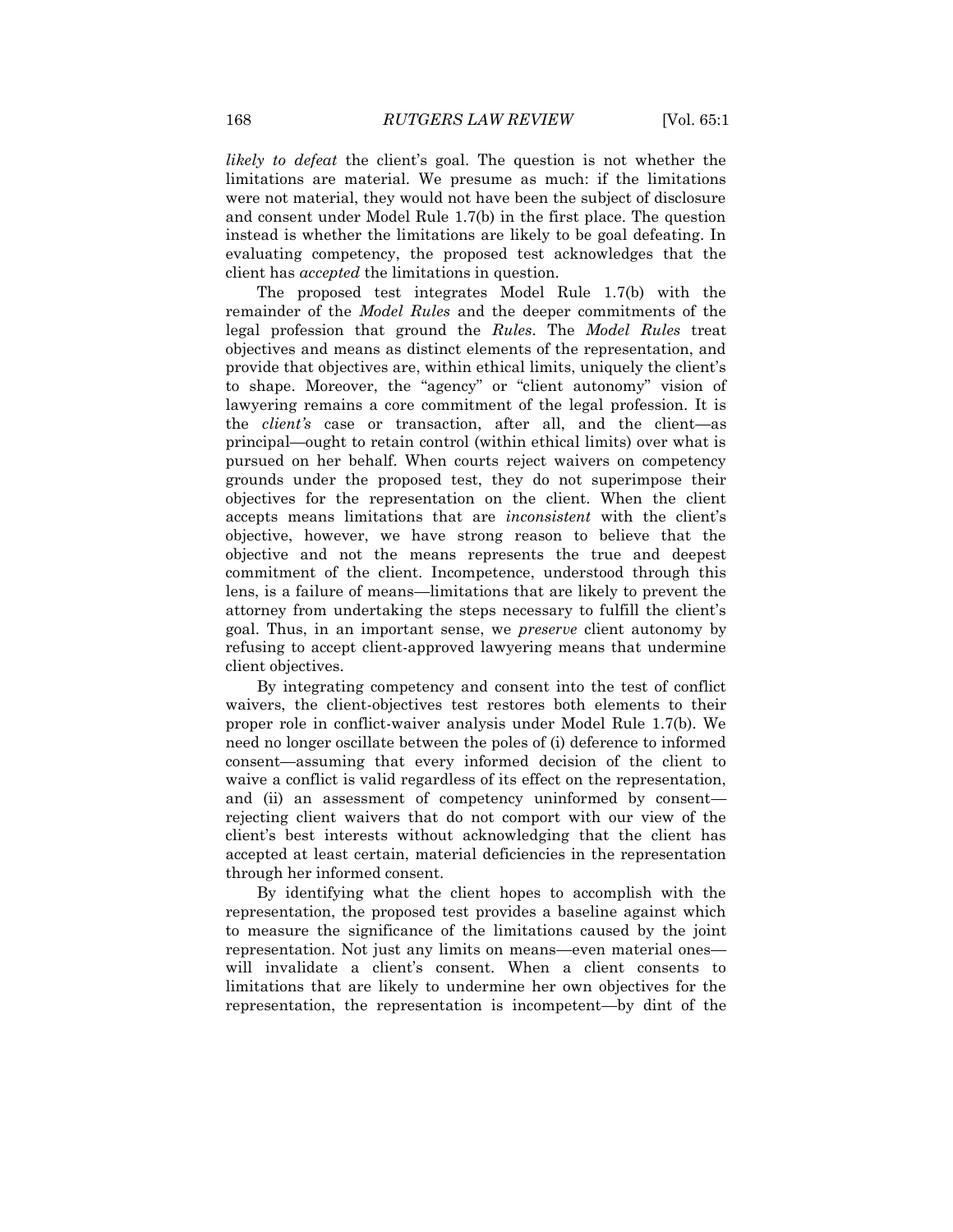*likely to defeat* the client's goal. The question is not whether the limitations are material. We presume as much: if the limitations were not material, they would not have been the subject of disclosure and consent under Model Rule 1.7(b) in the first place. The question instead is whether the limitations are likely to be goal defeating. In evaluating competency, the proposed test acknowledges that the client has *accepted* the limitations in question.

The proposed test integrates Model Rule 1.7(b) with the remainder of the *Model Rules* and the deeper commitments of the legal profession that ground the *Rules*. The *Model Rules* treat objectives and means as distinct elements of the representation, and provide that objectives are, within ethical limits, uniquely the client's to shape. Moreover, the "agency" or "client autonomy" vision of lawyering remains a core commitment of the legal profession. It is the *client's* case or transaction, after all, and the client—as principal—ought to retain control (within ethical limits) over what is pursued on her behalf. When courts reject waivers on competency grounds under the proposed test, they do not superimpose their objectives for the representation on the client. When the client accepts means limitations that are *inconsistent* with the client's objective, however, we have strong reason to believe that the objective and not the means represents the true and deepest commitment of the client. Incompetence, understood through this lens, is a failure of means—limitations that are likely to prevent the attorney from undertaking the steps necessary to fulfill the client's goal. Thus, in an important sense, we *preserve* client autonomy by refusing to accept client-approved lawyering means that undermine client objectives.

By integrating competency and consent into the test of conflict waivers, the client-objectives test restores both elements to their proper role in conflict-waiver analysis under Model Rule 1.7(b). We need no longer oscillate between the poles of (i) deference to informed consent—assuming that every informed decision of the client to waive a conflict is valid regardless of its effect on the representation, and (ii) an assessment of competency uninformed by consent—rejecting client waivers that do not comport with our view of the client's best interests without acknowledging that the client has accepted at least certain, material deficiencies in the representation through her informed consent.

By identifying what the client hopes to accomplish with the representation, the proposed test provides a baseline against which to measure the significance of the limitations caused by the joint representation. Not just any limits on means—even material ones—will invalidate a client's consent. When a client consents to limitations that are likely to undermine her own objectives for the representation, the representation is incompetent—by dint of the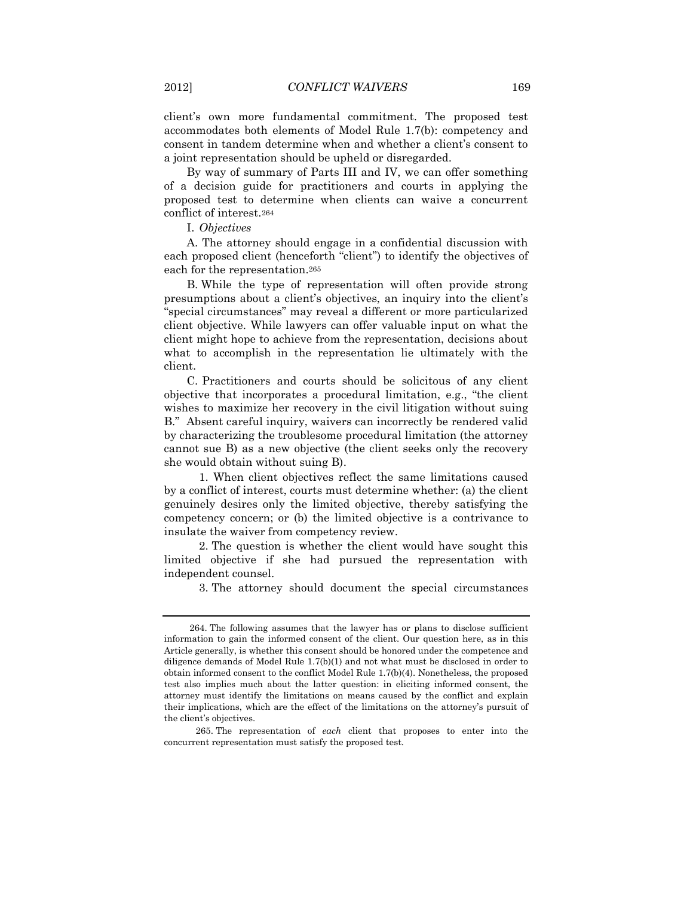client's own more fundamental commitment. The proposed test accommodates both elements of Model Rule 1.7(b): competency and consent in tandem determine when and whether a client's consent to a joint representation should be upheld or disregarded.

By way of summary of Parts III and IV, we can offer something of a decision guide for practitioners and courts in applying the proposed test to determine when clients can waive a concurrent conflict of interest.[264]

I. *Objectives*

A. The attorney should engage in a confidential discussion with each proposed client (henceforth "client") to identify the objectives of each for the representation.[265]

B. While the type of representation will often provide strong presumptions about a client's objectives, an inquiry into the client's "special circumstances" may reveal a different or more particularized client objective. While lawyers can offer valuable input on what the client might hope to achieve from the representation, decisions about what to accomplish in the representation lie ultimately with the client.

C. Practitioners and courts should be solicitous of any client objective that incorporates a procedural limitation, e.g., "the client wishes to maximize her recovery in the civil litigation without suing B." Absent careful inquiry, waivers can incorrectly be rendered valid by characterizing the troublesome procedural limitation (the attorney cannot sue B) as a new objective (the client seeks only the recovery she would obtain without suing B).

1. When client objectives reflect the same limitations caused by a conflict of interest, courts must determine whether: (a) the client genuinely desires only the limited objective, thereby satisfying the competency concern; or (b) the limited objective is a contrivance to insulate the waiver from competency review.

2. The question is whether the client would have sought this limited objective if she had pursued the representation with independent counsel.

3. The attorney should document the special circumstances

---

264. The following assumes that the lawyer has or plans to disclose sufficient information to gain the informed consent of the client. Our question here, as in this Article generally, is whether this consent should be honored under the competence and diligence demands of Model Rule 1.7(b)(1) and not what must be disclosed in order to obtain informed consent to the conflict Model Rule 1.7(b)(4). Nonetheless, the proposed test also implies much about the latter question: in eliciting informed consent, the attorney must identify the limitations on means caused by the conflict and explain their implications, which are the effect of the limitations on the attorney's pursuit of the client's objectives.

265. The representation of *each* client that proposes to enter into the concurrent representation must satisfy the proposed test.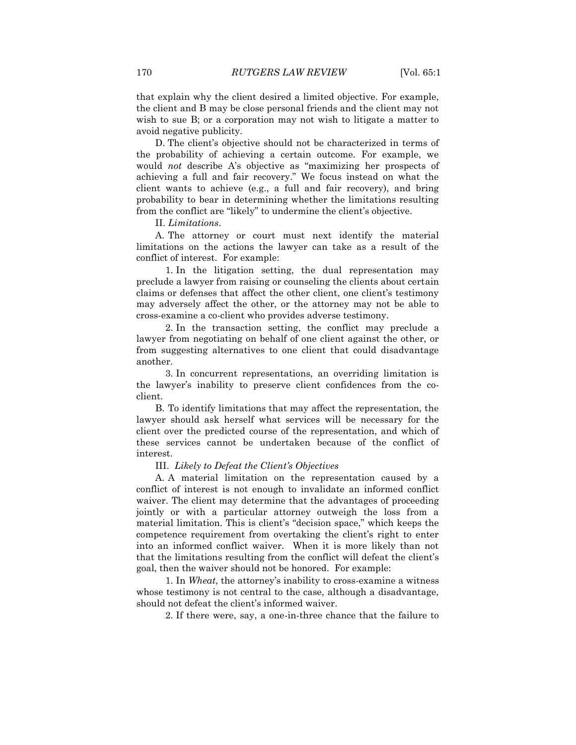that explain why the client desired a limited objective. For example, the client and B may be close personal friends and the client may not wish to sue B; or a corporation may not wish to litigate a matter to avoid negative publicity.

D. The client's objective should not be characterized in terms of the probability of achieving a certain outcome. For example, we would *not* describe A's objective as "maximizing her prospects of achieving a full and fair recovery." We focus instead on what the client wants to achieve (e.g., a full and fair recovery), and bring probability to bear in determining whether the limitations resulting from the conflict are "likely" to undermine the client's objective.

II. *Limitations*.

A. The attorney or court must next identify the material limitations on the actions the lawyer can take as a result of the conflict of interest. For example:

1. In the litigation setting, the dual representation may preclude a lawyer from raising or counseling the clients about certain claims or defenses that affect the other client, one client's testimony may adversely affect the other, or the attorney may not be able to cross-examine a co-client who provides adverse testimony.

2. In the transaction setting, the conflict may preclude a lawyer from negotiating on behalf of one client against the other, or from suggesting alternatives to one client that could disadvantage another.

3. In concurrent representations, an overriding limitation is the lawyer's inability to preserve client confidences from the co-client.

B. To identify limitations that may affect the representation, the lawyer should ask herself what services will be necessary for the client over the predicted course of the representation, and which of these services cannot be undertaken because of the conflict of interest.

III. *Likely to Defeat the Client's Objectives*

A. A material limitation on the representation caused by a conflict of interest is not enough to invalidate an informed conflict waiver. The client may determine that the advantages of proceeding jointly or with a particular attorney outweigh the loss from a material limitation. This is client's "decision space," which keeps the competence requirement from overtaking the client's right to enter into an informed conflict waiver. When it is more likely than not that the limitations resulting from the conflict will defeat the client's goal, then the waiver should not be honored. For example:

1. In *Wheat*, the attorney's inability to cross-examine a witness whose testimony is not central to the case, although a disadvantage, should not defeat the client's informed waiver.

2. If there were, say, a one-in-three chance that the failure to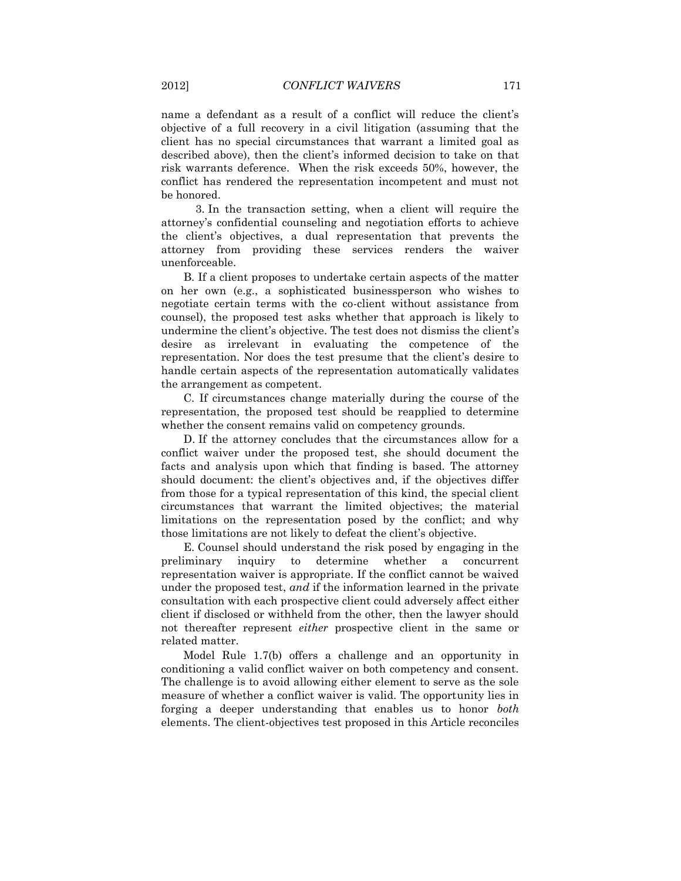name a defendant as a result of a conflict will reduce the client's objective of a full recovery in a civil litigation (assuming that the client has no special circumstances that warrant a limited goal as described above), then the client's informed decision to take on that risk warrants deference. When the risk exceeds 50%, however, the conflict has rendered the representation incompetent and must not be honored.

3. In the transaction setting, when a client will require the attorney's confidential counseling and negotiation efforts to achieve the client's objectives, a dual representation that prevents the attorney from providing these services renders the waiver unenforceable.

B. If a client proposes to undertake certain aspects of the matter on her own (e.g., a sophisticated businessperson who wishes to negotiate certain terms with the co-client without assistance from counsel), the proposed test asks whether that approach is likely to undermine the client's objective. The test does not dismiss the client's desire as irrelevant in evaluating the competence of the representation. Nor does the test presume that the client's desire to handle certain aspects of the representation automatically validates the arrangement as competent.

C. If circumstances change materially during the course of the representation, the proposed test should be reapplied to determine whether the consent remains valid on competency grounds.

D. If the attorney concludes that the circumstances allow for a conflict waiver under the proposed test, she should document the facts and analysis upon which that finding is based. The attorney should document: the client's objectives and, if the objectives differ from those for a typical representation of this kind, the special client circumstances that warrant the limited objectives; the material limitations on the representation posed by the conflict; and why those limitations are not likely to defeat the client's objective.

E. Counsel should understand the risk posed by engaging in the preliminary inquiry to determine whether a concurrent representation waiver is appropriate. If the conflict cannot be waived under the proposed test, *and* if the information learned in the private consultation with each prospective client could adversely affect either client if disclosed or withheld from the other, then the lawyer should not thereafter represent *either* prospective client in the same or related matter.

Model Rule 1.7(b) offers a challenge and an opportunity in conditioning a valid conflict waiver on both competency and consent. The challenge is to avoid allowing either element to serve as the sole measure of whether a conflict waiver is valid. The opportunity lies in forging a deeper understanding that enables us to honor *both* elements. The client-objectives test proposed in this Article reconciles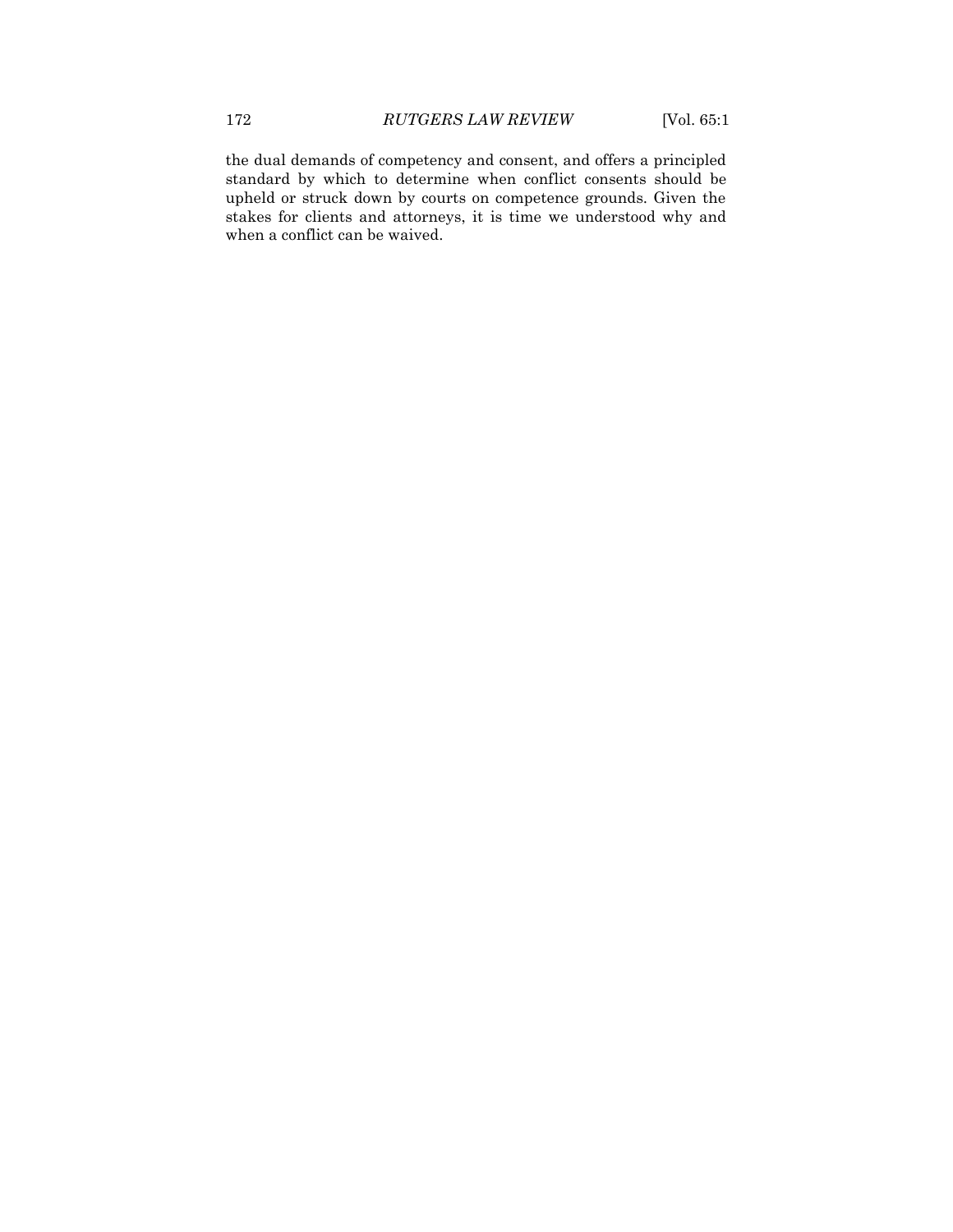the dual demands of competency and consent, and offers a principled standard by which to determine when conflict consents should be upheld or struck down by courts on competence grounds. Given the stakes for clients and attorneys, it is time we understood why and when a conflict can be waived.